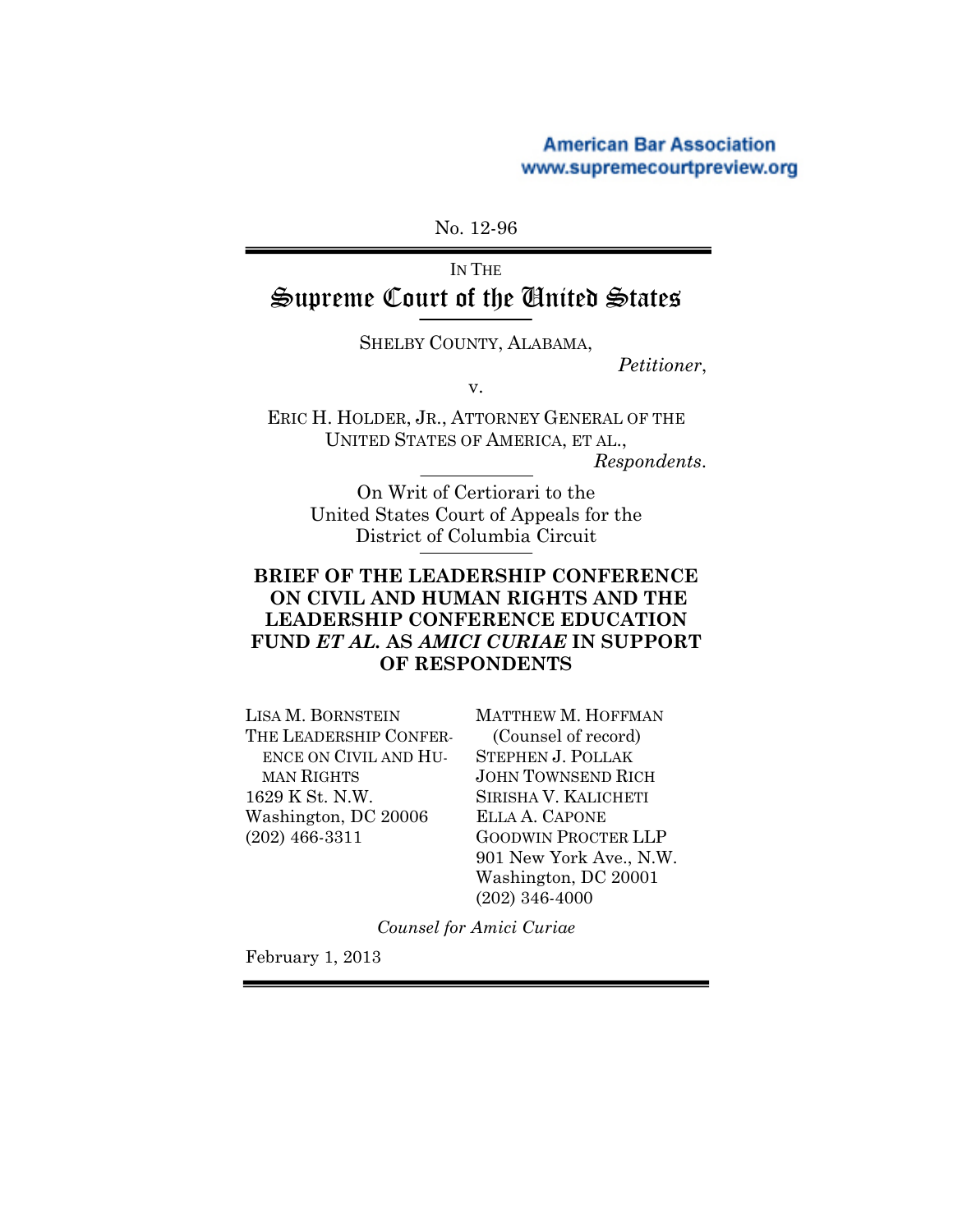American Bar Association
www.supremecourtpreview.org

No. 12-96

IN THE

# Supreme Court of the United States

SHELBY COUNTY, ALABAMA,

*Petitioner*,

v.

ERIC H. HOLDER, JR., ATTORNEY GENERAL OF THE UNITED STATES OF AMERICA, ET AL.,

*Respondents*.

On Writ of Certiorari to the United States Court of Appeals for the District of Columbia Circuit

## BRIEF OF THE LEADERSHIP CONFERENCE ON CIVIL AND HUMAN RIGHTS AND THE LEADERSHIP CONFERENCE EDUCATION FUND *ET AL.* AS *AMICI CURIAE* IN SUPPORT OF RESPONDENTS

LISA M. BORNSTEIN
THE LEADERSHIP CONFERENCE ON CIVIL AND HUMAN RIGHTS
1629 K St. N.W.
Washington, DC 20006
(202) 466-3311

MATTHEW M. HOFFMAN
(Counsel of record)
STEPHEN J. POLLAK
JOHN TOWNSEND RICH
SIRISHA V. KALICHETI
ELLA A. CAPONE
GOODWIN PROCTER LLP
901 New York Ave., N.W.
Washington, DC 20001
(202) 346-4000

*Counsel for Amici Curiae*

February 1, 2013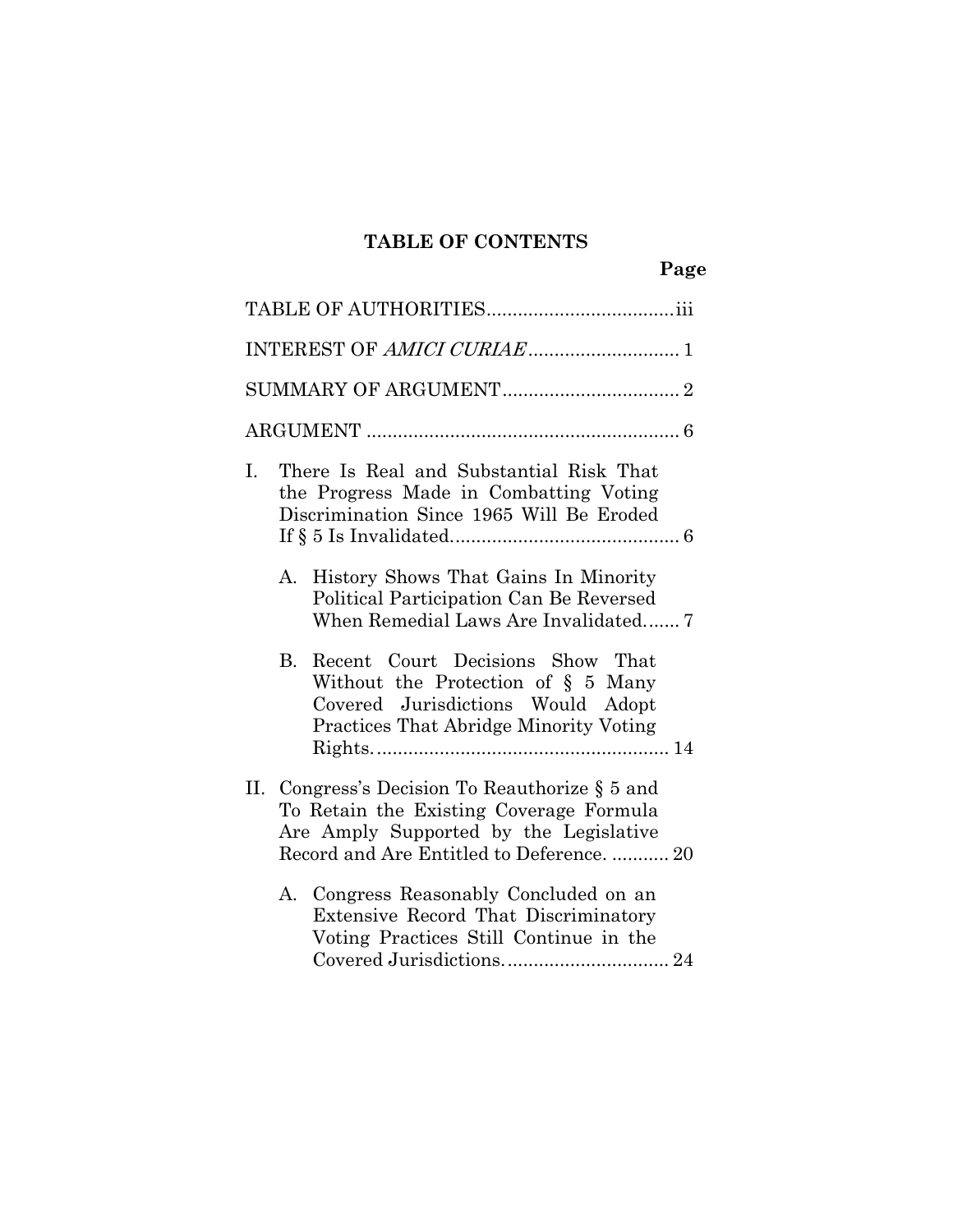## TABLE OF CONTENTS

| | Page |
|---|---|
| TABLE OF AUTHORITIES | iii |
| INTEREST OF *AMICI CURIAE* | 1 |
| SUMMARY OF ARGUMENT | 2 |
| ARGUMENT | 6 |
| I. There Is Real and Substantial Risk That the Progress Made in Combatting Voting Discrimination Since 1965 Will Be Eroded If § 5 Is Invalidated. | 6 |
| A. History Shows That Gains In Minority Political Participation Can Be Reversed When Remedial Laws Are Invalidated. | 7 |
| B. Recent Court Decisions Show That Without the Protection of § 5 Many Covered Jurisdictions Would Adopt Practices That Abridge Minority Voting Rights. | 14 |
| II. Congress's Decision To Reauthorize § 5 and To Retain the Existing Coverage Formula Are Amply Supported by the Legislative Record and Are Entitled to Deference. | 20 |
| A. Congress Reasonably Concluded on an Extensive Record That Discriminatory Voting Practices Still Continue in the Covered Jurisdictions. | 24 |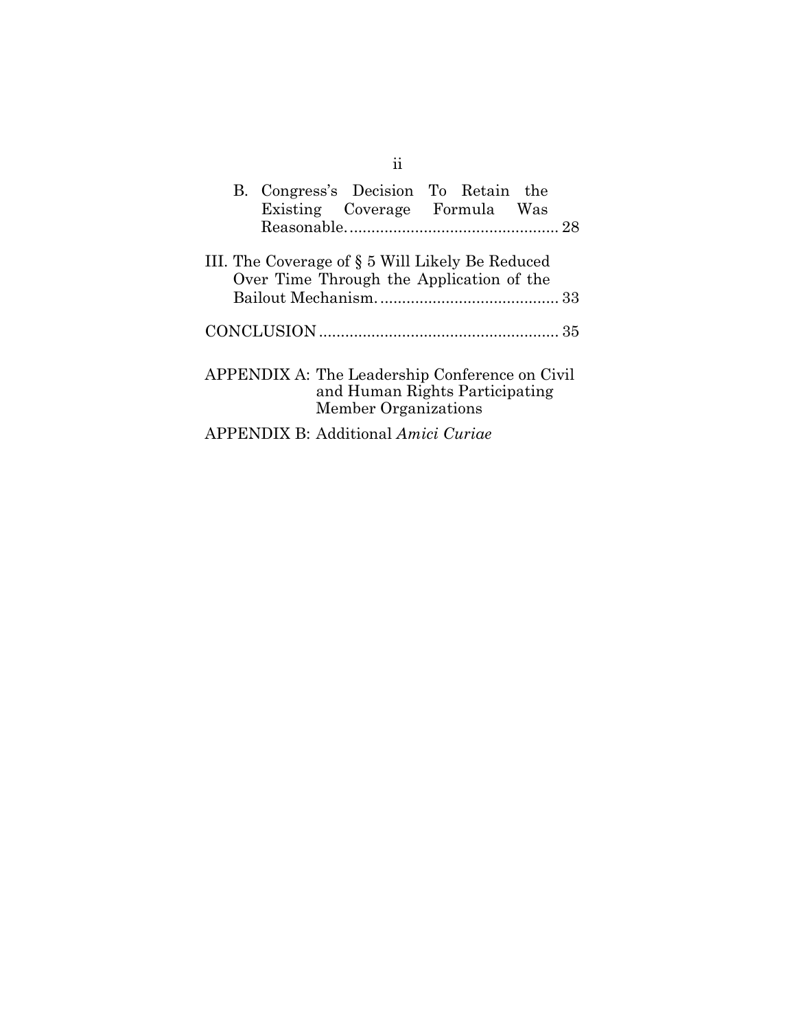B. Congress's Decision To Retain the Existing Coverage Formula Was Reasonable. ................................................ 28

III. The Coverage of § 5 Will Likely Be Reduced Over Time Through the Application of the Bailout Mechanism. ......................................... 33

CONCLUSION ...................................................... 35

APPENDIX A: The Leadership Conference on Civil and Human Rights Participating Member Organizations

APPENDIX B: Additional *Amici Curiae*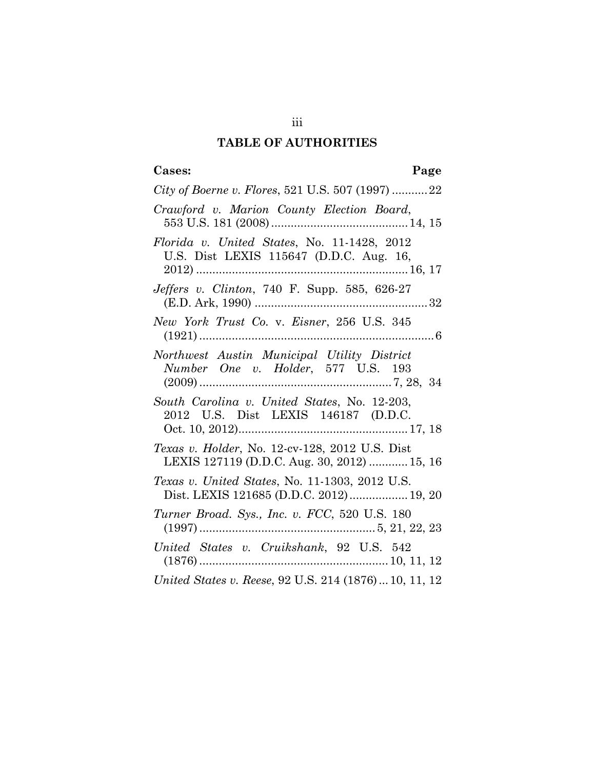## TABLE OF AUTHORITIES

**Cases:** **Page**

*City of Boerne v. Flores*, 521 U.S. 507 (1997) ........... 22

*Crawford v. Marion County Election Board*, 553 U.S. 181 (2008) .......................................... 14, 15

*Florida v. United States*, No. 11-1428, 2012 U.S. Dist LEXIS 115647 (D.D.C. Aug. 16, 2012) ................................................................. 16, 17

*Jeffers v. Clinton*, 740 F. Supp. 585, 626-27 (E.D. Ark, 1990) ..................................................... 32

*New York Trust Co.* v. *Eisner*, 256 U.S. 345 (1921) ........................................................................ 6

*Northwest Austin Municipal Utility District Number One v. Holder*, 577 U.S. 193 (2009) .......................................................... 7, 28, 34

*South Carolina v. United States*, No. 12-203, 2012 U.S. Dist LEXIS 146187 (D.D.C. Oct. 10, 2012).................................................... 17, 18

*Texas v. Holder*, No. 12-cv-128, 2012 U.S. Dist LEXIS 127119 (D.D.C. Aug. 30, 2012) ............ 15, 16

*Texas v. United States*, No. 11-1303, 2012 U.S. Dist. LEXIS 121685 (D.D.C. 2012) .................. 19, 20

*Turner Broad. Sys., Inc. v. FCC*, 520 U.S. 180 (1997) ...................................................... 5, 21, 22, 23

*United States v. Cruikshank*, 92 U.S. 542 (1876) ......................................................... 10, 11, 12

*United States v. Reese*, 92 U.S. 214 (1876) ... 10, 11, 12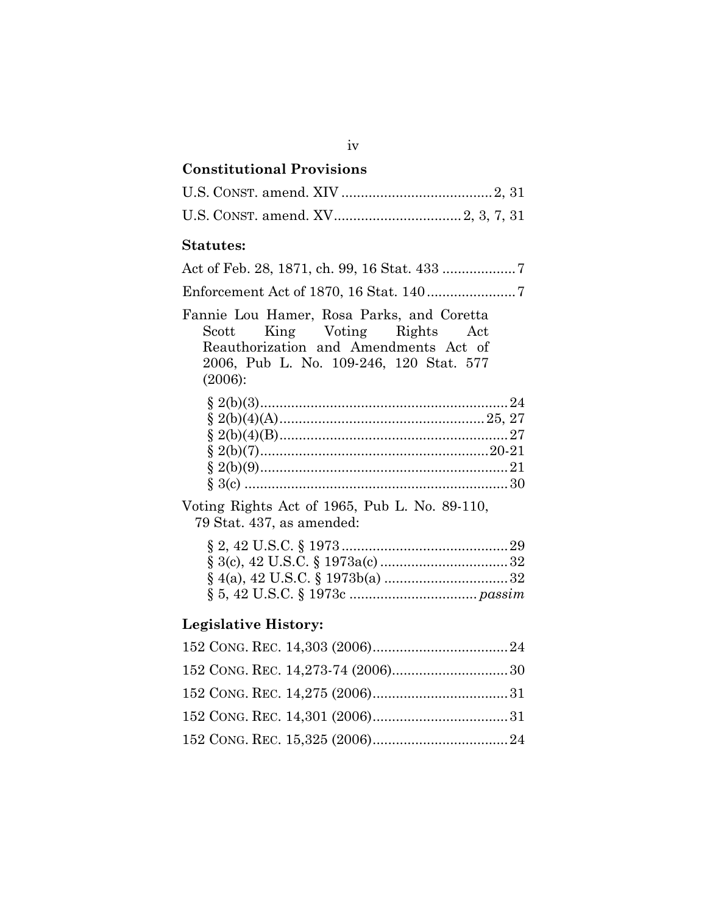**Constitutional Provisions**

U.S. CONST. amend. XIV ....................................... 2, 31

U.S. CONST. amend. XV ................................. 2, 3, 7, 31

**Statutes:**

Act of Feb. 28, 1871, ch. 99, 16 Stat. 433 ................... 7

Enforcement Act of 1870, 16 Stat. 140 ....................... 7

Fannie Lou Hamer, Rosa Parks, and Coretta Scott King Voting Rights Act Reauthorization and Amendments Act of 2006, Pub L. No. 109-246, 120 Stat. 577 (2006):

- § 2(b)(3) ................................................................ 24
- § 2(b)(4)(A) ..................................................... 25, 27
- § 2(b)(4)(B) ........................................................... 27
- § 2(b)(7) ........................................................... 20-21
- § 2(b)(9) ................................................................ 21
- § 3(c) .................................................................... 30

Voting Rights Act of 1965, Pub L. No. 89-110, 79 Stat. 437, as amended:

- § 2, 42 U.S.C. § 1973 ........................................... 29
- § 3(c), 42 U.S.C. § 1973a(c) ................................. 32
- § 4(a), 42 U.S.C. § 1973b(a) ................................ 32
- § 5, 42 U.S.C. § 1973c ................................. *passim*

**Legislative History:**

152 CONG. REC. 14,303 (2006) ................................... 24

152 CONG. REC. 14,273-74 (2006) .............................. 30

152 CONG. REC. 14,275 (2006) ................................... 31

152 CONG. REC. 14,301 (2006) ................................... 31

152 CONG. REC. 15,325 (2006) ................................... 24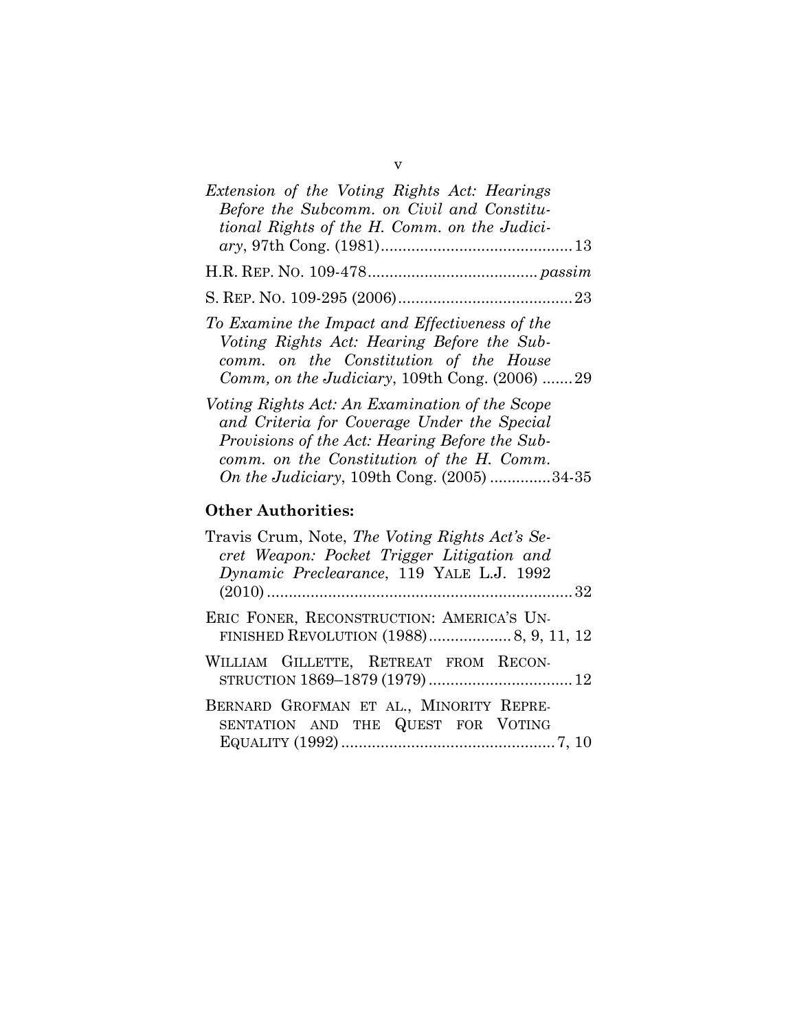*Extension of the Voting Rights Act: Hearings Before the Subcomm. on Civil and Constitutional Rights of the H. Comm. on the Judiciary*, 97th Cong. (1981) ............ 13

H.R. REP. NO. 109-478 ............ *passim*

S. REP. NO. 109-295 (2006) ............ 23

*To Examine the Impact and Effectiveness of the Voting Rights Act: Hearing Before the Subcomm. on the Constitution of the House Comm, on the Judiciary*, 109th Cong. (2006) ....... 29

*Voting Rights Act: An Examination of the Scope and Criteria for Coverage Under the Special Provisions of the Act: Hearing Before the Subcomm. on the Constitution of the H. Comm. On the Judiciary*, 109th Cong. (2005) ............ 34-35

**Other Authorities:**

Travis Crum, Note, *The Voting Rights Act's Secret Weapon: Pocket Trigger Litigation and Dynamic Preclearance*, 119 YALE L.J. 1992 (2010) ............ 32

ERIC FONER, RECONSTRUCTION: AMERICA'S UNFINISHED REVOLUTION (1988) ............ 8, 9, 11, 12

WILLIAM GILLETTE, RETREAT FROM RECONSTRUCTION 1869–1879 (1979) ............ 12

BERNARD GROFMAN ET AL., MINORITY REPRESENTATION AND THE QUEST FOR VOTING EQUALITY (1992) ............ 7, 10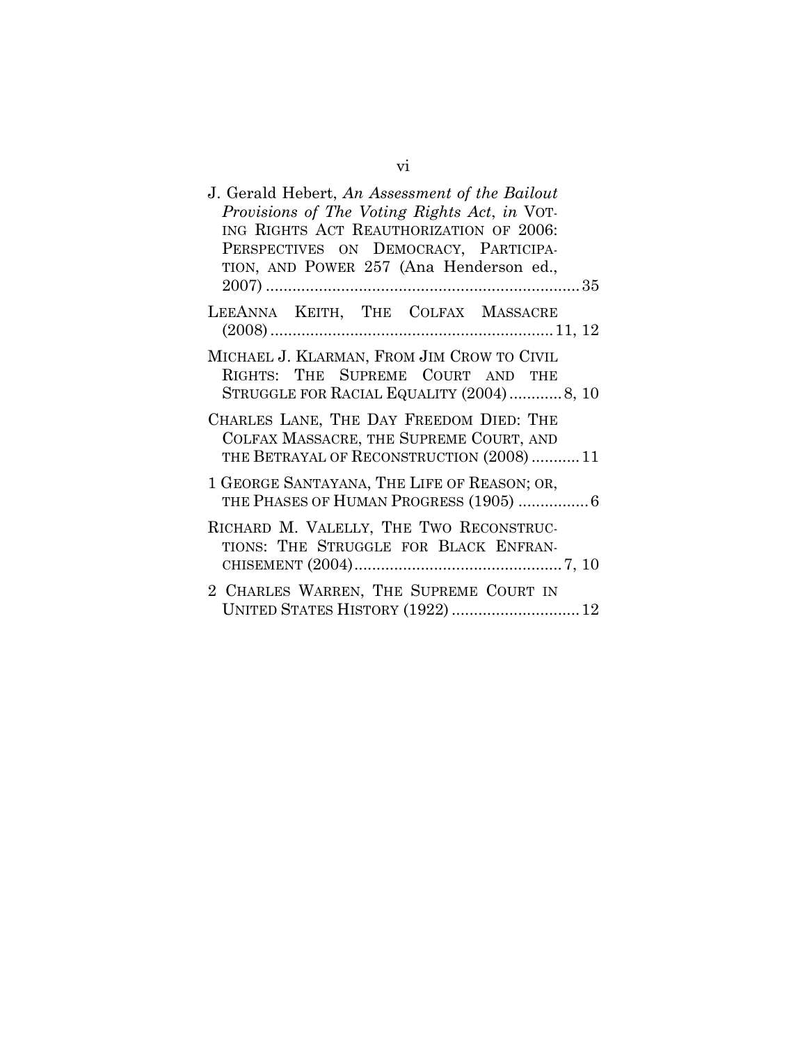J. Gerald Hebert, *An Assessment of the Bailout Provisions of The Voting Rights Act*, *in* VOTING RIGHTS ACT REAUTHORIZATION OF 2006: PERSPECTIVES ON DEMOCRACY, PARTICIPATION, AND POWER 257 (Ana Henderson ed., 2007) .......................................................................35

LEEANNA KEITH, THE COLFAX MASSACRE (2008) ...............................................................11, 12

MICHAEL J. KLARMAN, FROM JIM CROW TO CIVIL RIGHTS: THE SUPREME COURT AND THE STRUGGLE FOR RACIAL EQUALITY (2004) ............8, 10

CHARLES LANE, THE DAY FREEDOM DIED: THE COLFAX MASSACRE, THE SUPREME COURT, AND THE BETRAYAL OF RECONSTRUCTION (2008) ...........11

1 GEORGE SANTAYANA, THE LIFE OF REASON; OR, THE PHASES OF HUMAN PROGRESS (1905) ................6

RICHARD M. VALELLY, THE TWO RECONSTRUCTIONS: THE STRUGGLE FOR BLACK ENFRANCHISEMENT (2004) ...............................................7, 10

2 CHARLES WARREN, THE SUPREME COURT IN UNITED STATES HISTORY (1922) .............................12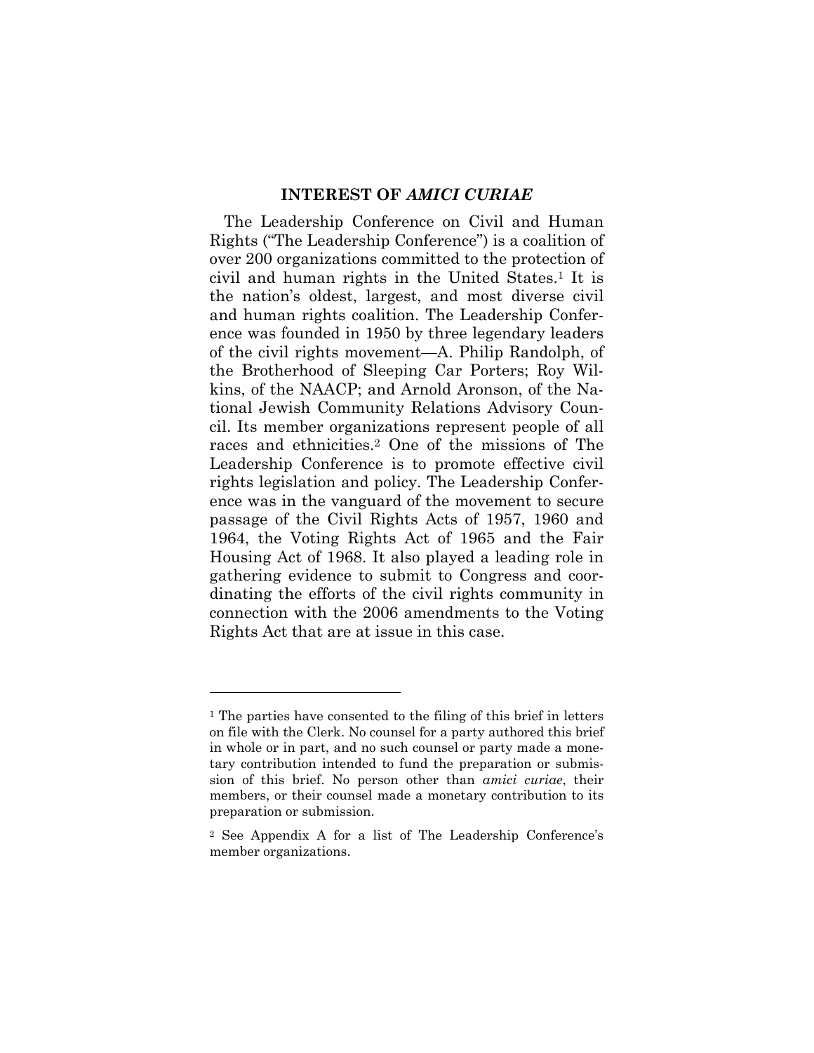## INTEREST OF *AMICI CURIAE*

The Leadership Conference on Civil and Human Rights ("The Leadership Conference") is a coalition of over 200 organizations committed to the protection of civil and human rights in the United States.[1] It is the nation's oldest, largest, and most diverse civil and human rights coalition. The Leadership Conference was founded in 1950 by three legendary leaders of the civil rights movement—A. Philip Randolph, of the Brotherhood of Sleeping Car Porters; Roy Wilkins, of the NAACP; and Arnold Aronson, of the National Jewish Community Relations Advisory Council. Its member organizations represent people of all races and ethnicities.[2] One of the missions of The Leadership Conference is to promote effective civil rights legislation and policy. The Leadership Conference was in the vanguard of the movement to secure passage of the Civil Rights Acts of 1957, 1960 and 1964, the Voting Rights Act of 1965 and the Fair Housing Act of 1968. It also played a leading role in gathering evidence to submit to Congress and coordinating the efforts of the civil rights community in connection with the 2006 amendments to the Voting Rights Act that are at issue in this case.

---

[1] The parties have consented to the filing of this brief in letters on file with the Clerk. No counsel for a party authored this brief in whole or in part, and no such counsel or party made a monetary contribution intended to fund the preparation or submission of this brief. No person other than *amici curiae*, their members, or their counsel made a monetary contribution to its preparation or submission.

[2] See Appendix A for a list of The Leadership Conference's member organizations.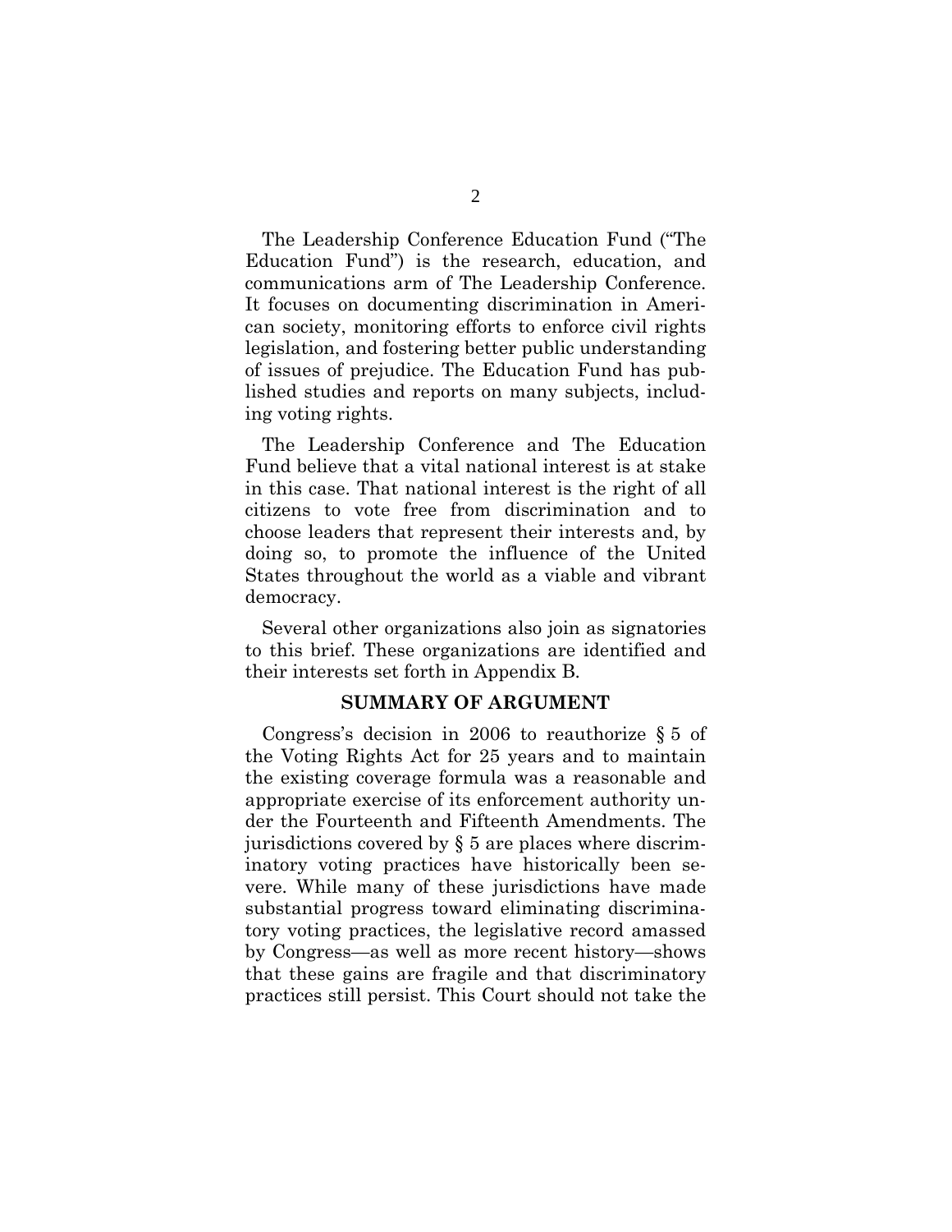The Leadership Conference Education Fund ("The Education Fund") is the research, education, and communications arm of The Leadership Conference. It focuses on documenting discrimination in American society, monitoring efforts to enforce civil rights legislation, and fostering better public understanding of issues of prejudice. The Education Fund has published studies and reports on many subjects, including voting rights.

The Leadership Conference and The Education Fund believe that a vital national interest is at stake in this case. That national interest is the right of all citizens to vote free from discrimination and to choose leaders that represent their interests and, by doing so, to promote the influence of the United States throughout the world as a viable and vibrant democracy.

Several other organizations also join as signatories to this brief. These organizations are identified and their interests set forth in Appendix B.

## SUMMARY OF ARGUMENT

Congress's decision in 2006 to reauthorize § 5 of the Voting Rights Act for 25 years and to maintain the existing coverage formula was a reasonable and appropriate exercise of its enforcement authority under the Fourteenth and Fifteenth Amendments. The jurisdictions covered by § 5 are places where discriminatory voting practices have historically been severe. While many of these jurisdictions have made substantial progress toward eliminating discriminatory voting practices, the legislative record amassed by Congress—as well as more recent history—shows that these gains are fragile and that discriminatory practices still persist. This Court should not take the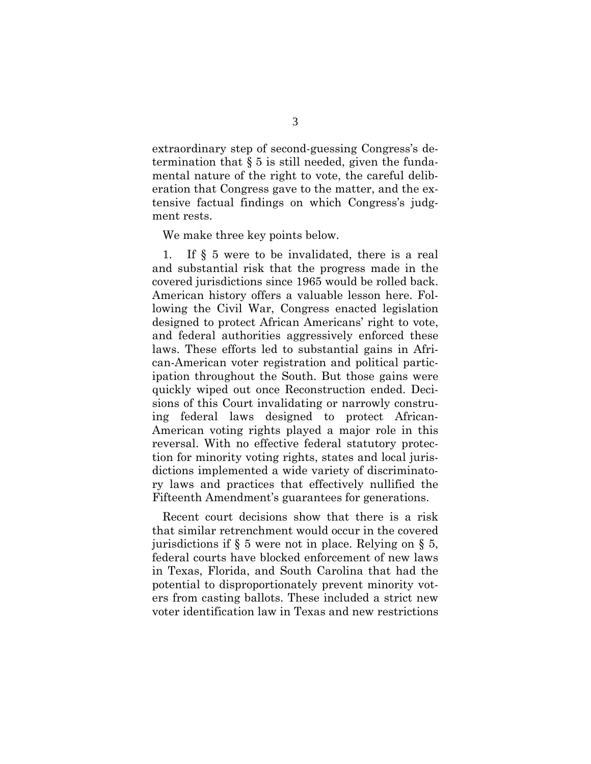extraordinary step of second-guessing Congress's determination that § 5 is still needed, given the fundamental nature of the right to vote, the careful deliberation that Congress gave to the matter, and the extensive factual findings on which Congress's judgment rests.

We make three key points below.

1. If § 5 were to be invalidated, there is a real and substantial risk that the progress made in the covered jurisdictions since 1965 would be rolled back. American history offers a valuable lesson here. Following the Civil War, Congress enacted legislation designed to protect African Americans' right to vote, and federal authorities aggressively enforced these laws. These efforts led to substantial gains in African-American voter registration and political participation throughout the South. But those gains were quickly wiped out once Reconstruction ended. Decisions of this Court invalidating or narrowly construing federal laws designed to protect African-American voting rights played a major role in this reversal. With no effective federal statutory protection for minority voting rights, states and local jurisdictions implemented a wide variety of discriminatory laws and practices that effectively nullified the Fifteenth Amendment's guarantees for generations.

Recent court decisions show that there is a risk that similar retrenchment would occur in the covered jurisdictions if § 5 were not in place. Relying on § 5, federal courts have blocked enforcement of new laws in Texas, Florida, and South Carolina that had the potential to disproportionately prevent minority voters from casting ballots. These included a strict new voter identification law in Texas and new restrictions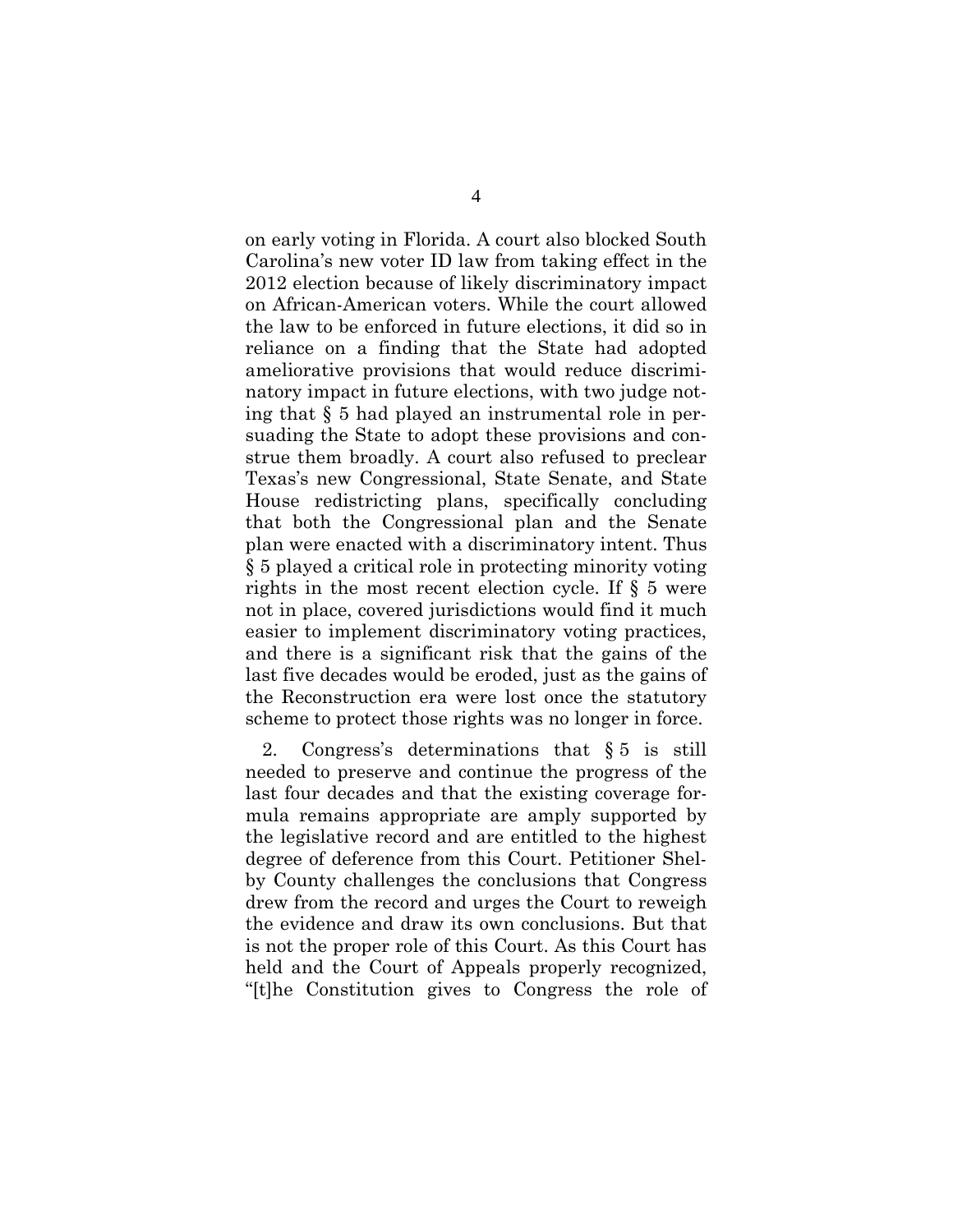on early voting in Florida. A court also blocked South Carolina's new voter ID law from taking effect in the 2012 election because of likely discriminatory impact on African-American voters. While the court allowed the law to be enforced in future elections, it did so in reliance on a finding that the State had adopted ameliorative provisions that would reduce discriminatory impact in future elections, with two judge noting that § 5 had played an instrumental role in persuading the State to adopt these provisions and construe them broadly. A court also refused to preclear Texas's new Congressional, State Senate, and State House redistricting plans, specifically concluding that both the Congressional plan and the Senate plan were enacted with a discriminatory intent. Thus § 5 played a critical role in protecting minority voting rights in the most recent election cycle. If § 5 were not in place, covered jurisdictions would find it much easier to implement discriminatory voting practices, and there is a significant risk that the gains of the last five decades would be eroded, just as the gains of the Reconstruction era were lost once the statutory scheme to protect those rights was no longer in force.

2. Congress's determinations that § 5 is still needed to preserve and continue the progress of the last four decades and that the existing coverage formula remains appropriate are amply supported by the legislative record and are entitled to the highest degree of deference from this Court. Petitioner Shelby County challenges the conclusions that Congress drew from the record and urges the Court to reweigh the evidence and draw its own conclusions. But that is not the proper role of this Court. As this Court has held and the Court of Appeals properly recognized, "[t]he Constitution gives to Congress the role of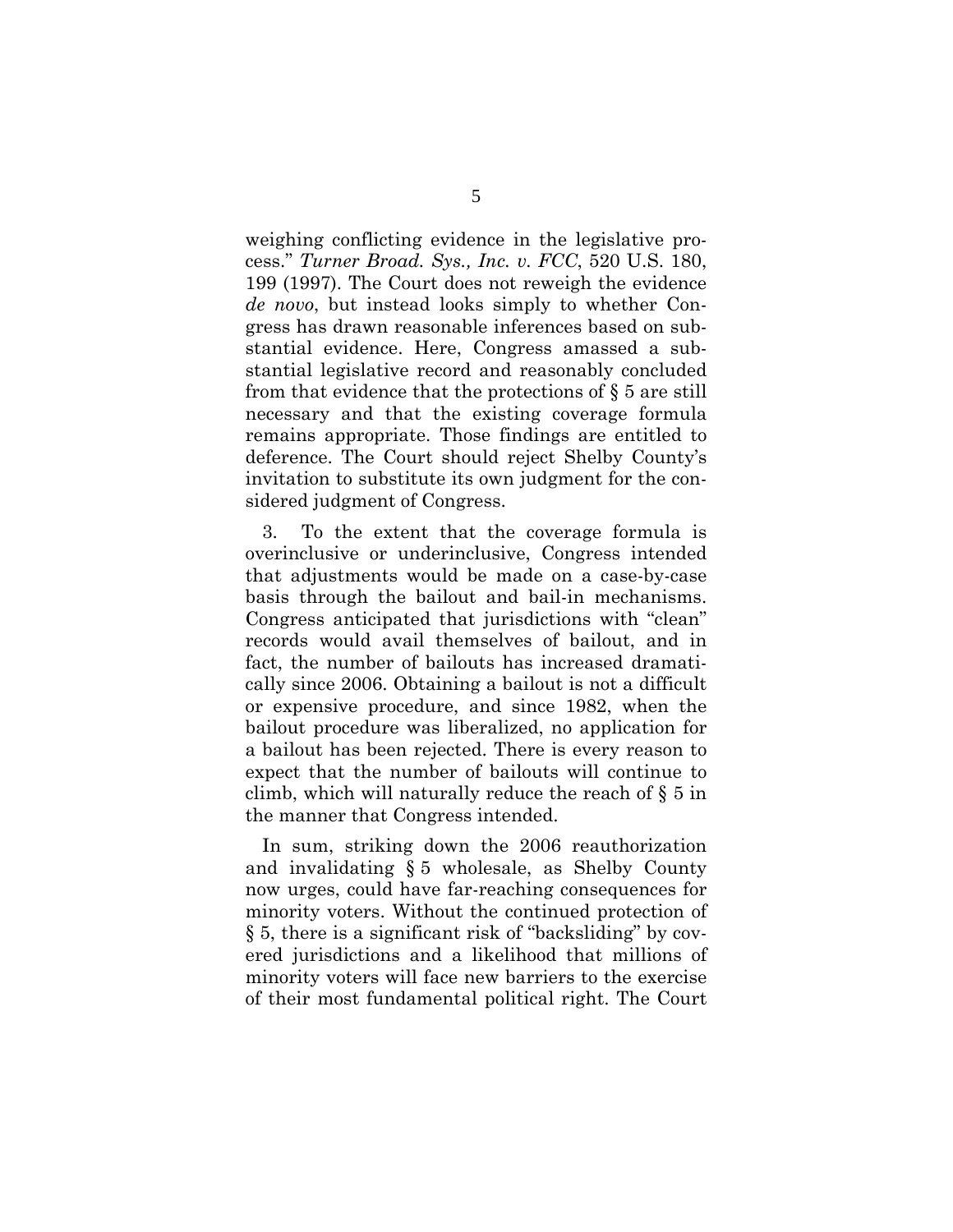weighing conflicting evidence in the legislative process." *Turner Broad. Sys., Inc. v. FCC*, 520 U.S. 180, 199 (1997). The Court does not reweigh the evidence *de novo*, but instead looks simply to whether Congress has drawn reasonable inferences based on substantial evidence. Here, Congress amassed a substantial legislative record and reasonably concluded from that evidence that the protections of § 5 are still necessary and that the existing coverage formula remains appropriate. Those findings are entitled to deference. The Court should reject Shelby County's invitation to substitute its own judgment for the considered judgment of Congress.

3. To the extent that the coverage formula is overinclusive or underinclusive, Congress intended that adjustments would be made on a case-by-case basis through the bailout and bail-in mechanisms. Congress anticipated that jurisdictions with "clean" records would avail themselves of bailout, and in fact, the number of bailouts has increased dramatically since 2006. Obtaining a bailout is not a difficult or expensive procedure, and since 1982, when the bailout procedure was liberalized, no application for a bailout has been rejected. There is every reason to expect that the number of bailouts will continue to climb, which will naturally reduce the reach of § 5 in the manner that Congress intended.

In sum, striking down the 2006 reauthorization and invalidating § 5 wholesale, as Shelby County now urges, could have far-reaching consequences for minority voters. Without the continued protection of § 5, there is a significant risk of "backsliding" by covered jurisdictions and a likelihood that millions of minority voters will face new barriers to the exercise of their most fundamental political right. The Court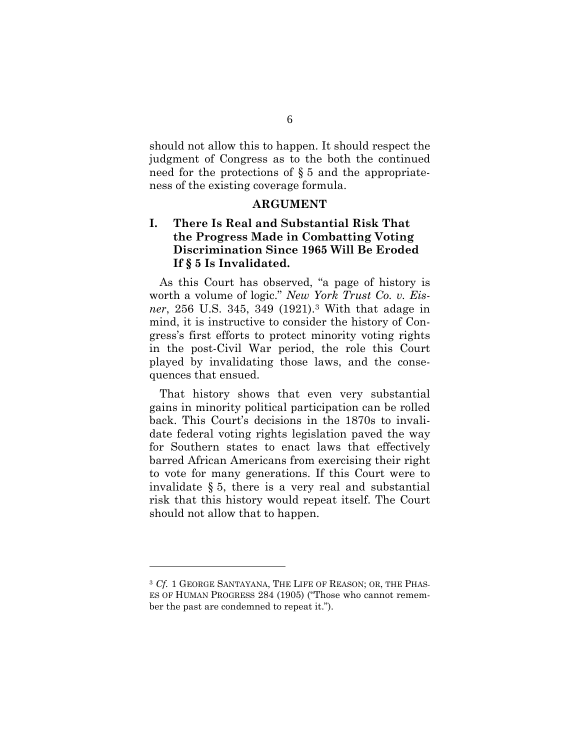should not allow this to happen. It should respect the judgment of Congress as to the both the continued need for the protections of § 5 and the appropriateness of the existing coverage formula.

## ARGUMENT

### I. There Is Real and Substantial Risk That the Progress Made in Combatting Voting Discrimination Since 1965 Will Be Eroded If § 5 Is Invalidated.

As this Court has observed, "a page of history is worth a volume of logic." *New York Trust Co. v. Eisner*, 256 U.S. 345, 349 (1921).[3] With that adage in mind, it is instructive to consider the history of Congress's first efforts to protect minority voting rights in the post-Civil War period, the role this Court played by invalidating those laws, and the consequences that ensued.

That history shows that even very substantial gains in minority political participation can be rolled back. This Court's decisions in the 1870s to invalidate federal voting rights legislation paved the way for Southern states to enact laws that effectively barred African Americans from exercising their right to vote for many generations. If this Court were to invalidate § 5, there is a very real and substantial risk that this history would repeat itself. The Court should not allow that to happen.

---

[3] *Cf.* 1 GEORGE SANTAYANA, THE LIFE OF REASON; OR, THE PHASES OF HUMAN PROGRESS 284 (1905) ("Those who cannot remember the past are condemned to repeat it.").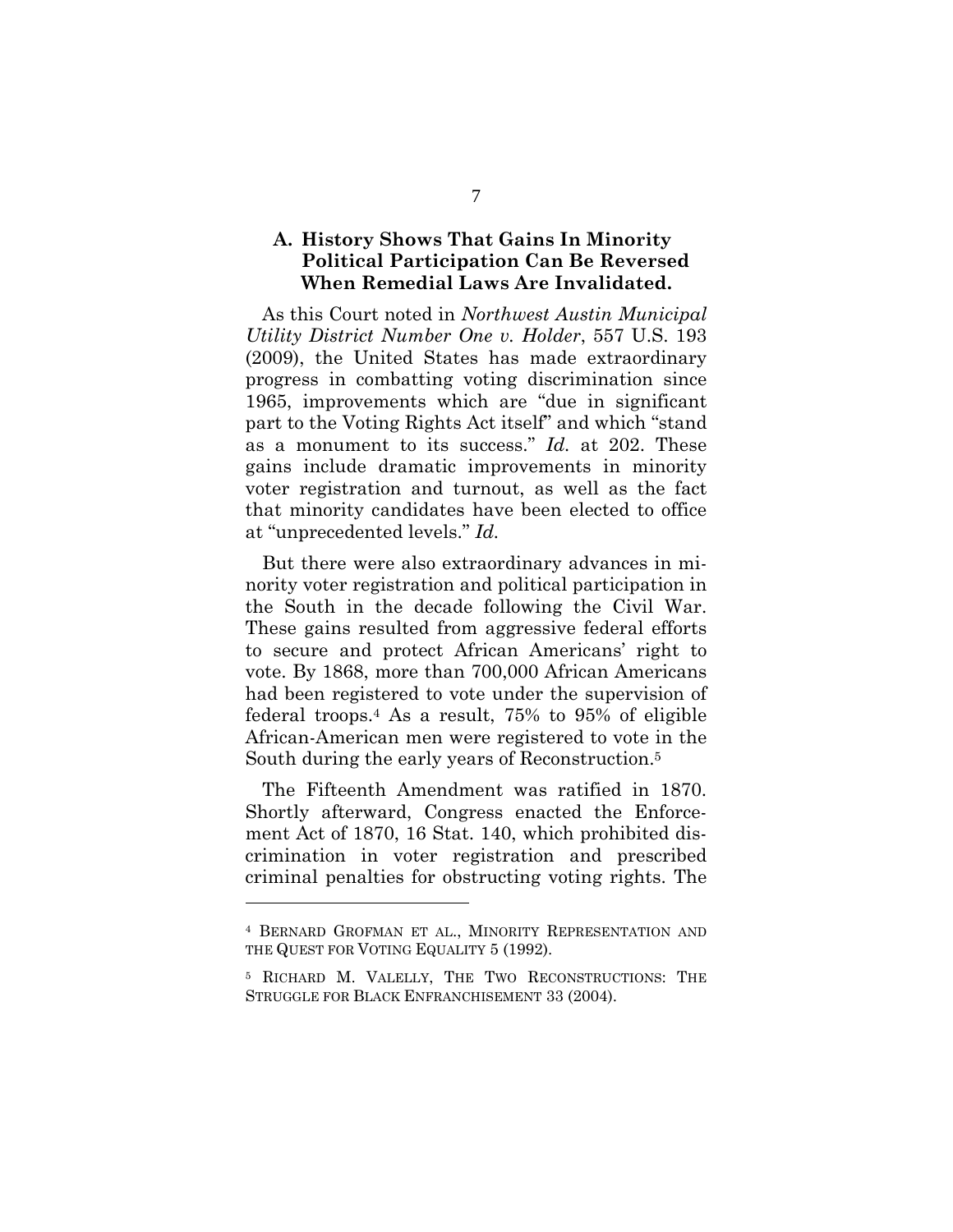### A. History Shows That Gains In Minority Political Participation Can Be Reversed When Remedial Laws Are Invalidated.

As this Court noted in *Northwest Austin Municipal Utility District Number One v. Holder*, 557 U.S. 193 (2009), the United States has made extraordinary progress in combatting voting discrimination since 1965, improvements which are "due in significant part to the Voting Rights Act itself" and which "stand as a monument to its success." *Id.* at 202. These gains include dramatic improvements in minority voter registration and turnout, as well as the fact that minority candidates have been elected to office at "unprecedented levels." *Id.*

But there were also extraordinary advances in minority voter registration and political participation in the South in the decade following the Civil War. These gains resulted from aggressive federal efforts to secure and protect African Americans' right to vote. By 1868, more than 700,000 African Americans had been registered to vote under the supervision of federal troops.[4] As a result, 75% to 95% of eligible African-American men were registered to vote in the South during the early years of Reconstruction.[5]

The Fifteenth Amendment was ratified in 1870. Shortly afterward, Congress enacted the Enforcement Act of 1870, 16 Stat. 140, which prohibited discrimination in voter registration and prescribed criminal penalties for obstructing voting rights. The

---

[4] BERNARD GROFMAN ET AL., MINORITY REPRESENTATION AND THE QUEST FOR VOTING EQUALITY 5 (1992).

[5] RICHARD M. VALELLY, THE TWO RECONSTRUCTIONS: THE STRUGGLE FOR BLACK ENFRANCHISEMENT 33 (2004).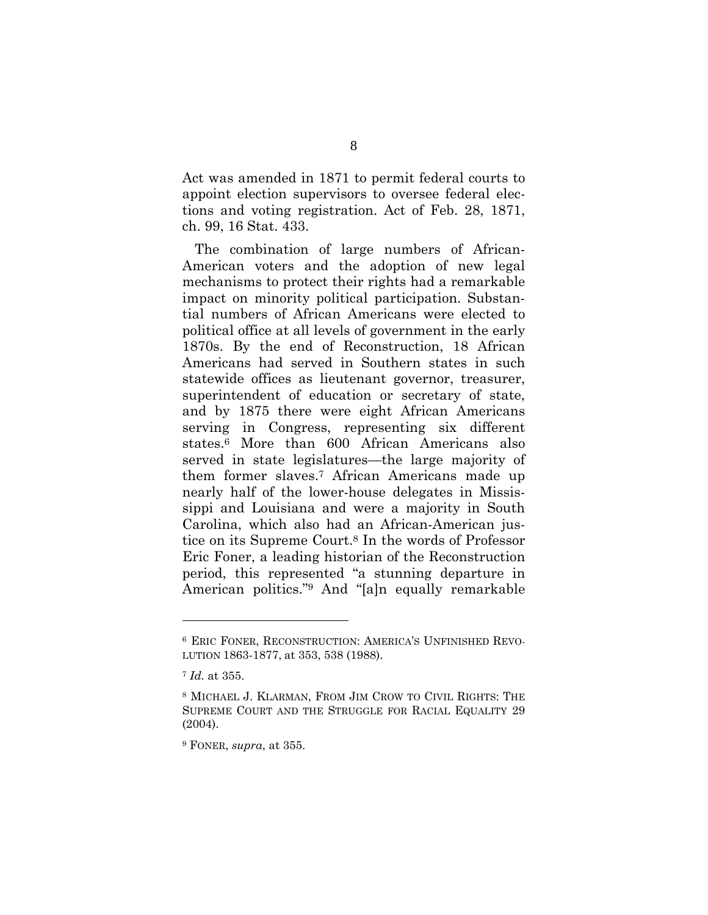Act was amended in 1871 to permit federal courts to appoint election supervisors to oversee federal elections and voting registration. Act of Feb. 28, 1871, ch. 99, 16 Stat. 433.

The combination of large numbers of African-American voters and the adoption of new legal mechanisms to protect their rights had a remarkable impact on minority political participation. Substantial numbers of African Americans were elected to political office at all levels of government in the early 1870s. By the end of Reconstruction, 18 African Americans had served in Southern states in such statewide offices as lieutenant governor, treasurer, superintendent of education or secretary of state, and by 1875 there were eight African Americans serving in Congress, representing six different states.[6] More than 600 African Americans also served in state legislatures—the large majority of them former slaves.[7] African Americans made up nearly half of the lower-house delegates in Mississippi and Louisiana and were a majority in South Carolina, which also had an African-American justice on its Supreme Court.[8] In the words of Professor Eric Foner, a leading historian of the Reconstruction period, this represented "a stunning departure in American politics."[9] And "[a]n equally remarkable

---

[6] ERIC FONER, RECONSTRUCTION: AMERICA'S UNFINISHED REVOLUTION 1863-1877, at 353, 538 (1988).

[7] *Id.* at 355.

[8] MICHAEL J. KLARMAN, FROM JIM CROW TO CIVIL RIGHTS: THE SUPREME COURT AND THE STRUGGLE FOR RACIAL EQUALITY 29 (2004).

[9] FONER, *supra*, at 355.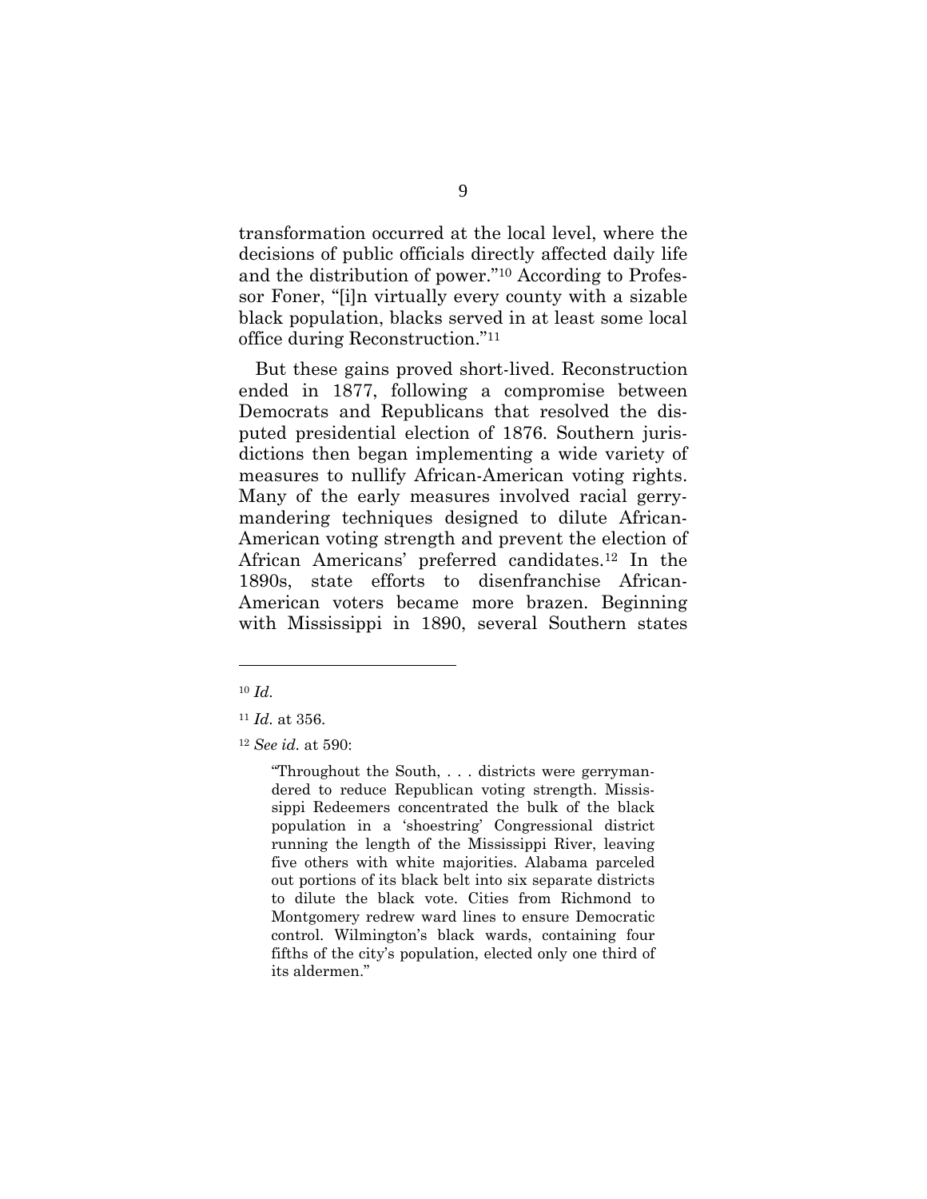transformation occurred at the local level, where the decisions of public officials directly affected daily life and the distribution of power."[10] According to Professor Foner, "[i]n virtually every county with a sizable black population, blacks served in at least some local office during Reconstruction."[11]

But these gains proved short-lived. Reconstruction ended in 1877, following a compromise between Democrats and Republicans that resolved the disputed presidential election of 1876. Southern jurisdictions then began implementing a wide variety of measures to nullify African-American voting rights. Many of the early measures involved racial gerrymandering techniques designed to dilute African-American voting strength and prevent the election of African Americans' preferred candidates.[12] In the 1890s, state efforts to disenfranchise African-American voters became more brazen. Beginning with Mississippi in 1890, several Southern states

---

[10] *Id.*

[11] *Id.* at 356.

[12] *See id.* at 590:

> "Throughout the South, . . . districts were gerrymandered to reduce Republican voting strength. Mississippi Redeemers concentrated the bulk of the black population in a 'shoestring' Congressional district running the length of the Mississippi River, leaving five others with white majorities. Alabama parceled out portions of its black belt into six separate districts to dilute the black vote. Cities from Richmond to Montgomery redrew ward lines to ensure Democratic control. Wilmington's black wards, containing four fifths of the city's population, elected only one third of its aldermen."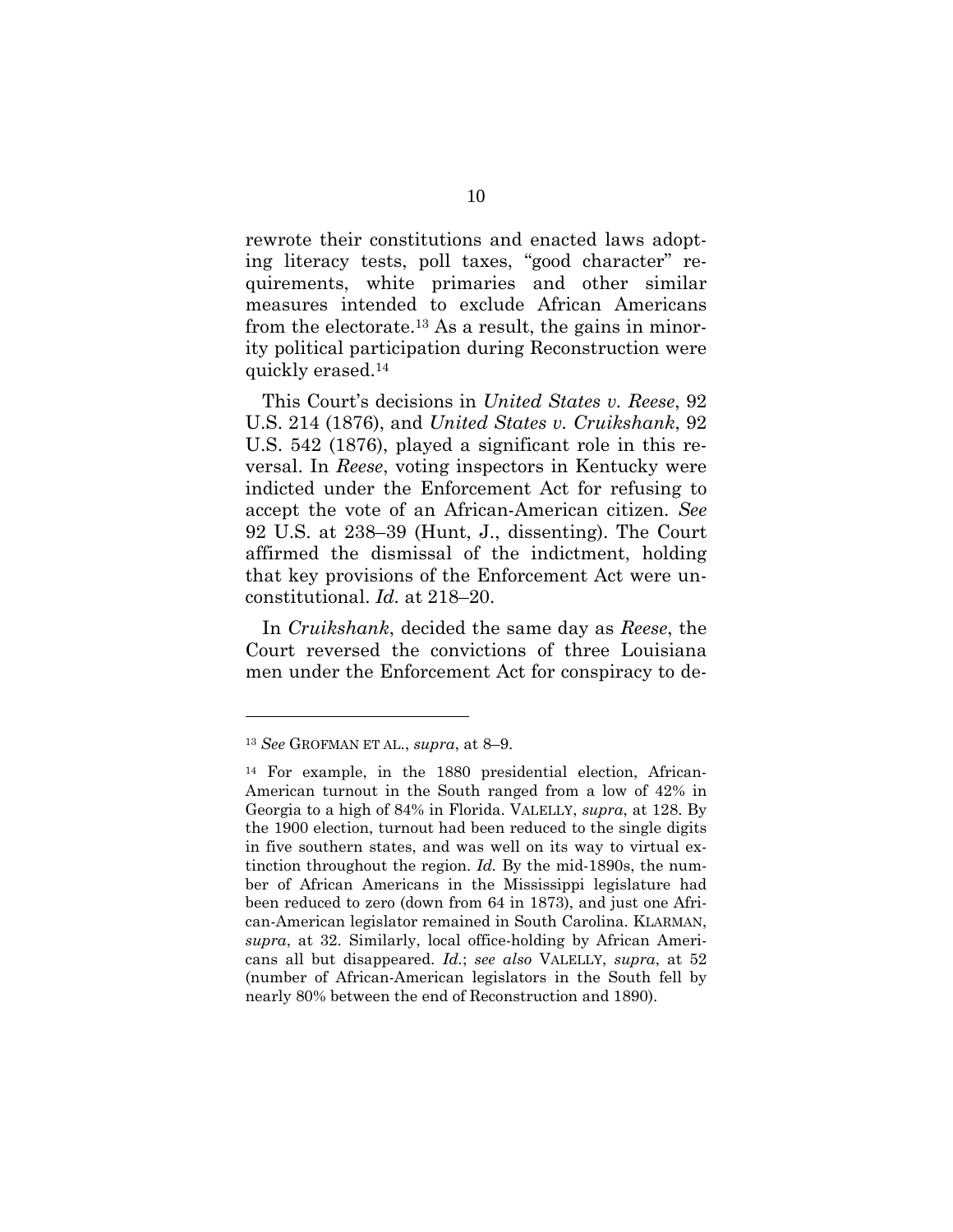rewrote their constitutions and enacted laws adopting literacy tests, poll taxes, "good character" requirements, white primaries and other similar measures intended to exclude African Americans from the electorate.[13] As a result, the gains in minority political participation during Reconstruction were quickly erased.[14]

This Court's decisions in *United States v. Reese*, 92 U.S. 214 (1876), and *United States v. Cruikshank*, 92 U.S. 542 (1876), played a significant role in this reversal. In *Reese*, voting inspectors in Kentucky were indicted under the Enforcement Act for refusing to accept the vote of an African-American citizen. *See* 92 U.S. at 238–39 (Hunt, J., dissenting). The Court affirmed the dismissal of the indictment, holding that key provisions of the Enforcement Act were unconstitutional. *Id.* at 218–20.

In *Cruikshank*, decided the same day as *Reese*, the Court reversed the convictions of three Louisiana men under the Enforcement Act for conspiracy to de-

---

[13] *See* GROFMAN ET AL., *supra*, at 8–9.

[14] For example, in the 1880 presidential election, African-American turnout in the South ranged from a low of 42% in Georgia to a high of 84% in Florida. VALELLY, *supra*, at 128. By the 1900 election, turnout had been reduced to the single digits in five southern states, and was well on its way to virtual extinction throughout the region. *Id.* By the mid-1890s, the number of African Americans in the Mississippi legislature had been reduced to zero (down from 64 in 1873), and just one African-American legislator remained in South Carolina. KLARMAN, *supra*, at 32. Similarly, local office-holding by African Americans all but disappeared. *Id.*; *see also* VALELLY, *supra*, at 52 (number of African-American legislators in the South fell by nearly 80% between the end of Reconstruction and 1890).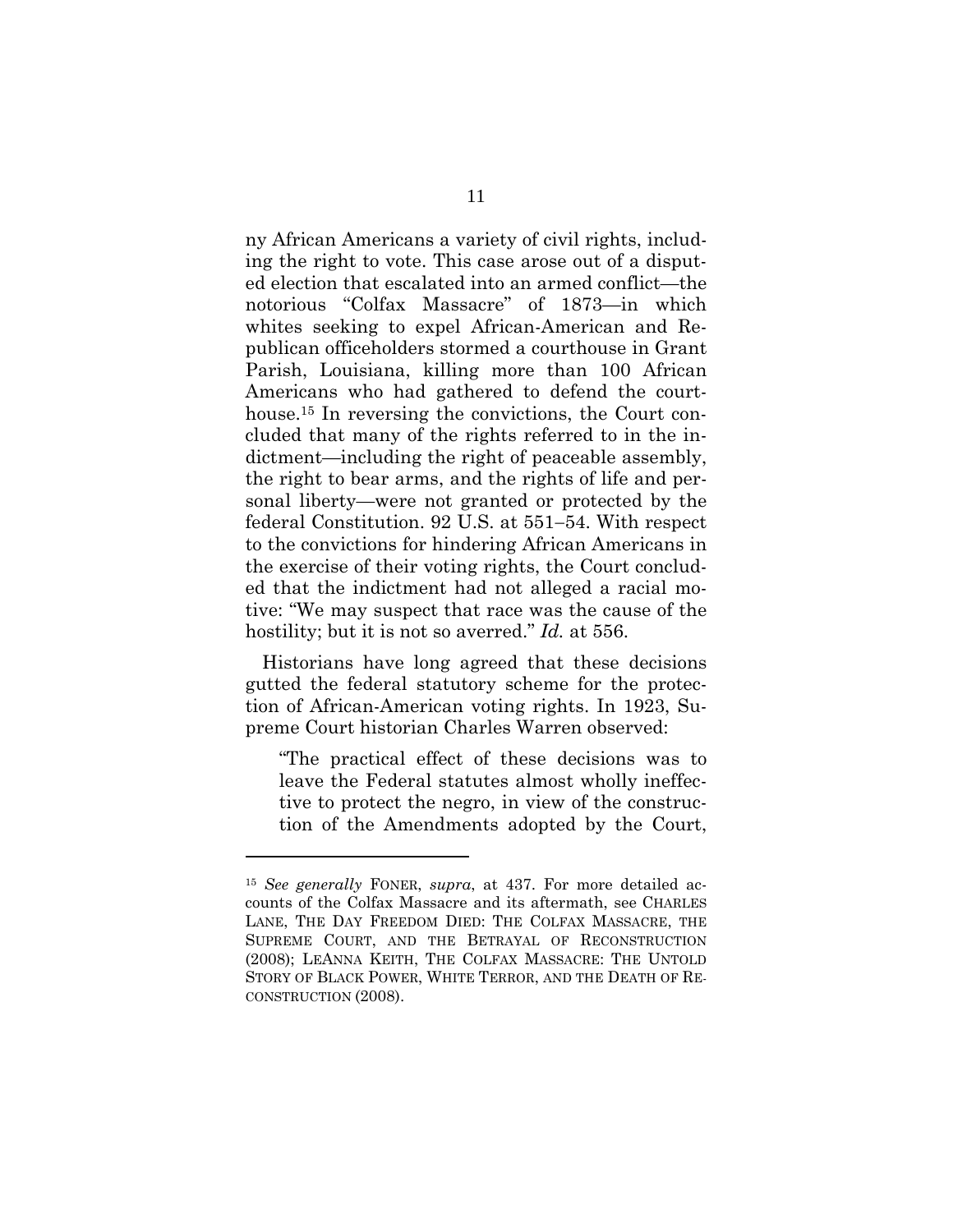ny African Americans a variety of civil rights, including the right to vote. This case arose out of a disputed election that escalated into an armed conflict—the notorious "Colfax Massacre" of 1873—in which whites seeking to expel African-American and Republican officeholders stormed a courthouse in Grant Parish, Louisiana, killing more than 100 African Americans who had gathered to defend the courthouse.[15] In reversing the convictions, the Court concluded that many of the rights referred to in the indictment—including the right of peaceable assembly, the right to bear arms, and the rights of life and personal liberty—were not granted or protected by the federal Constitution. 92 U.S. at 551–54. With respect to the convictions for hindering African Americans in the exercise of their voting rights, the Court concluded that the indictment had not alleged a racial motive: "We may suspect that race was the cause of the hostility; but it is not so averred." *Id.* at 556.

Historians have long agreed that these decisions gutted the federal statutory scheme for the protection of African-American voting rights. In 1923, Supreme Court historian Charles Warren observed:

> "The practical effect of these decisions was to leave the Federal statutes almost wholly ineffective to protect the negro, in view of the construction of the Amendments adopted by the Court,

---

[15] *See generally* FONER, *supra*, at 437. For more detailed accounts of the Colfax Massacre and its aftermath, see CHARLES LANE, THE DAY FREEDOM DIED: THE COLFAX MASSACRE, THE SUPREME COURT, AND THE BETRAYAL OF RECONSTRUCTION (2008); LEANNA KEITH, THE COLFAX MASSACRE: THE UNTOLD STORY OF BLACK POWER, WHITE TERROR, AND THE DEATH OF RECONSTRUCTION (2008).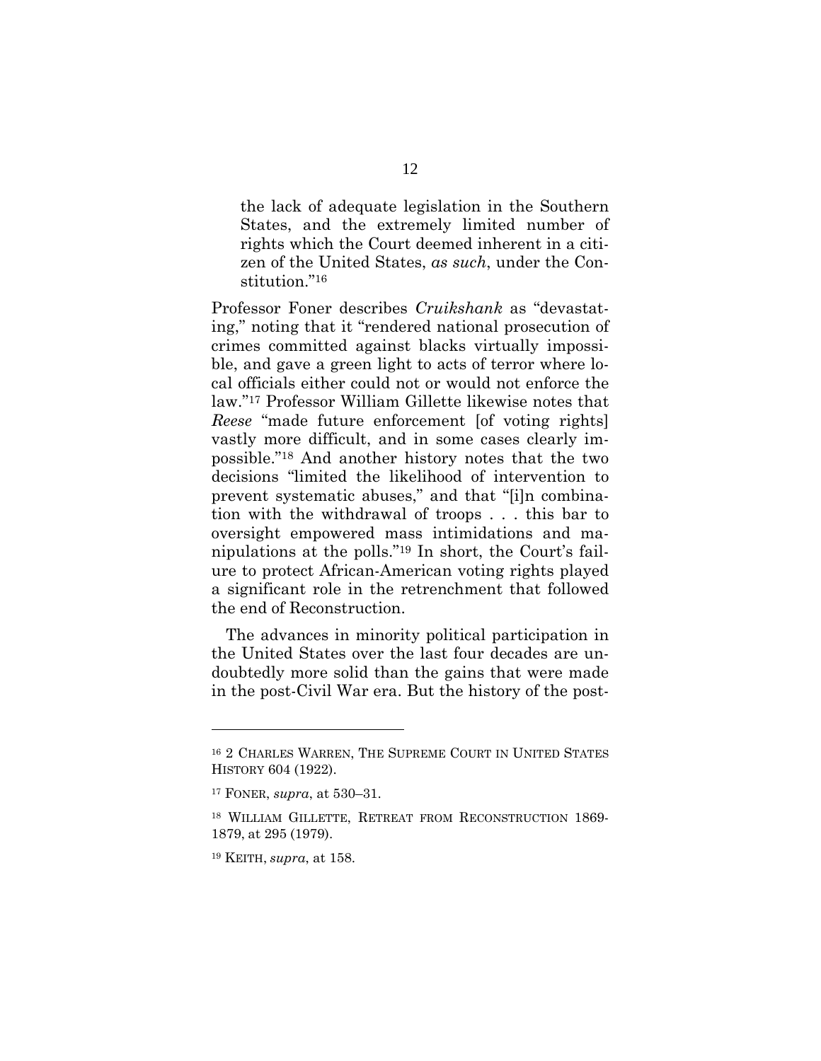> the lack of adequate legislation in the Southern States, and the extremely limited number of rights which the Court deemed inherent in a citizen of the United States, *as such*, under the Constitution."[16]

Professor Foner describes *Cruikshank* as "devastating," noting that it "rendered national prosecution of crimes committed against blacks virtually impossible, and gave a green light to acts of terror where local officials either could not or would not enforce the law."[17] Professor William Gillette likewise notes that *Reese* "made future enforcement [of voting rights] vastly more difficult, and in some cases clearly impossible."[18] And another history notes that the two decisions "limited the likelihood of intervention to prevent systematic abuses," and that "[i]n combination with the withdrawal of troops . . . this bar to oversight empowered mass intimidations and manipulations at the polls."[19] In short, the Court's failure to protect African-American voting rights played a significant role in the retrenchment that followed the end of Reconstruction.

The advances in minority political participation in the United States over the last four decades are undoubtedly more solid than the gains that were made in the post-Civil War era. But the history of the post-

---

[16] 2 CHARLES WARREN, THE SUPREME COURT IN UNITED STATES HISTORY 604 (1922).

[17] FONER, *supra*, at 530–31.

[18] WILLIAM GILLETTE, RETREAT FROM RECONSTRUCTION 1869-1879, at 295 (1979).

[19] KEITH, *supra*, at 158.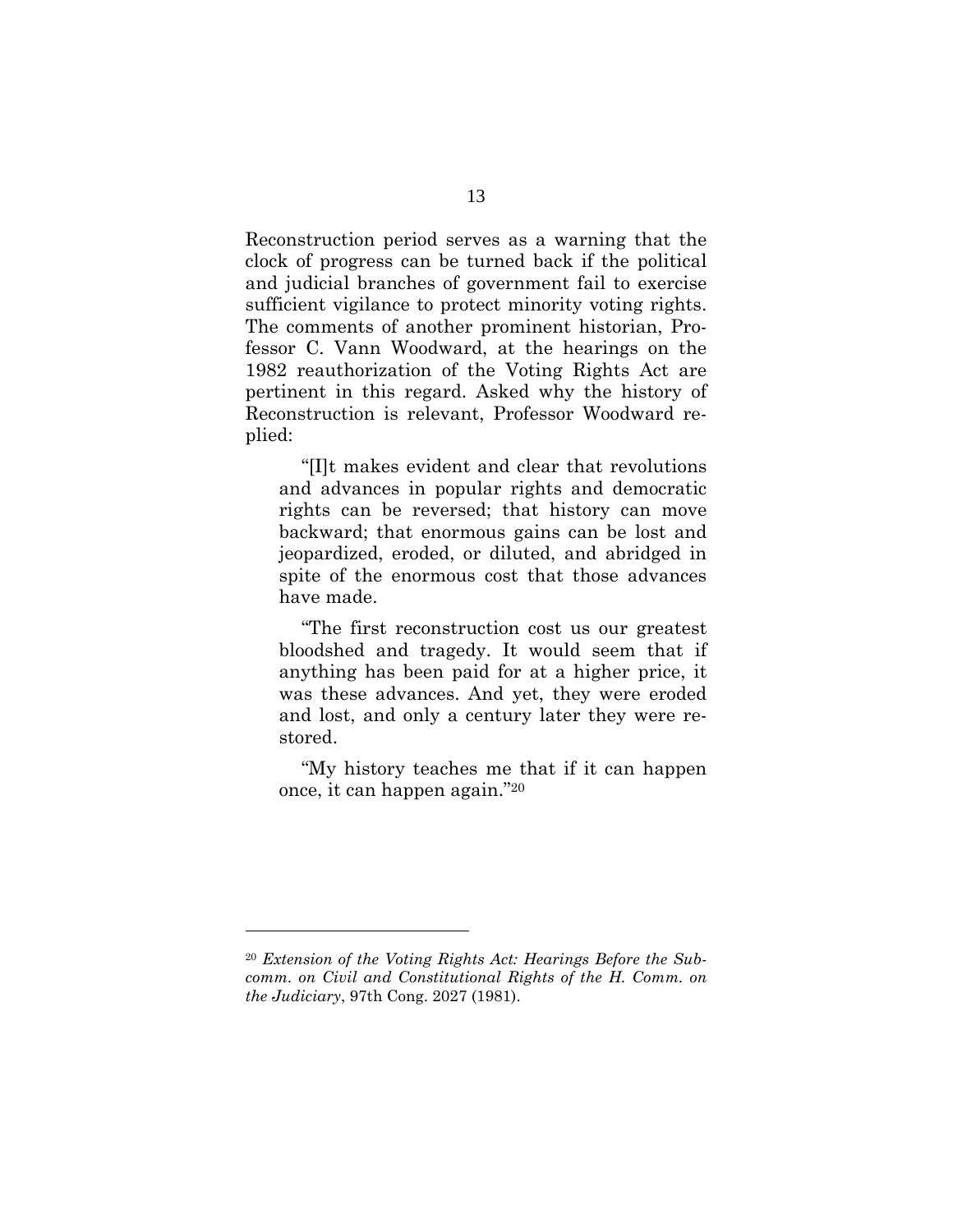Reconstruction period serves as a warning that the clock of progress can be turned back if the political and judicial branches of government fail to exercise sufficient vigilance to protect minority voting rights. The comments of another prominent historian, Professor C. Vann Woodward, at the hearings on the 1982 reauthorization of the Voting Rights Act are pertinent in this regard. Asked why the history of Reconstruction is relevant, Professor Woodward replied:

> "[I]t makes evident and clear that revolutions and advances in popular rights and democratic rights can be reversed; that history can move backward; that enormous gains can be lost and jeopardized, eroded, or diluted, and abridged in spite of the enormous cost that those advances have made.
>
> "The first reconstruction cost us our greatest bloodshed and tragedy. It would seem that if anything has been paid for at a higher price, it was these advances. And yet, they were eroded and lost, and only a century later they were restored.
>
> "My history teaches me that if it can happen once, it can happen again."[20]

---

[20] *Extension of the Voting Rights Act: Hearings Before the Subcomm. on Civil and Constitutional Rights of the H. Comm. on the Judiciary*, 97th Cong. 2027 (1981).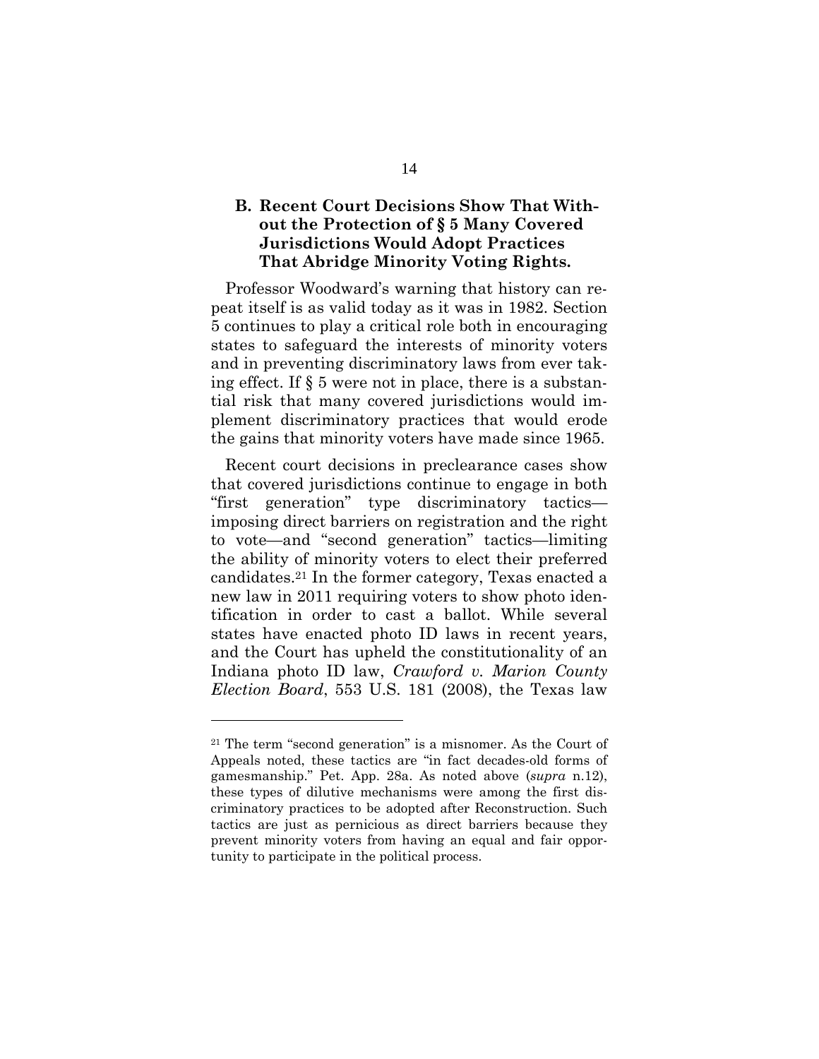### B. Recent Court Decisions Show That Without the Protection of § 5 Many Covered Jurisdictions Would Adopt Practices That Abridge Minority Voting Rights.

Professor Woodward's warning that history can repeat itself is as valid today as it was in 1982. Section 5 continues to play a critical role both in encouraging states to safeguard the interests of minority voters and in preventing discriminatory laws from ever taking effect. If § 5 were not in place, there is a substantial risk that many covered jurisdictions would implement discriminatory practices that would erode the gains that minority voters have made since 1965.

Recent court decisions in preclearance cases show that covered jurisdictions continue to engage in both "first generation" type discriminatory tactics—imposing direct barriers on registration and the right to vote—and "second generation" tactics—limiting the ability of minority voters to elect their preferred candidates.[21] In the former category, Texas enacted a new law in 2011 requiring voters to show photo identification in order to cast a ballot. While several states have enacted photo ID laws in recent years, and the Court has upheld the constitutionality of an Indiana photo ID law, *Crawford v. Marion County Election Board*, 553 U.S. 181 (2008), the Texas law

---

[21] The term "second generation" is a misnomer. As the Court of Appeals noted, these tactics are "in fact decades-old forms of gamesmanship." Pet. App. 28a. As noted above (*supra* n.12), these types of dilutive mechanisms were among the first discriminatory practices to be adopted after Reconstruction. Such tactics are just as pernicious as direct barriers because they prevent minority voters from having an equal and fair opportunity to participate in the political process.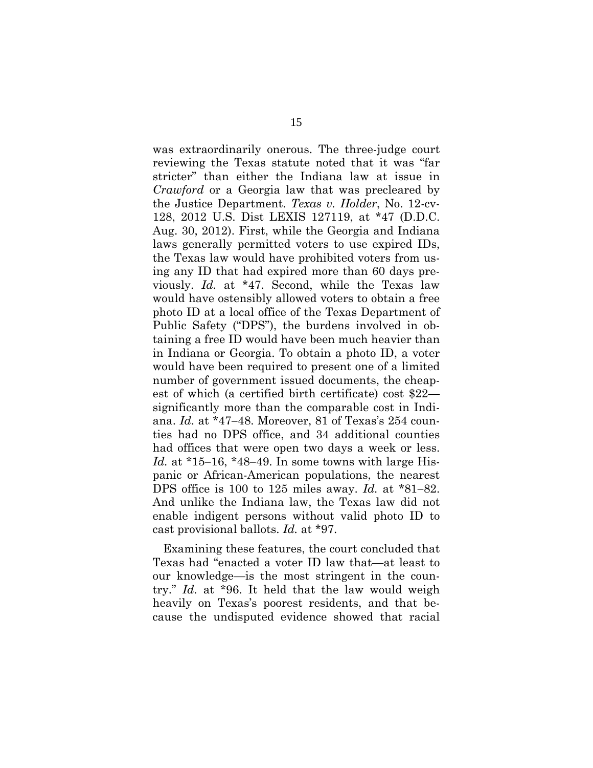was extraordinarily onerous. The three-judge court reviewing the Texas statute noted that it was "far stricter" than either the Indiana law at issue in *Crawford* or a Georgia law that was precleared by the Justice Department. *Texas v. Holder*, No. 12-cv-128, 2012 U.S. Dist LEXIS 127119, at *47 (D.D.C. Aug. 30, 2012). First, while the Georgia and Indiana laws generally permitted voters to use expired IDs, the Texas law would have prohibited voters from using any ID that had expired more than 60 days previously. *Id.* at *47. Second, while the Texas law would have ostensibly allowed voters to obtain a free photo ID at a local office of the Texas Department of Public Safety ("DPS"), the burdens involved in obtaining a free ID would have been much heavier than in Indiana or Georgia. To obtain a photo ID, a voter would have been required to present one of a limited number of government issued documents, the cheapest of which (a certified birth certificate) cost $22—significantly more than the comparable cost in Indiana. *Id.* at *47–48. Moreover, 81 of Texas's 254 counties had no DPS office, and 34 additional counties had offices that were open two days a week or less. *Id.* at *15–16, *48–49. In some towns with large Hispanic or African-American populations, the nearest DPS office is 100 to 125 miles away. *Id.* at *81–82. And unlike the Indiana law, the Texas law did not enable indigent persons without valid photo ID to cast provisional ballots. *Id.* at *97.

Examining these features, the court concluded that Texas had "enacted a voter ID law that—at least to our knowledge—is the most stringent in the country." *Id.* at *96. It held that the law would weigh heavily on Texas's poorest residents, and that because the undisputed evidence showed that racial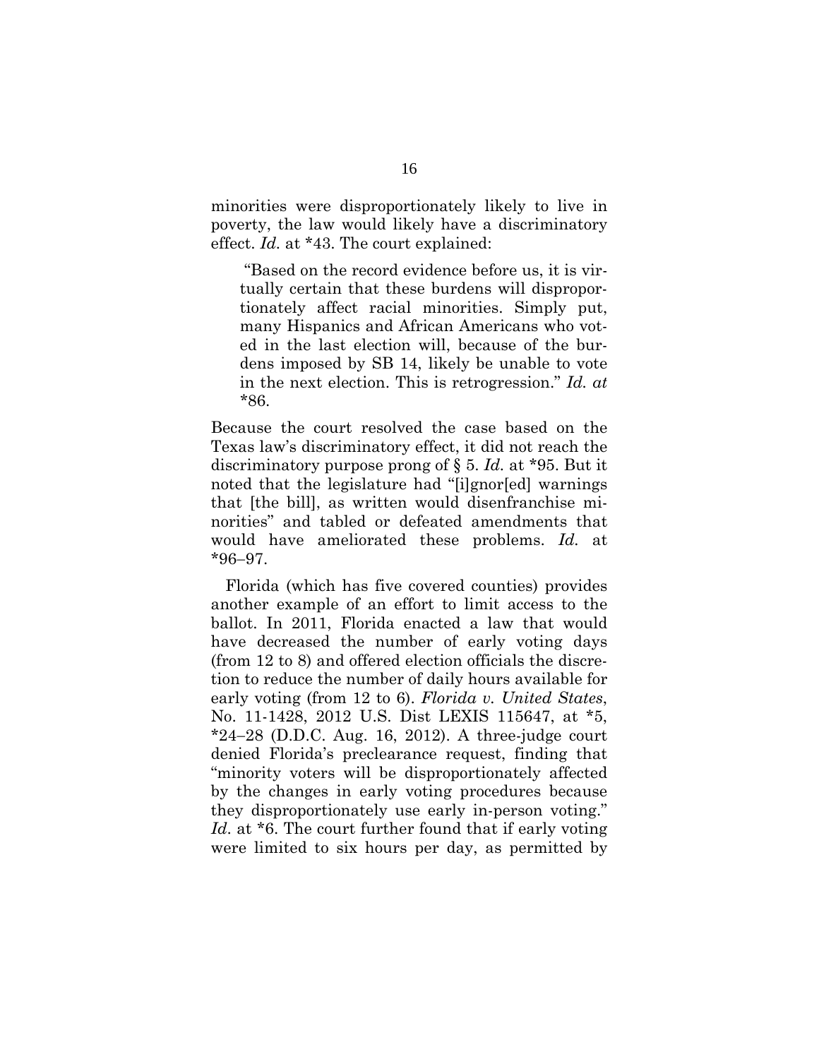minorities were disproportionately likely to live in poverty, the law would likely have a discriminatory effect. *Id.* at \*43. The court explained:

> "Based on the record evidence before us, it is virtually certain that these burdens will disproportionately affect racial minorities. Simply put, many Hispanics and African Americans who voted in the last election will, because of the burdens imposed by SB 14, likely be unable to vote in the next election. This is retrogression." *Id. at* \*86.

Because the court resolved the case based on the Texas law's discriminatory effect, it did not reach the discriminatory purpose prong of § 5. *Id.* at \*95. But it noted that the legislature had "[i]gnor[ed] warnings that [the bill], as written would disenfranchise minorities" and tabled or defeated amendments that would have ameliorated these problems. *Id.* at \*96–97.

Florida (which has five covered counties) provides another example of an effort to limit access to the ballot. In 2011, Florida enacted a law that would have decreased the number of early voting days (from 12 to 8) and offered election officials the discretion to reduce the number of daily hours available for early voting (from 12 to 6). *Florida v. United States*, No. 11-1428, 2012 U.S. Dist LEXIS 115647, at \*5, \*24–28 (D.D.C. Aug. 16, 2012). A three-judge court denied Florida's preclearance request, finding that "minority voters will be disproportionately affected by the changes in early voting procedures because they disproportionately use early in-person voting." *Id.* at \*6. The court further found that if early voting were limited to six hours per day, as permitted by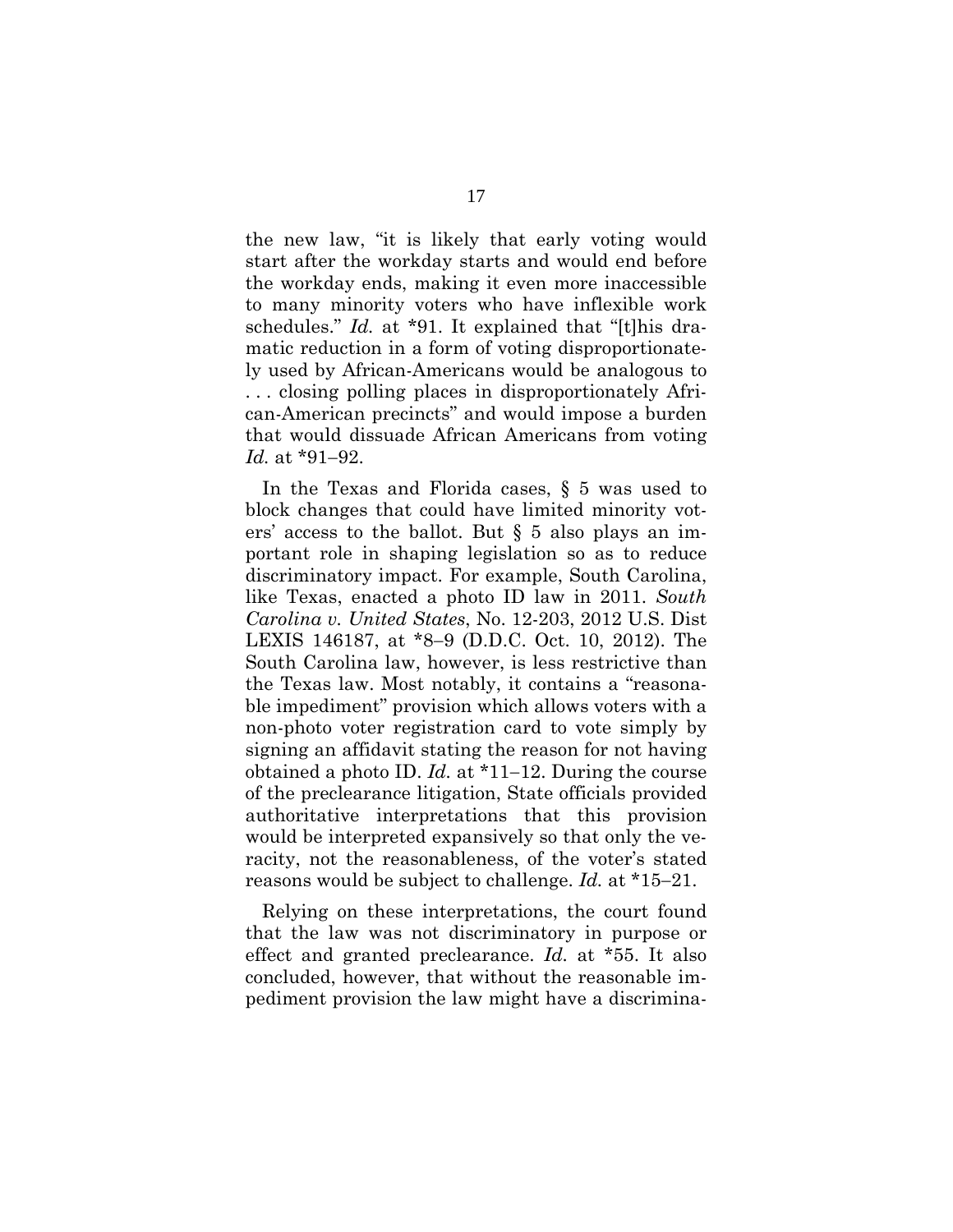the new law, "it is likely that early voting would start after the workday starts and would end before the workday ends, making it even more inaccessible to many minority voters who have inflexible work schedules." *Id.* at *91. It explained that "[t]his dramatic reduction in a form of voting disproportionately used by African-Americans would be analogous to . . . closing polling places in disproportionately African-American precincts" and would impose a burden that would dissuade African Americans from voting *Id.* at *91–92.

In the Texas and Florida cases, § 5 was used to block changes that could have limited minority voters' access to the ballot. But § 5 also plays an important role in shaping legislation so as to reduce discriminatory impact. For example, South Carolina, like Texas, enacted a photo ID law in 2011. *South Carolina v. United States*, No. 12-203, 2012 U.S. Dist LEXIS 146187, at *8–9 (D.D.C. Oct. 10, 2012). The South Carolina law, however, is less restrictive than the Texas law. Most notably, it contains a "reasonable impediment" provision which allows voters with a non-photo voter registration card to vote simply by signing an affidavit stating the reason for not having obtained a photo ID. *Id.* at *11–12. During the course of the preclearance litigation, State officials provided authoritative interpretations that this provision would be interpreted expansively so that only the veracity, not the reasonableness, of the voter's stated reasons would be subject to challenge. *Id.* at *15–21.

Relying on these interpretations, the court found that the law was not discriminatory in purpose or effect and granted preclearance. *Id.* at *55. It also concluded, however, that without the reasonable impediment provision the law might have a discrimina-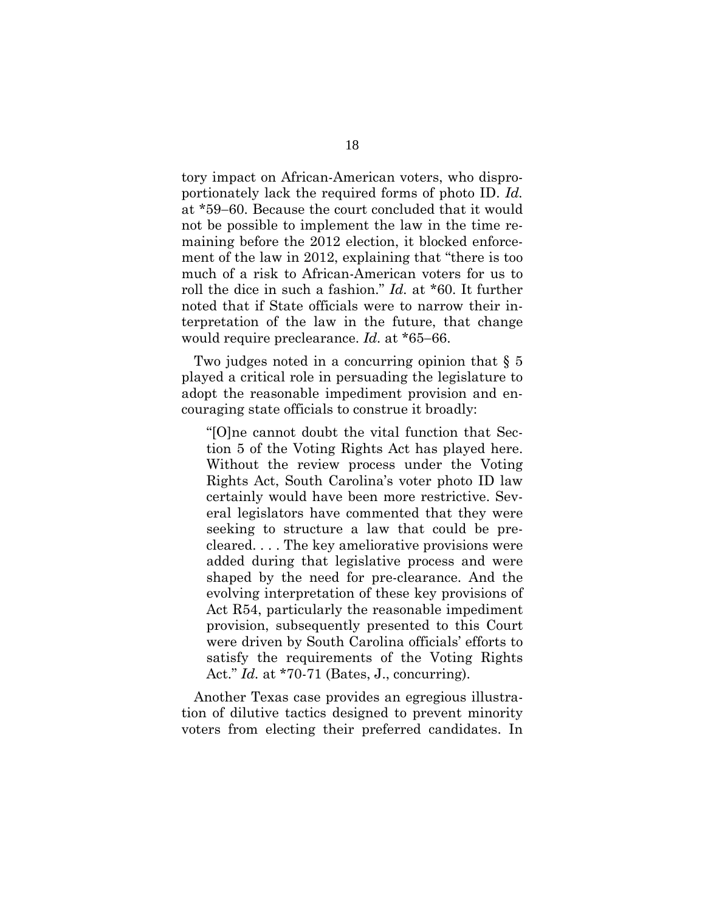tory impact on African-American voters, who disproportionately lack the required forms of photo ID. *Id.* at *59–60. Because the court concluded that it would not be possible to implement the law in the time remaining before the 2012 election, it blocked enforcement of the law in 2012, explaining that "there is too much of a risk to African-American voters for us to roll the dice in such a fashion." *Id.* at *60. It further noted that if State officials were to narrow their interpretation of the law in the future, that change would require preclearance. *Id.* at *65–66.

Two judges noted in a concurring opinion that § 5 played a critical role in persuading the legislature to adopt the reasonable impediment provision and encouraging state officials to construe it broadly:

> "[O]ne cannot doubt the vital function that Section 5 of the Voting Rights Act has played here. Without the review process under the Voting Rights Act, South Carolina's voter photo ID law certainly would have been more restrictive. Several legislators have commented that they were seeking to structure a law that could be precleared. . . . The key ameliorative provisions were added during that legislative process and were shaped by the need for pre-clearance. And the evolving interpretation of these key provisions of Act R54, particularly the reasonable impediment provision, subsequently presented to this Court were driven by South Carolina officials' efforts to satisfy the requirements of the Voting Rights Act." *Id.* at *70-71 (Bates, J., concurring).

Another Texas case provides an egregious illustration of dilutive tactics designed to prevent minority voters from electing their preferred candidates. In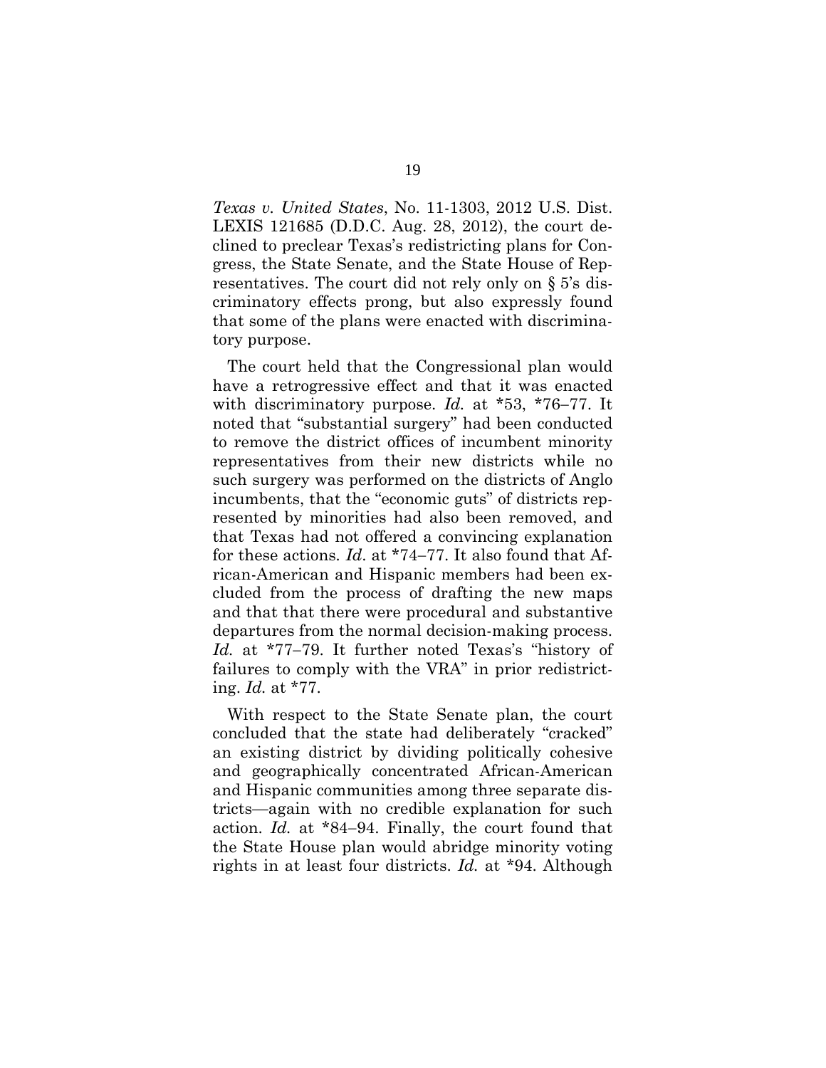*Texas v. United States*, No. 11-1303, 2012 U.S. Dist. LEXIS 121685 (D.D.C. Aug. 28, 2012), the court declined to preclear Texas's redistricting plans for Congress, the State Senate, and the State House of Representatives. The court did not rely only on § 5's discriminatory effects prong, but also expressly found that some of the plans were enacted with discriminatory purpose.

The court held that the Congressional plan would have a retrogressive effect and that it was enacted with discriminatory purpose. *Id.* at *53, *76–77. It noted that "substantial surgery" had been conducted to remove the district offices of incumbent minority representatives from their new districts while no such surgery was performed on the districts of Anglo incumbents, that the "economic guts" of districts represented by minorities had also been removed, and that Texas had not offered a convincing explanation for these actions. *Id*. at *74–77. It also found that African-American and Hispanic members had been excluded from the process of drafting the new maps and that that there were procedural and substantive departures from the normal decision-making process. *Id.* at *77–79. It further noted Texas's "history of failures to comply with the VRA" in prior redistricting. *Id.* at *77.

With respect to the State Senate plan, the court concluded that the state had deliberately "cracked" an existing district by dividing politically cohesive and geographically concentrated African-American and Hispanic communities among three separate districts—again with no credible explanation for such action. *Id.* at *84–94. Finally, the court found that the State House plan would abridge minority voting rights in at least four districts. *Id.* at *94. Although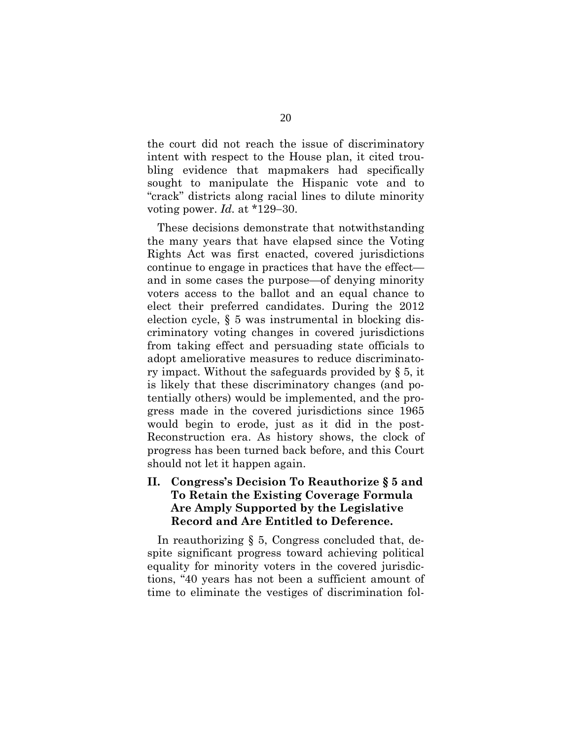the court did not reach the issue of discriminatory intent with respect to the House plan, it cited troubling evidence that mapmakers had specifically sought to manipulate the Hispanic vote and to "crack" districts along racial lines to dilute minority voting power. *Id.* at *129–30.

These decisions demonstrate that notwithstanding the many years that have elapsed since the Voting Rights Act was first enacted, covered jurisdictions continue to engage in practices that have the effect—and in some cases the purpose—of denying minority voters access to the ballot and an equal chance to elect their preferred candidates. During the 2012 election cycle, § 5 was instrumental in blocking discriminatory voting changes in covered jurisdictions from taking effect and persuading state officials to adopt ameliorative measures to reduce discriminatory impact. Without the safeguards provided by § 5, it is likely that these discriminatory changes (and potentially others) would be implemented, and the progress made in the covered jurisdictions since 1965 would begin to erode, just as it did in the post-Reconstruction era. As history shows, the clock of progress has been turned back before, and this Court should not let it happen again.

## II. Congress's Decision To Reauthorize § 5 and To Retain the Existing Coverage Formula Are Amply Supported by the Legislative Record and Are Entitled to Deference.

In reauthorizing § 5, Congress concluded that, despite significant progress toward achieving political equality for minority voters in the covered jurisdictions, "40 years has not been a sufficient amount of time to eliminate the vestiges of discrimination fol-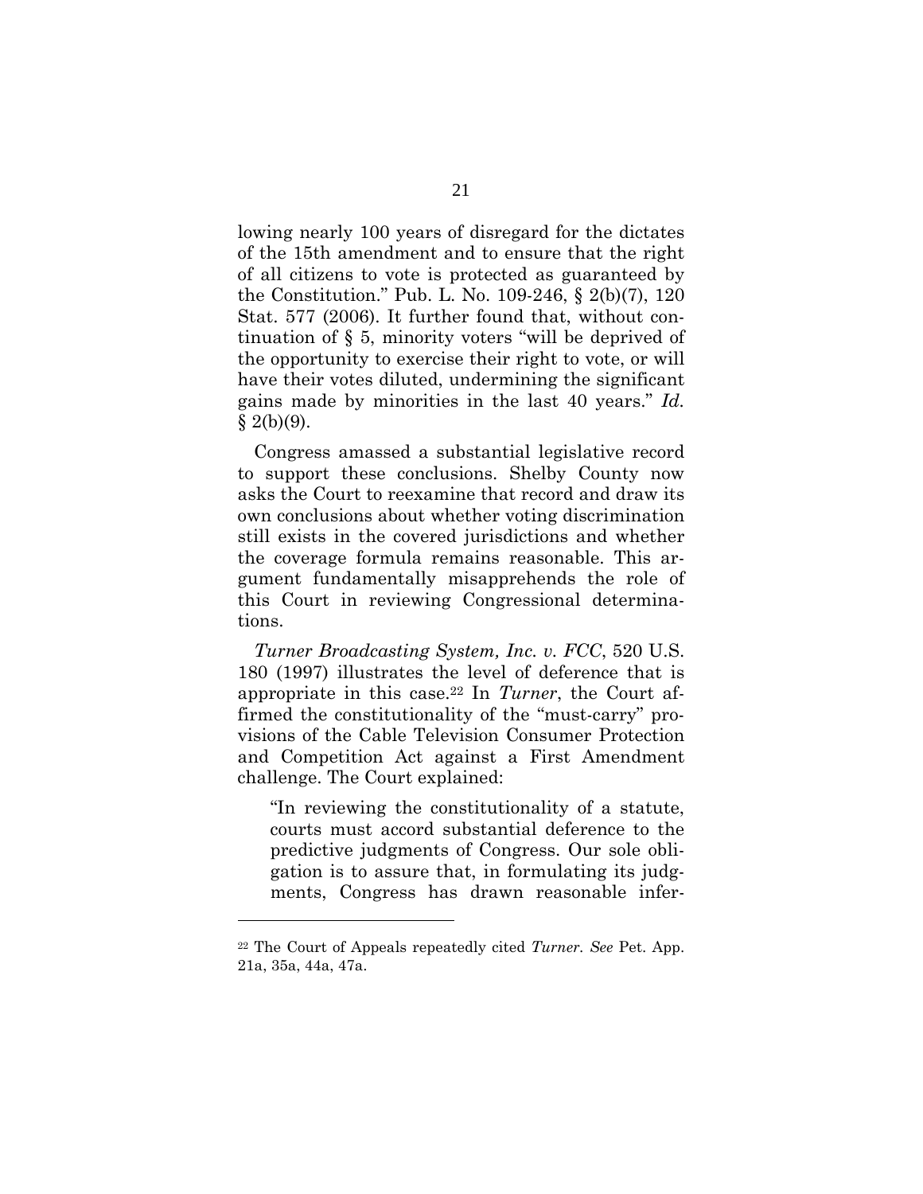lowing nearly 100 years of disregard for the dictates of the 15th amendment and to ensure that the right of all citizens to vote is protected as guaranteed by the Constitution." Pub. L. No. 109-246, § 2(b)(7), 120 Stat. 577 (2006). It further found that, without continuation of § 5, minority voters "will be deprived of the opportunity to exercise their right to vote, or will have their votes diluted, undermining the significant gains made by minorities in the last 40 years." *Id.* § 2(b)(9).

Congress amassed a substantial legislative record to support these conclusions. Shelby County now asks the Court to reexamine that record and draw its own conclusions about whether voting discrimination still exists in the covered jurisdictions and whether the coverage formula remains reasonable. This argument fundamentally misapprehends the role of this Court in reviewing Congressional determinations.

*Turner Broadcasting System, Inc. v. FCC*, 520 U.S. 180 (1997) illustrates the level of deference that is appropriate in this case.[22] In *Turner*, the Court affirmed the constitutionality of the "must-carry" provisions of the Cable Television Consumer Protection and Competition Act against a First Amendment challenge. The Court explained:

> "In reviewing the constitutionality of a statute, courts must accord substantial deference to the predictive judgments of Congress. Our sole obligation is to assure that, in formulating its judgments, Congress has drawn reasonable infer-

---

[22] The Court of Appeals repeatedly cited *Turner*. *See* Pet. App. 21a, 35a, 44a, 47a.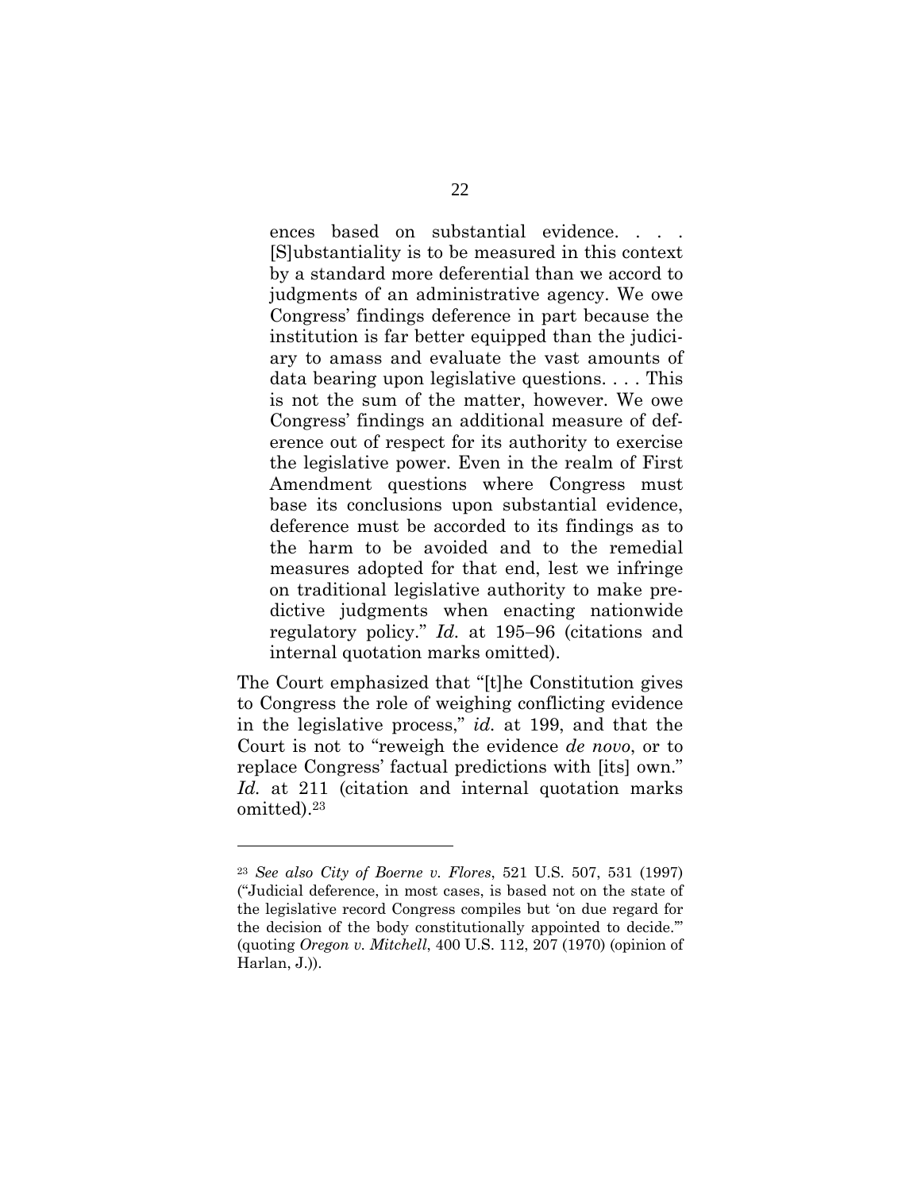> ences based on substantial evidence. . . . [S]ubstantiality is to be measured in this context by a standard more deferential than we accord to judgments of an administrative agency. We owe Congress' findings deference in part because the institution is far better equipped than the judiciary to amass and evaluate the vast amounts of data bearing upon legislative questions. . . . This is not the sum of the matter, however. We owe Congress' findings an additional measure of deference out of respect for its authority to exercise the legislative power. Even in the realm of First Amendment questions where Congress must base its conclusions upon substantial evidence, deference must be accorded to its findings as to the harm to be avoided and to the remedial measures adopted for that end, lest we infringe on traditional legislative authority to make predictive judgments when enacting nationwide regulatory policy." *Id.* at 195–96 (citations and internal quotation marks omitted).

The Court emphasized that "[t]he Constitution gives to Congress the role of weighing conflicting evidence in the legislative process," *id.* at 199, and that the Court is not to "reweigh the evidence *de novo*, or to replace Congress' factual predictions with [its] own." *Id.* at 211 (citation and internal quotation marks omitted).[23]

---

[23] *See also City of Boerne v. Flores*, 521 U.S. 507, 531 (1997) ("Judicial deference, in most cases, is based not on the state of the legislative record Congress compiles but 'on due regard for the decision of the body constitutionally appointed to decide.'" (quoting *Oregon v. Mitchell*, 400 U.S. 112, 207 (1970) (opinion of Harlan, J.)).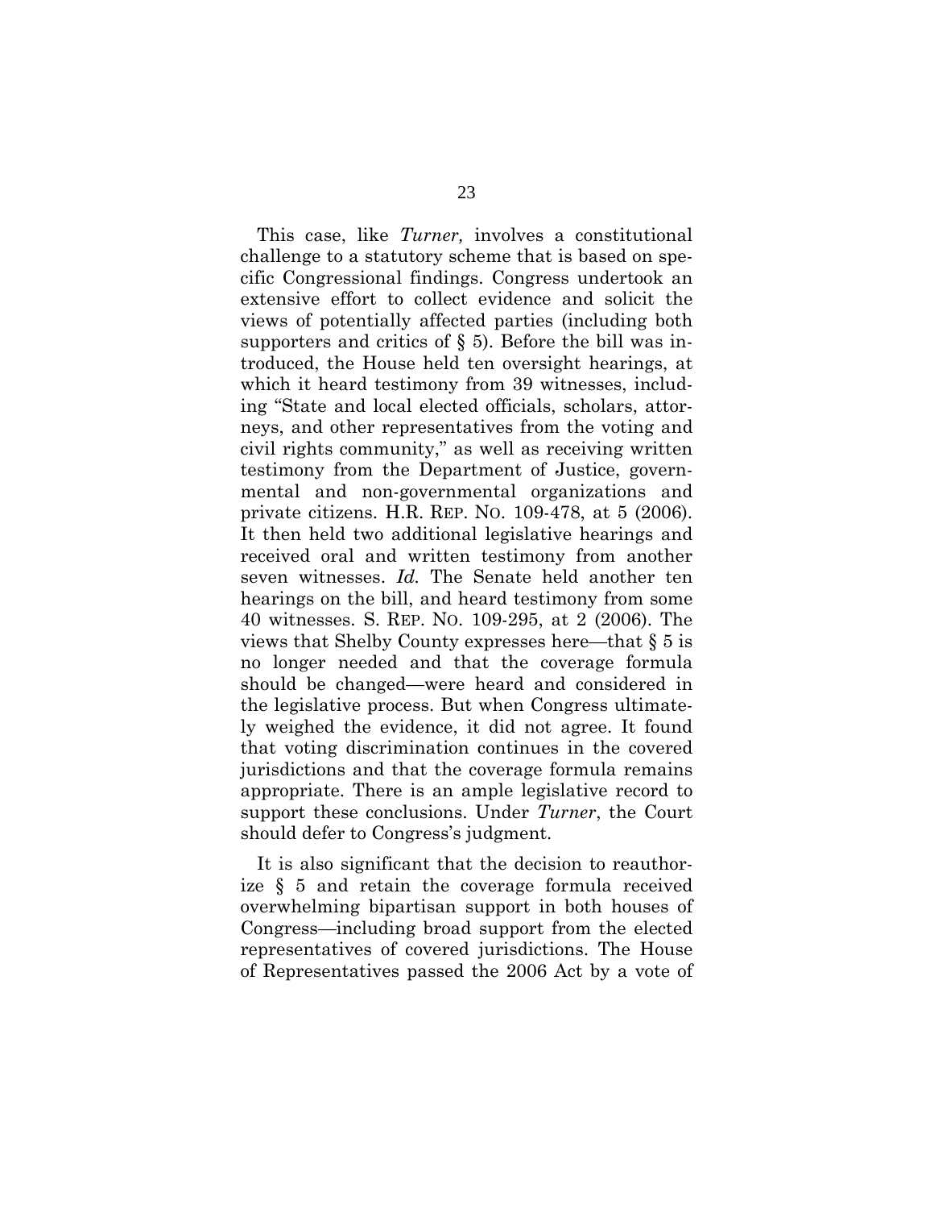This case, like *Turner,* involves a constitutional challenge to a statutory scheme that is based on specific Congressional findings. Congress undertook an extensive effort to collect evidence and solicit the views of potentially affected parties (including both supporters and critics of § 5). Before the bill was introduced, the House held ten oversight hearings, at which it heard testimony from 39 witnesses, including "State and local elected officials, scholars, attorneys, and other representatives from the voting and civil rights community," as well as receiving written testimony from the Department of Justice, governmental and non-governmental organizations and private citizens. H.R. REP. NO. 109-478, at 5 (2006). It then held two additional legislative hearings and received oral and written testimony from another seven witnesses. *Id.* The Senate held another ten hearings on the bill, and heard testimony from some 40 witnesses. S. REP. NO. 109-295, at 2 (2006). The views that Shelby County expresses here—that § 5 is no longer needed and that the coverage formula should be changed—were heard and considered in the legislative process. But when Congress ultimately weighed the evidence, it did not agree. It found that voting discrimination continues in the covered jurisdictions and that the coverage formula remains appropriate. There is an ample legislative record to support these conclusions. Under *Turner*, the Court should defer to Congress's judgment.

It is also significant that the decision to reauthorize § 5 and retain the coverage formula received overwhelming bipartisan support in both houses of Congress—including broad support from the elected representatives of covered jurisdictions. The House of Representatives passed the 2006 Act by a vote of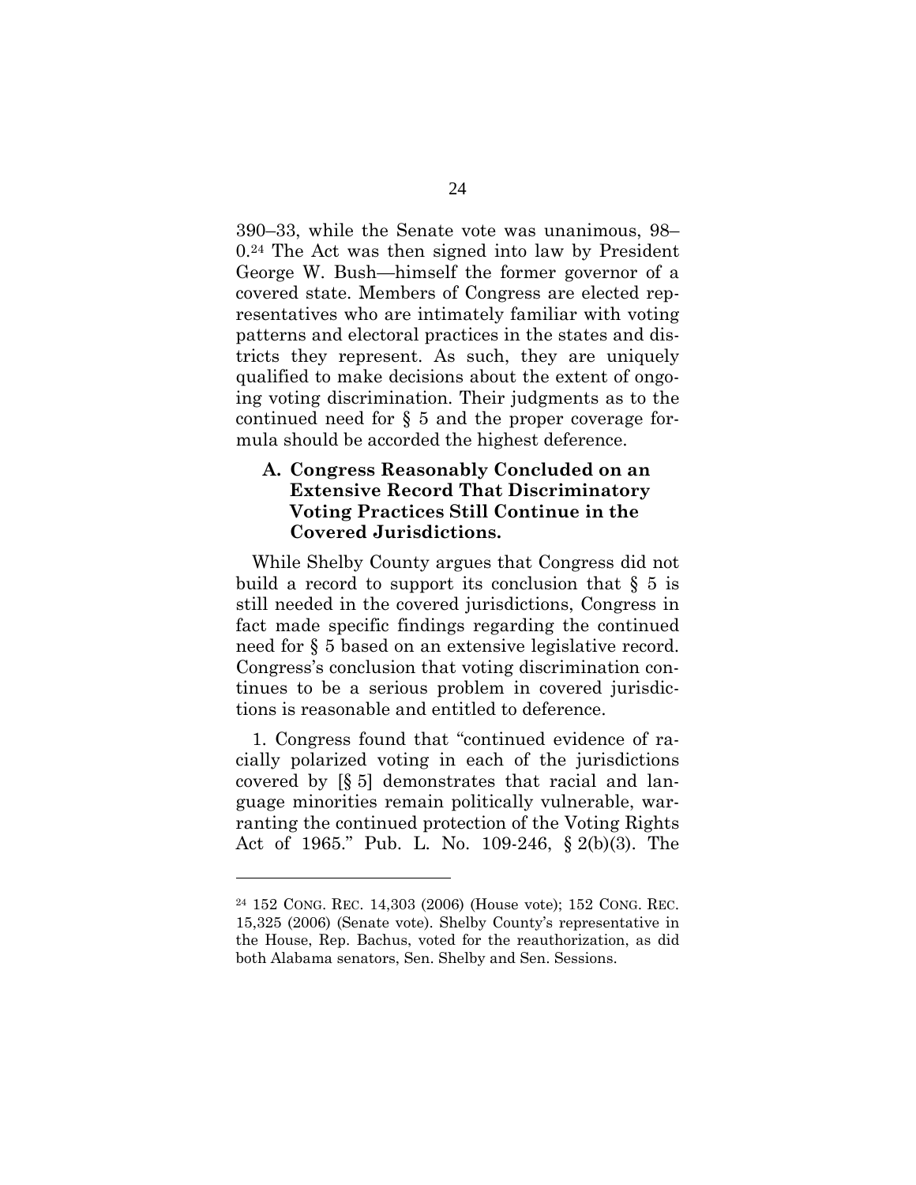390–33, while the Senate vote was unanimous, 98–0.[24] The Act was then signed into law by President George W. Bush—himself the former governor of a covered state. Members of Congress are elected representatives who are intimately familiar with voting patterns and electoral practices in the states and districts they represent. As such, they are uniquely qualified to make decisions about the extent of ongoing voting discrimination. Their judgments as to the continued need for § 5 and the proper coverage formula should be accorded the highest deference.

### A. Congress Reasonably Concluded on an Extensive Record That Discriminatory Voting Practices Still Continue in the Covered Jurisdictions.

While Shelby County argues that Congress did not build a record to support its conclusion that § 5 is still needed in the covered jurisdictions, Congress in fact made specific findings regarding the continued need for § 5 based on an extensive legislative record. Congress's conclusion that voting discrimination continues to be a serious problem in covered jurisdictions is reasonable and entitled to deference.

1. Congress found that "continued evidence of racially polarized voting in each of the jurisdictions covered by [§ 5] demonstrates that racial and language minorities remain politically vulnerable, warranting the continued protection of the Voting Rights Act of 1965." Pub. L. No. 109-246, § 2(b)(3). The

---

[24] 152 CONG. REC. 14,303 (2006) (House vote); 152 CONG. REC. 15,325 (2006) (Senate vote). Shelby County's representative in the House, Rep. Bachus, voted for the reauthorization, as did both Alabama senators, Sen. Shelby and Sen. Sessions.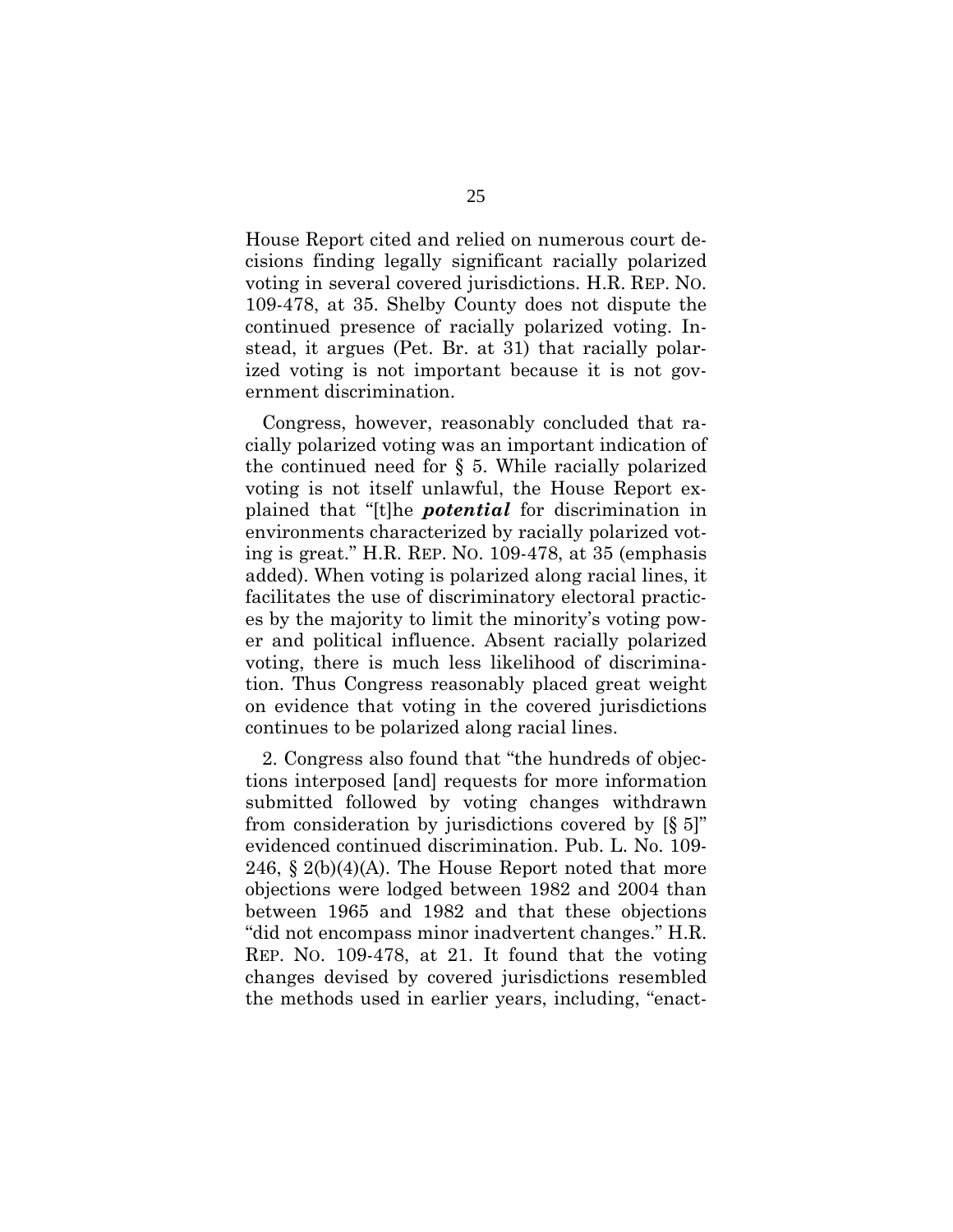House Report cited and relied on numerous court decisions finding legally significant racially polarized voting in several covered jurisdictions. H.R. REP. NO. 109-478, at 35. Shelby County does not dispute the continued presence of racially polarized voting. Instead, it argues (Pet. Br. at 31) that racially polarized voting is not important because it is not government discrimination.

Congress, however, reasonably concluded that racially polarized voting was an important indication of the continued need for § 5. While racially polarized voting is not itself unlawful, the House Report explained that "[t]he ***potential*** for discrimination in environments characterized by racially polarized voting is great." H.R. REP. NO. 109-478, at 35 (emphasis added). When voting is polarized along racial lines, it facilitates the use of discriminatory electoral practices by the majority to limit the minority's voting power and political influence. Absent racially polarized voting, there is much less likelihood of discrimination. Thus Congress reasonably placed great weight on evidence that voting in the covered jurisdictions continues to be polarized along racial lines.

2. Congress also found that "the hundreds of objections interposed [and] requests for more information submitted followed by voting changes withdrawn from consideration by jurisdictions covered by [§ 5]" evidenced continued discrimination. Pub. L. No. 109-246, § 2(b)(4)(A). The House Report noted that more objections were lodged between 1982 and 2004 than between 1965 and 1982 and that these objections "did not encompass minor inadvertent changes." H.R. REP. NO. 109-478, at 21. It found that the voting changes devised by covered jurisdictions resembled the methods used in earlier years, including, "enact-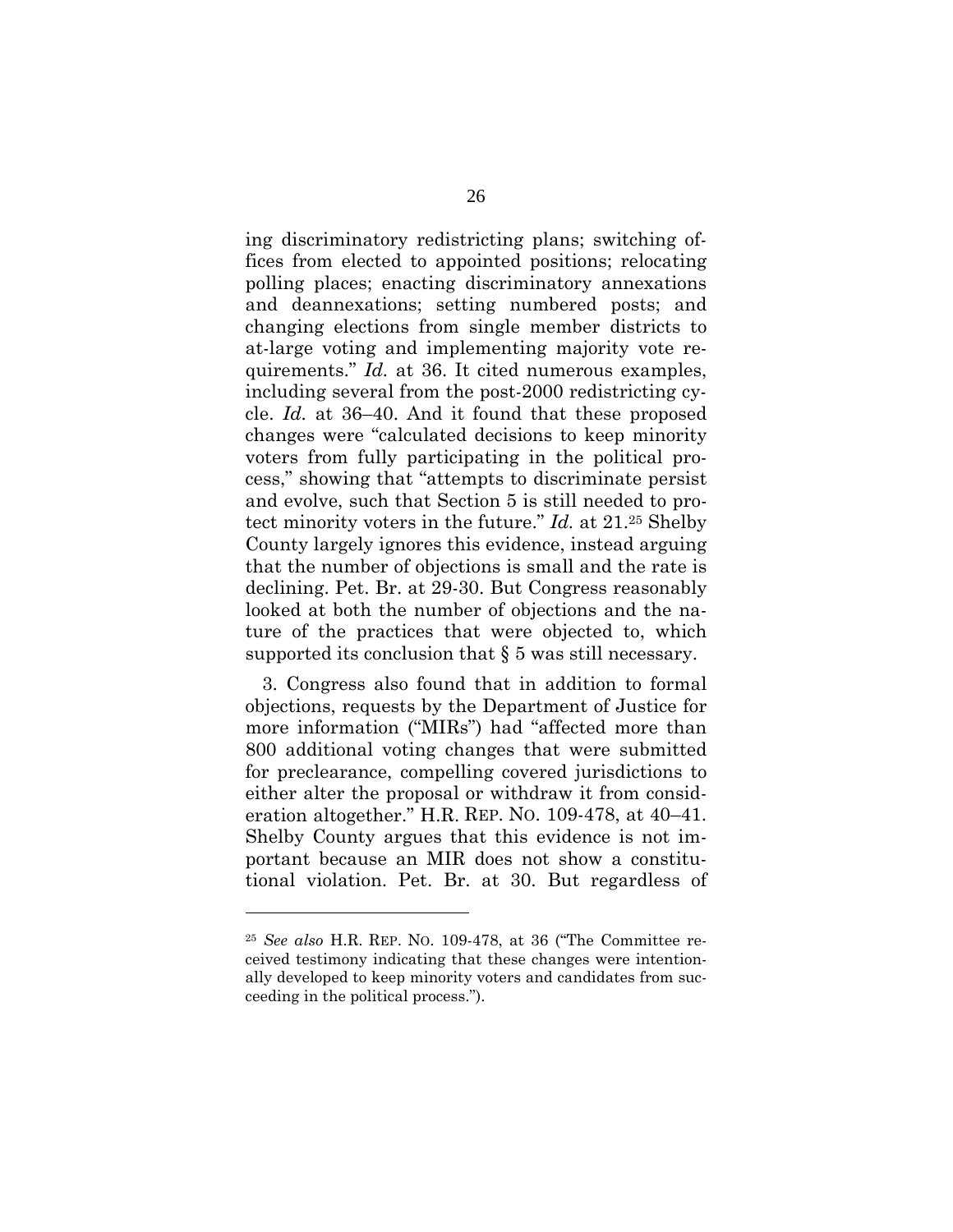ing discriminatory redistricting plans; switching offices from elected to appointed positions; relocating polling places; enacting discriminatory annexations and deannexations; setting numbered posts; and changing elections from single member districts to at-large voting and implementing majority vote requirements." *Id.* at 36. It cited numerous examples, including several from the post-2000 redistricting cycle. *Id.* at 36–40. And it found that these proposed changes were "calculated decisions to keep minority voters from fully participating in the political process," showing that "attempts to discriminate persist and evolve, such that Section 5 is still needed to protect minority voters in the future." *Id.* at 21.[25] Shelby County largely ignores this evidence, instead arguing that the number of objections is small and the rate is declining. Pet. Br. at 29-30. But Congress reasonably looked at both the number of objections and the nature of the practices that were objected to, which supported its conclusion that § 5 was still necessary.

3. Congress also found that in addition to formal objections, requests by the Department of Justice for more information ("MIRs") had "affected more than 800 additional voting changes that were submitted for preclearance, compelling covered jurisdictions to either alter the proposal or withdraw it from consideration altogether." H.R. REP. NO. 109-478, at 40–41. Shelby County argues that this evidence is not important because an MIR does not show a constitutional violation. Pet. Br. at 30. But regardless of

---

[25] *See also* H.R. REP. NO. 109-478, at 36 ("The Committee received testimony indicating that these changes were intentionally developed to keep minority voters and candidates from succeeding in the political process.").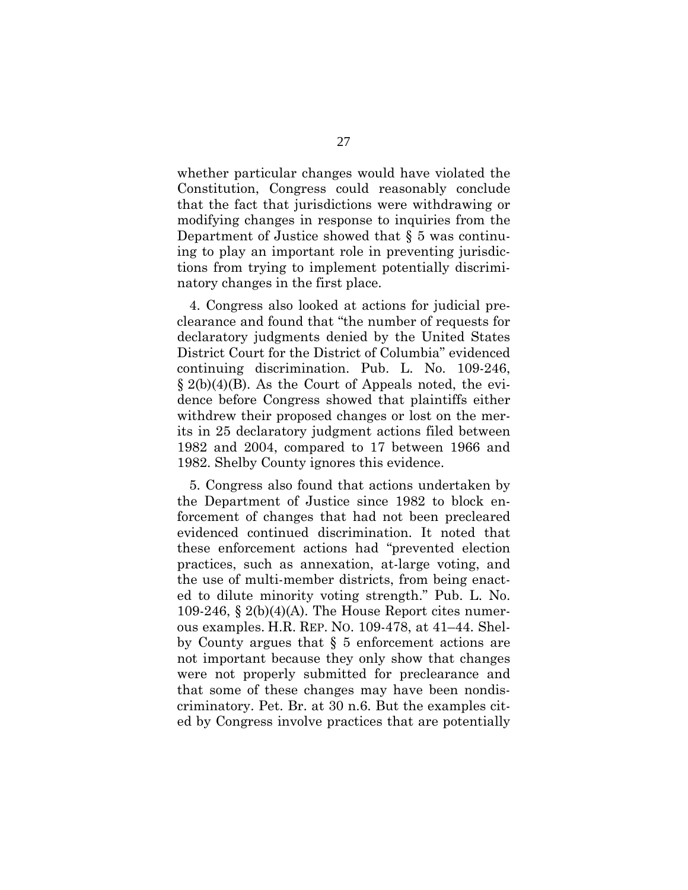whether particular changes would have violated the Constitution, Congress could reasonably conclude that the fact that jurisdictions were withdrawing or modifying changes in response to inquiries from the Department of Justice showed that § 5 was continuing to play an important role in preventing jurisdictions from trying to implement potentially discriminatory changes in the first place.

4. Congress also looked at actions for judicial preclearance and found that "the number of requests for declaratory judgments denied by the United States District Court for the District of Columbia" evidenced continuing discrimination. Pub. L. No. 109-246, § 2(b)(4)(B). As the Court of Appeals noted, the evidence before Congress showed that plaintiffs either withdrew their proposed changes or lost on the merits in 25 declaratory judgment actions filed between 1982 and 2004, compared to 17 between 1966 and 1982. Shelby County ignores this evidence.

5. Congress also found that actions undertaken by the Department of Justice since 1982 to block enforcement of changes that had not been precleared evidenced continued discrimination. It noted that these enforcement actions had "prevented election practices, such as annexation, at-large voting, and the use of multi-member districts, from being enacted to dilute minority voting strength." Pub. L. No. 109-246, § 2(b)(4)(A). The House Report cites numerous examples. H.R. REP. NO. 109-478, at 41–44. Shelby County argues that § 5 enforcement actions are not important because they only show that changes were not properly submitted for preclearance and that some of these changes may have been nondiscriminatory. Pet. Br. at 30 n.6. But the examples cited by Congress involve practices that are potentially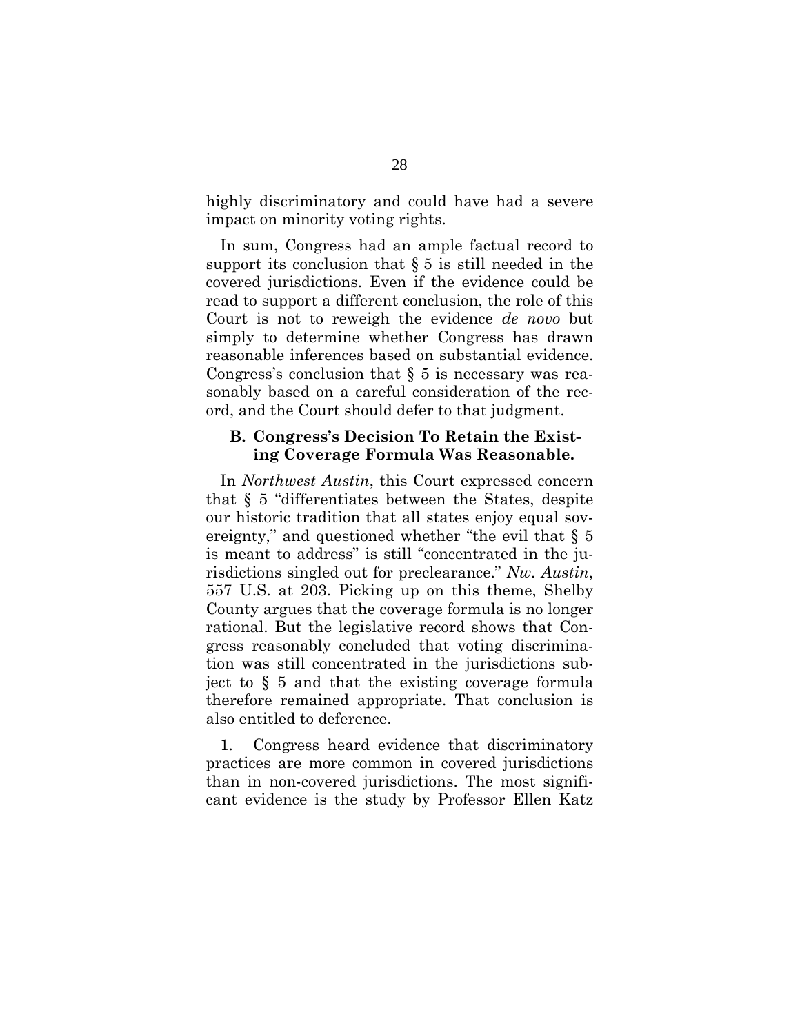highly discriminatory and could have had a severe impact on minority voting rights.

In sum, Congress had an ample factual record to support its conclusion that § 5 is still needed in the covered jurisdictions. Even if the evidence could be read to support a different conclusion, the role of this Court is not to reweigh the evidence *de novo* but simply to determine whether Congress has drawn reasonable inferences based on substantial evidence. Congress's conclusion that § 5 is necessary was reasonably based on a careful consideration of the record, and the Court should defer to that judgment.

### B. Congress's Decision To Retain the Existing Coverage Formula Was Reasonable.

In *Northwest Austin*, this Court expressed concern that § 5 "differentiates between the States, despite our historic tradition that all states enjoy equal sovereignty," and questioned whether "the evil that § 5 is meant to address" is still "concentrated in the jurisdictions singled out for preclearance." *Nw. Austin*, 557 U.S. at 203. Picking up on this theme, Shelby County argues that the coverage formula is no longer rational. But the legislative record shows that Congress reasonably concluded that voting discrimination was still concentrated in the jurisdictions subject to § 5 and that the existing coverage formula therefore remained appropriate. That conclusion is also entitled to deference.

1. Congress heard evidence that discriminatory practices are more common in covered jurisdictions than in non-covered jurisdictions. The most significant evidence is the study by Professor Ellen Katz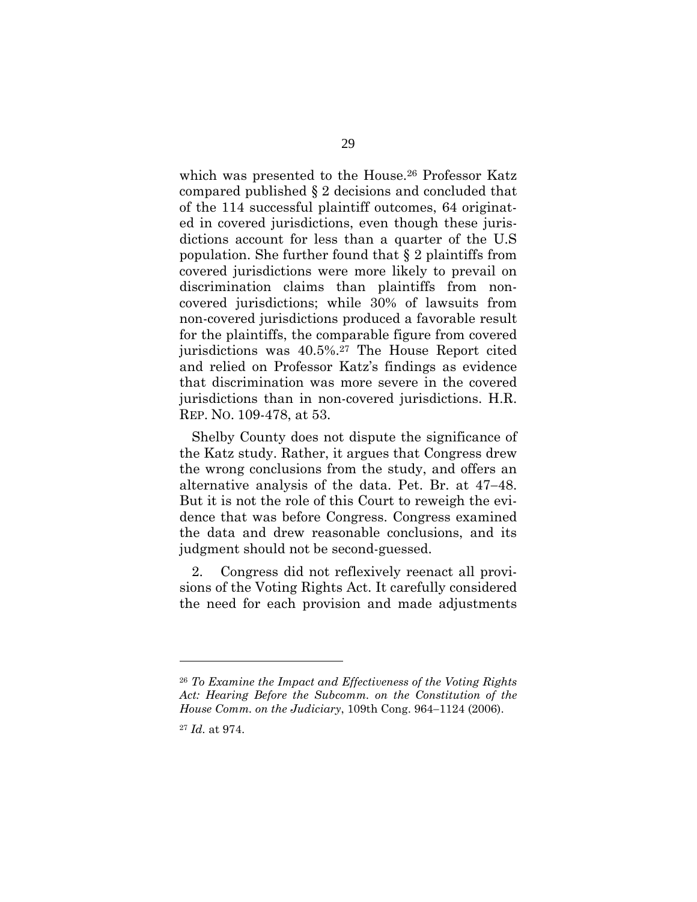which was presented to the House.[26] Professor Katz compared published § 2 decisions and concluded that of the 114 successful plaintiff outcomes, 64 originated in covered jurisdictions, even though these jurisdictions account for less than a quarter of the U.S population. She further found that § 2 plaintiffs from covered jurisdictions were more likely to prevail on discrimination claims than plaintiffs from non-covered jurisdictions; while 30% of lawsuits from non-covered jurisdictions produced a favorable result for the plaintiffs, the comparable figure from covered jurisdictions was 40.5%.[27] The House Report cited and relied on Professor Katz's findings as evidence that discrimination was more severe in the covered jurisdictions than in non-covered jurisdictions. H.R. REP. NO. 109-478, at 53.

Shelby County does not dispute the significance of the Katz study. Rather, it argues that Congress drew the wrong conclusions from the study, and offers an alternative analysis of the data. Pet. Br. at 47–48. But it is not the role of this Court to reweigh the evidence that was before Congress. Congress examined the data and drew reasonable conclusions, and its judgment should not be second-guessed.

2. Congress did not reflexively reenact all provisions of the Voting Rights Act. It carefully considered the need for each provision and made adjustments

---

[26] *To Examine the Impact and Effectiveness of the Voting Rights Act: Hearing Before the Subcomm. on the Constitution of the House Comm. on the Judiciary*, 109th Cong. 964–1124 (2006).

[27] *Id.* at 974.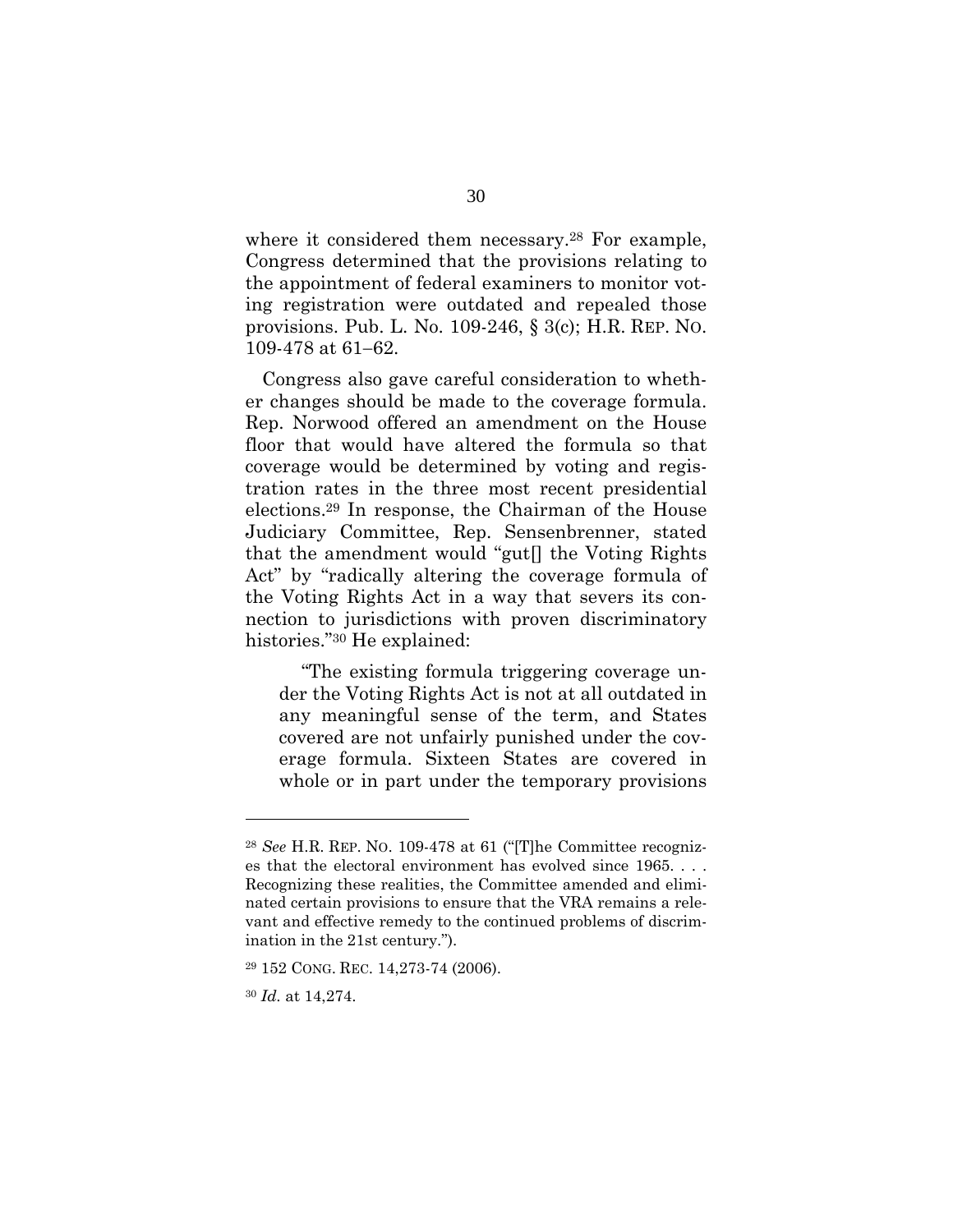where it considered them necessary.[28] For example, Congress determined that the provisions relating to the appointment of federal examiners to monitor voting registration were outdated and repealed those provisions. Pub. L. No. 109-246, § 3(c); H.R. REP. NO. 109-478 at 61–62.

Congress also gave careful consideration to whether changes should be made to the coverage formula. Rep. Norwood offered an amendment on the House floor that would have altered the formula so that coverage would be determined by voting and registration rates in the three most recent presidential elections.[29] In response, the Chairman of the House Judiciary Committee, Rep. Sensenbrenner, stated that the amendment would "gut[] the Voting Rights Act" by "radically altering the coverage formula of the Voting Rights Act in a way that severs its connection to jurisdictions with proven discriminatory histories."[30] He explained:

> "The existing formula triggering coverage under the Voting Rights Act is not at all outdated in any meaningful sense of the term, and States covered are not unfairly punished under the coverage formula. Sixteen States are covered in whole or in part under the temporary provisions

---

[28] *See* H.R. REP. NO. 109-478 at 61 ("[T]he Committee recognizes that the electoral environment has evolved since 1965. . . . Recognizing these realities, the Committee amended and eliminated certain provisions to ensure that the VRA remains a relevant and effective remedy to the continued problems of discrimination in the 21st century.").

[29] 152 CONG. REC. 14,273-74 (2006).

[30] *Id.* at 14,274.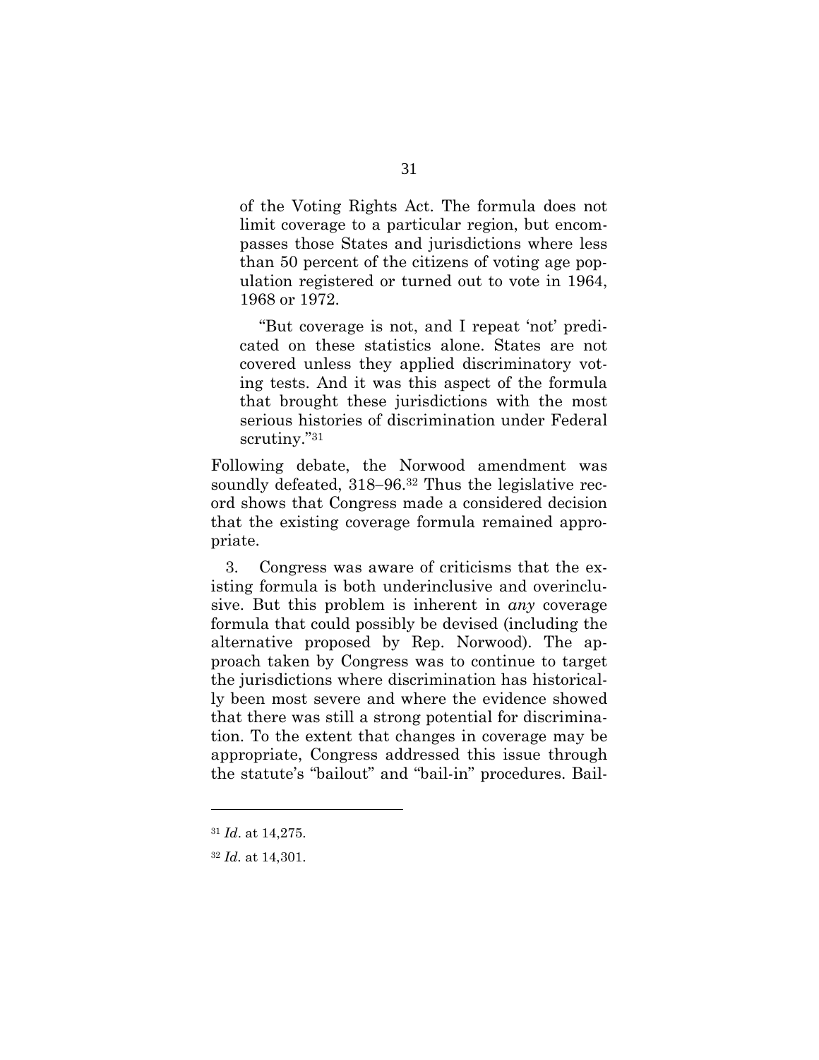of the Voting Rights Act. The formula does not limit coverage to a particular region, but encompasses those States and jurisdictions where less than 50 percent of the citizens of voting age population registered or turned out to vote in 1964, 1968 or 1972.

"But coverage is not, and I repeat 'not' predicated on these statistics alone. States are not covered unless they applied discriminatory voting tests. And it was this aspect of the formula that brought these jurisdictions with the most serious histories of discrimination under Federal scrutiny."[31]

Following debate, the Norwood amendment was soundly defeated, 318–96.[32] Thus the legislative record shows that Congress made a considered decision that the existing coverage formula remained appropriate.

3. Congress was aware of criticisms that the existing formula is both underinclusive and overinclusive. But this problem is inherent in *any* coverage formula that could possibly be devised (including the alternative proposed by Rep. Norwood). The approach taken by Congress was to continue to target the jurisdictions where discrimination has historically been most severe and where the evidence showed that there was still a strong potential for discrimination. To the extent that changes in coverage may be appropriate, Congress addressed this issue through the statute's "bailout" and "bail-in" procedures. Bail-

---

[31] *Id*. at 14,275.

[32] *Id*. at 14,301.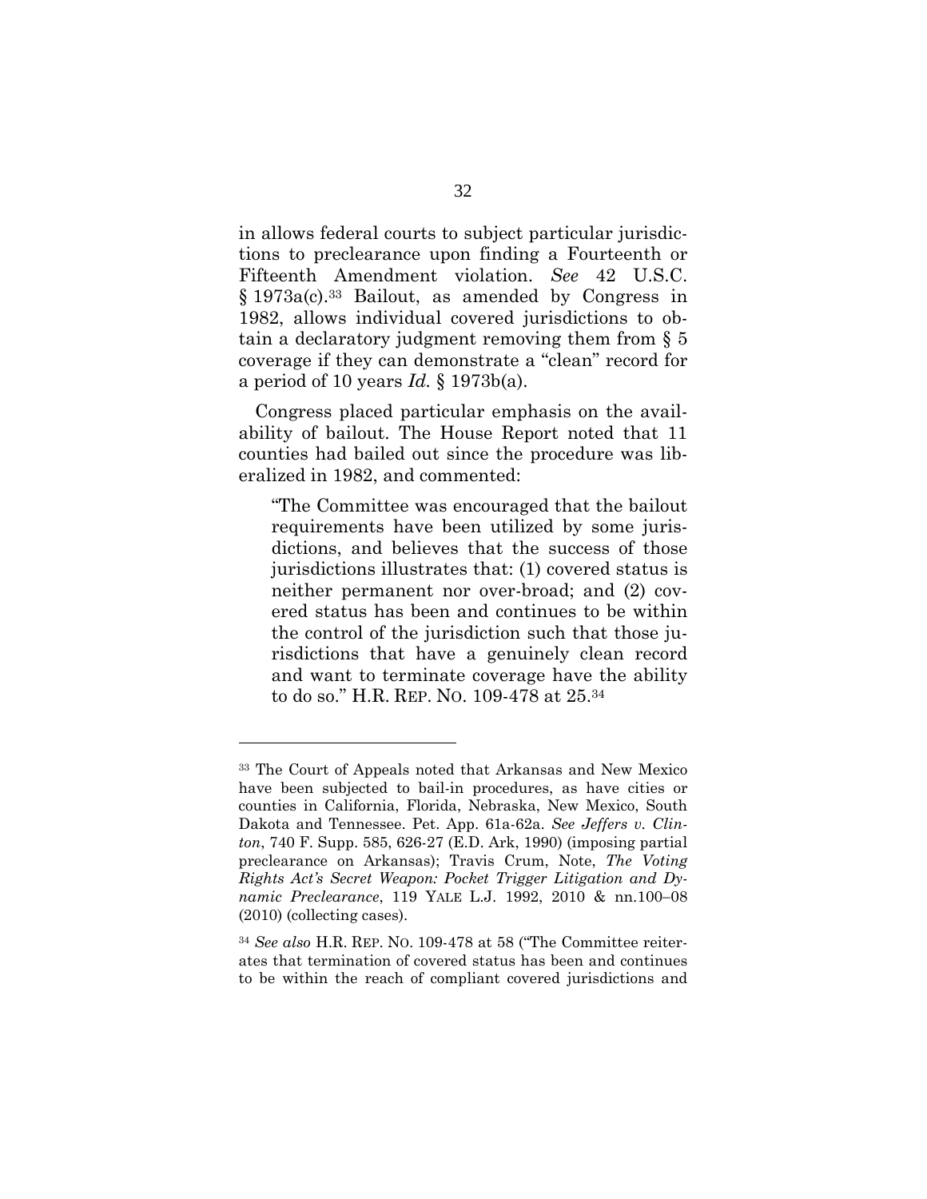in allows federal courts to subject particular jurisdictions to preclearance upon finding a Fourteenth or Fifteenth Amendment violation. *See* 42 U.S.C. § 1973a(c).[33] Bailout, as amended by Congress in 1982, allows individual covered jurisdictions to obtain a declaratory judgment removing them from § 5 coverage if they can demonstrate a "clean" record for a period of 10 years *Id.* § 1973b(a).

Congress placed particular emphasis on the availability of bailout. The House Report noted that 11 counties had bailed out since the procedure was liberalized in 1982, and commented:

> "The Committee was encouraged that the bailout requirements have been utilized by some jurisdictions, and believes that the success of those jurisdictions illustrates that: (1) covered status is neither permanent nor over-broad; and (2) covered status has been and continues to be within the control of the jurisdiction such that those jurisdictions that have a genuinely clean record and want to terminate coverage have the ability to do so." H.R. REP. NO. 109-478 at 25.[34]

---

[33] The Court of Appeals noted that Arkansas and New Mexico have been subjected to bail-in procedures, as have cities or counties in California, Florida, Nebraska, New Mexico, South Dakota and Tennessee. Pet. App. 61a-62a. *See Jeffers v. Clinton*, 740 F. Supp. 585, 626-27 (E.D. Ark, 1990) (imposing partial preclearance on Arkansas); Travis Crum, Note, *The Voting Rights Act's Secret Weapon: Pocket Trigger Litigation and Dynamic Preclearance*, 119 YALE L.J. 1992, 2010 & nn.100–08 (2010) (collecting cases).

[34] *See also* H.R. REP. NO. 109-478 at 58 ("The Committee reiterates that termination of covered status has been and continues to be within the reach of compliant covered jurisdictions and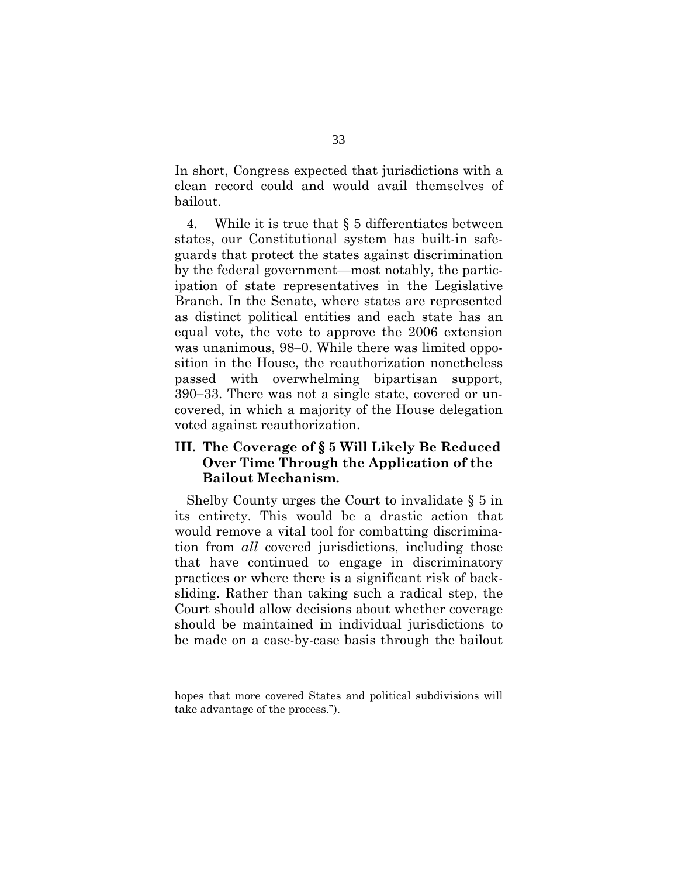In short, Congress expected that jurisdictions with a clean record could and would avail themselves of bailout.

4. While it is true that § 5 differentiates between states, our Constitutional system has built-in safeguards that protect the states against discrimination by the federal government—most notably, the participation of state representatives in the Legislative Branch. In the Senate, where states are represented as distinct political entities and each state has an equal vote, the vote to approve the 2006 extension was unanimous, 98–0. While there was limited opposition in the House, the reauthorization nonetheless passed with overwhelming bipartisan support, 390–33. There was not a single state, covered or uncovered, in which a majority of the House delegation voted against reauthorization.

## III. The Coverage of § 5 Will Likely Be Reduced Over Time Through the Application of the Bailout Mechanism.

Shelby County urges the Court to invalidate § 5 in its entirety. This would be a drastic action that would remove a vital tool for combatting discrimination from *all* covered jurisdictions, including those that have continued to engage in discriminatory practices or where there is a significant risk of backsliding. Rather than taking such a radical step, the Court should allow decisions about whether coverage should be maintained in individual jurisdictions to be made on a case-by-case basis through the bailout

---

hopes that more covered States and political subdivisions will take advantage of the process.").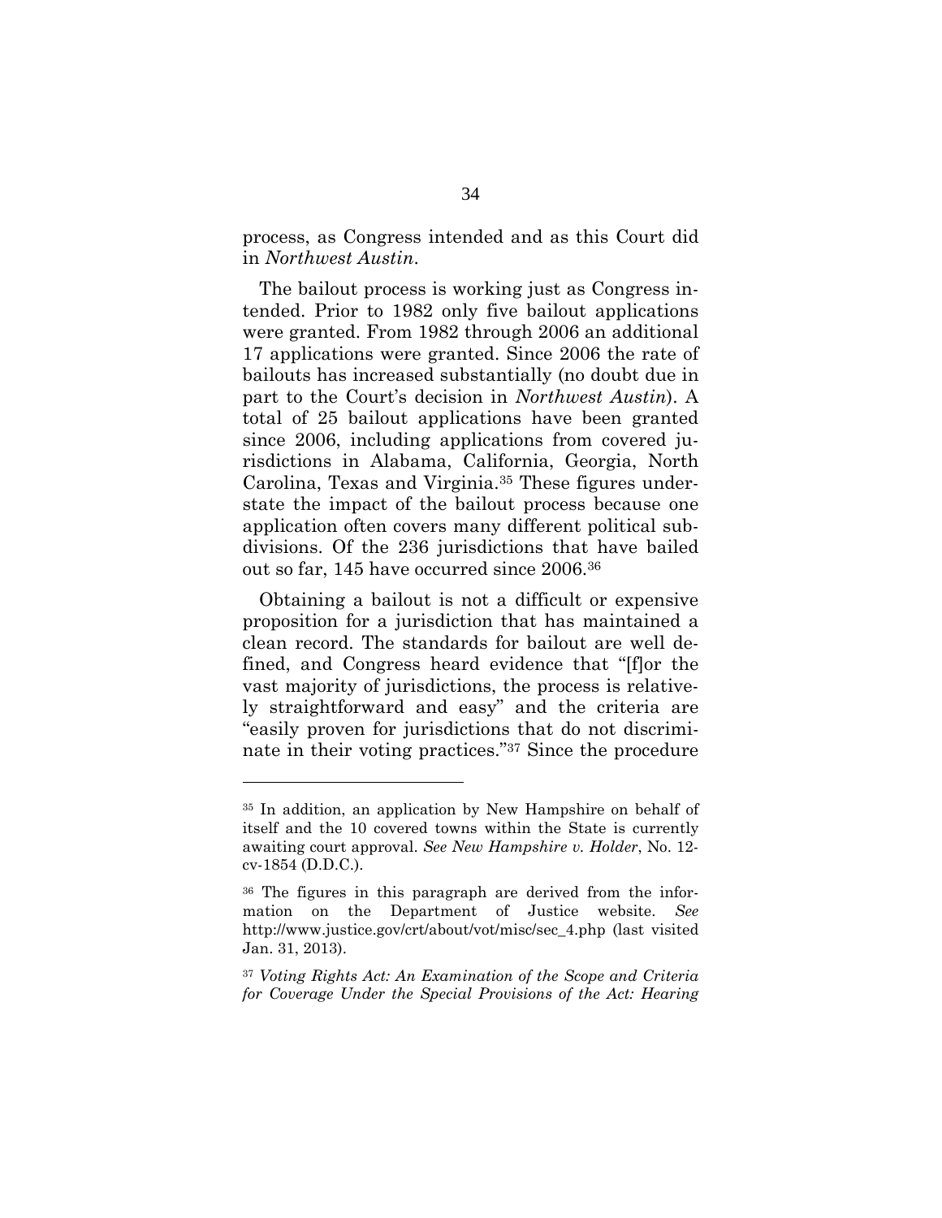process, as Congress intended and as this Court did in *Northwest Austin*.

The bailout process is working just as Congress intended. Prior to 1982 only five bailout applications were granted. From 1982 through 2006 an additional 17 applications were granted. Since 2006 the rate of bailouts has increased substantially (no doubt due in part to the Court's decision in *Northwest Austin*). A total of 25 bailout applications have been granted since 2006, including applications from covered jurisdictions in Alabama, California, Georgia, North Carolina, Texas and Virginia.[35] These figures understate the impact of the bailout process because one application often covers many different political subdivisions. Of the 236 jurisdictions that have bailed out so far, 145 have occurred since 2006.[36]

Obtaining a bailout is not a difficult or expensive proposition for a jurisdiction that has maintained a clean record. The standards for bailout are well defined, and Congress heard evidence that "[f]or the vast majority of jurisdictions, the process is relatively straightforward and easy" and the criteria are "easily proven for jurisdictions that do not discriminate in their voting practices."[37] Since the procedure

---

[35] In addition, an application by New Hampshire on behalf of itself and the 10 covered towns within the State is currently awaiting court approval. *See New Hampshire v. Holder*, No. 12-cv-1854 (D.D.C.).

[36] The figures in this paragraph are derived from the information on the Department of Justice website. *See* http://www.justice.gov/crt/about/vot/misc/sec_4.php (last visited Jan. 31, 2013).

[37] *Voting Rights Act: An Examination of the Scope and Criteria for Coverage Under the Special Provisions of the Act: Hearing*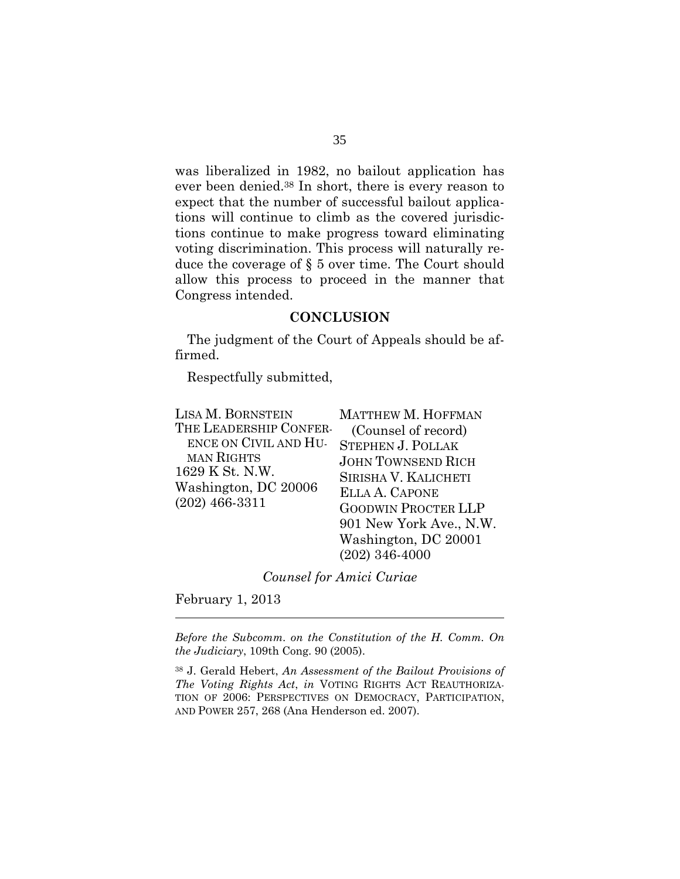was liberalized in 1982, no bailout application has ever been denied.[38] In short, there is every reason to expect that the number of successful bailout applications will continue to climb as the covered jurisdictions continue to make progress toward eliminating voting discrimination. This process will naturally reduce the coverage of § 5 over time. The Court should allow this process to proceed in the manner that Congress intended.

## CONCLUSION

The judgment of the Court of Appeals should be affirmed.

Respectfully submitted,

LISA M. BORNSTEIN
THE LEADERSHIP CONFERENCE ON CIVIL AND HUMAN RIGHTS
1629 K St. N.W.
Washington, DC 20006
(202) 466-3311

MATTHEW M. HOFFMAN
(Counsel of record)
STEPHEN J. POLLAK
JOHN TOWNSEND RICH
SIRISHA V. KALICHETI
ELLA A. CAPONE
GOODWIN PROCTER LLP
901 New York Ave., N.W.
Washington, DC 20001
(202) 346-4000

*Counsel for Amici Curiae*

February 1, 2013

---

*Before the Subcomm. on the Constitution of the H. Comm. On the Judiciary*, 109th Cong. 90 (2005).

[38] J. Gerald Hebert, *An Assessment of the Bailout Provisions of The Voting Rights Act*, *in* VOTING RIGHTS ACT REAUTHORIZATION OF 2006: PERSPECTIVES ON DEMOCRACY, PARTICIPATION, AND POWER 257, 268 (Ana Henderson ed. 2007).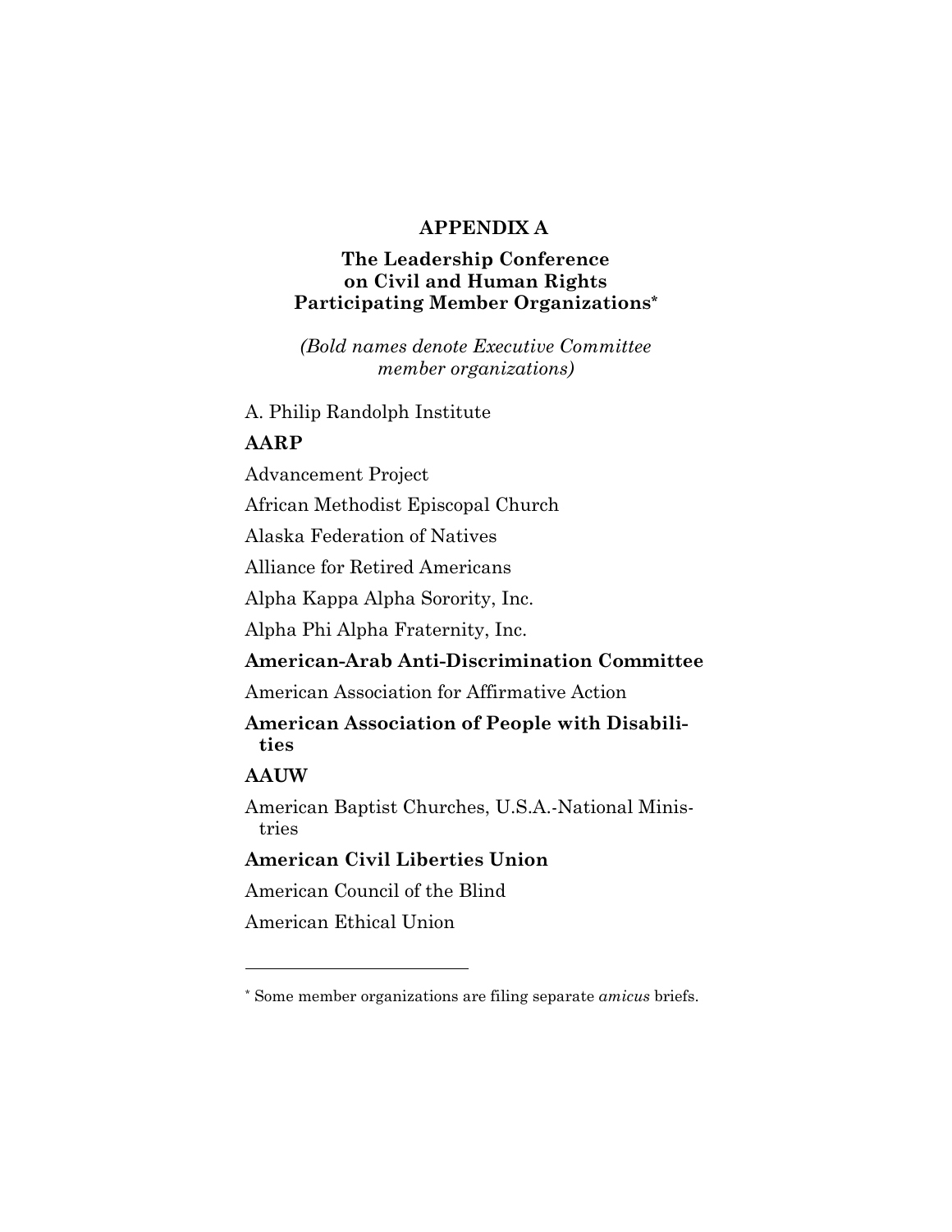# APPENDIX A

## The Leadership Conference on Civil and Human Rights Participating Member Organizations*

*(Bold names denote Executive Committee member organizations)*

A. Philip Randolph Institute

**AARP**

Advancement Project

African Methodist Episcopal Church

Alaska Federation of Natives

Alliance for Retired Americans

Alpha Kappa Alpha Sorority, Inc.

Alpha Phi Alpha Fraternity, Inc.

**American-Arab Anti-Discrimination Committee**

American Association for Affirmative Action

**American Association of People with Disabilities**

**AAUW**

American Baptist Churches, U.S.A.-National Ministries

**American Civil Liberties Union**

American Council of the Blind

American Ethical Union

---

* Some member organizations are filing separate *amicus* briefs.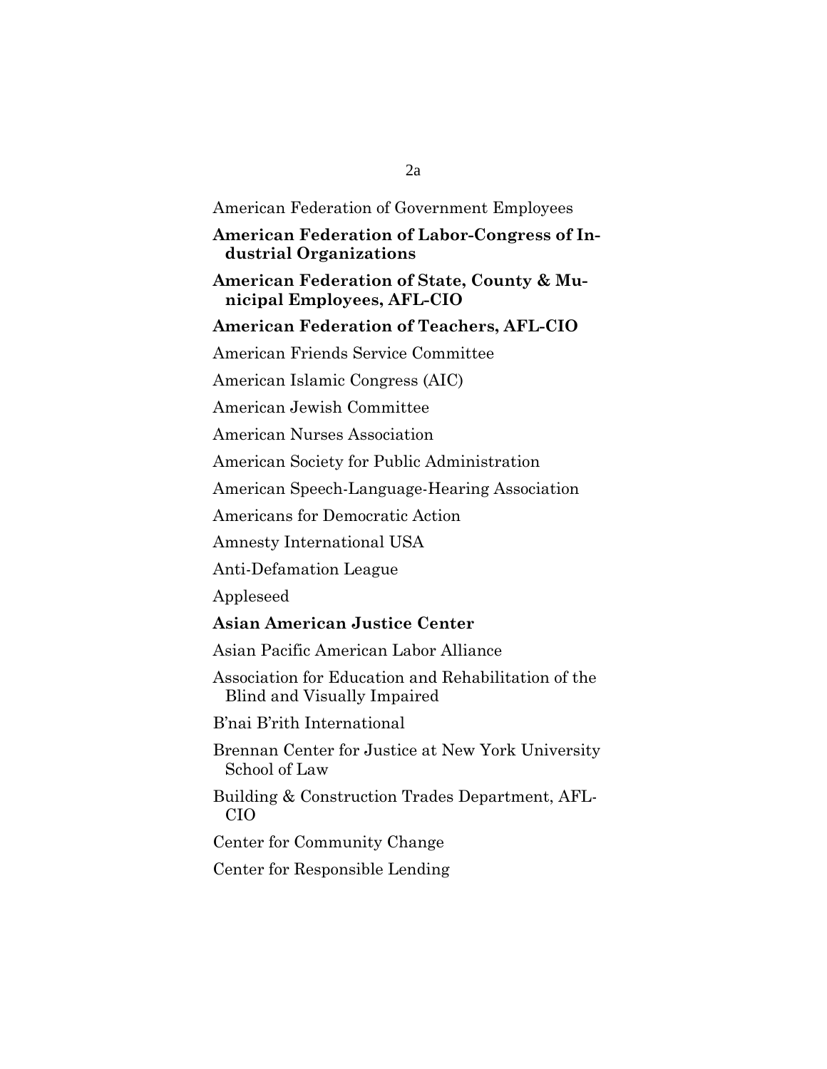American Federation of Government Employees

**American Federation of Labor-Congress of Industrial Organizations**

**American Federation of State, County & Municipal Employees, AFL-CIO**

**American Federation of Teachers, AFL-CIO**

American Friends Service Committee

American Islamic Congress (AIC)

American Jewish Committee

American Nurses Association

American Society for Public Administration

American Speech-Language-Hearing Association

Americans for Democratic Action

Amnesty International USA

Anti-Defamation League

Appleseed

**Asian American Justice Center**

Asian Pacific American Labor Alliance

Association for Education and Rehabilitation of the Blind and Visually Impaired

B'nai B'rith International

Brennan Center for Justice at New York University School of Law

Building & Construction Trades Department, AFL-CIO

Center for Community Change

Center for Responsible Lending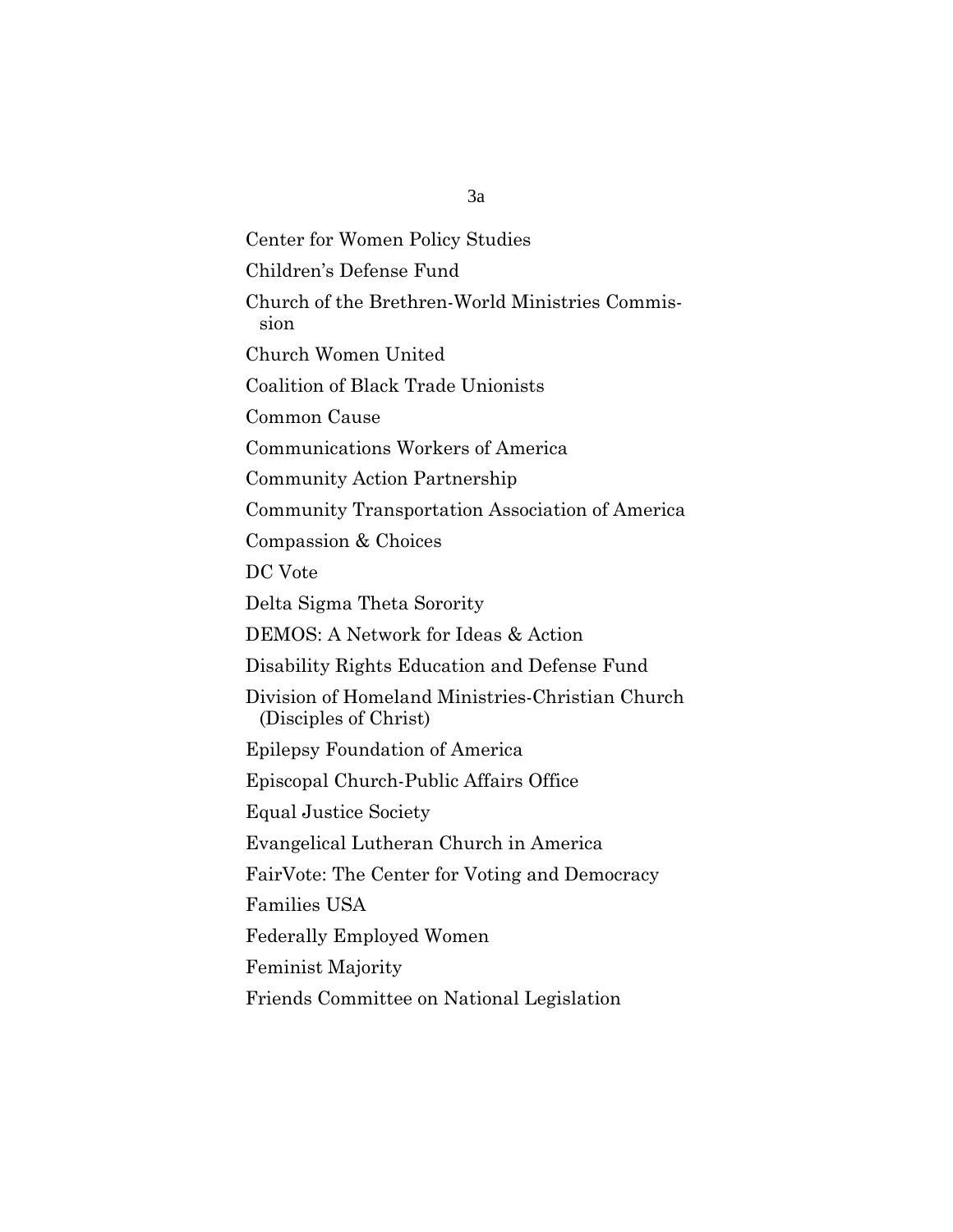Center for Women Policy Studies

Children's Defense Fund

Church of the Brethren-World Ministries Commission

Church Women United

Coalition of Black Trade Unionists

Common Cause

Communications Workers of America

Community Action Partnership

Community Transportation Association of America

Compassion & Choices

DC Vote

Delta Sigma Theta Sorority

DEMOS: A Network for Ideas & Action

Disability Rights Education and Defense Fund

Division of Homeland Ministries-Christian Church (Disciples of Christ)

Epilepsy Foundation of America

Episcopal Church-Public Affairs Office

Equal Justice Society

Evangelical Lutheran Church in America

FairVote: The Center for Voting and Democracy

Families USA

Federally Employed Women

Feminist Majority

Friends Committee on National Legislation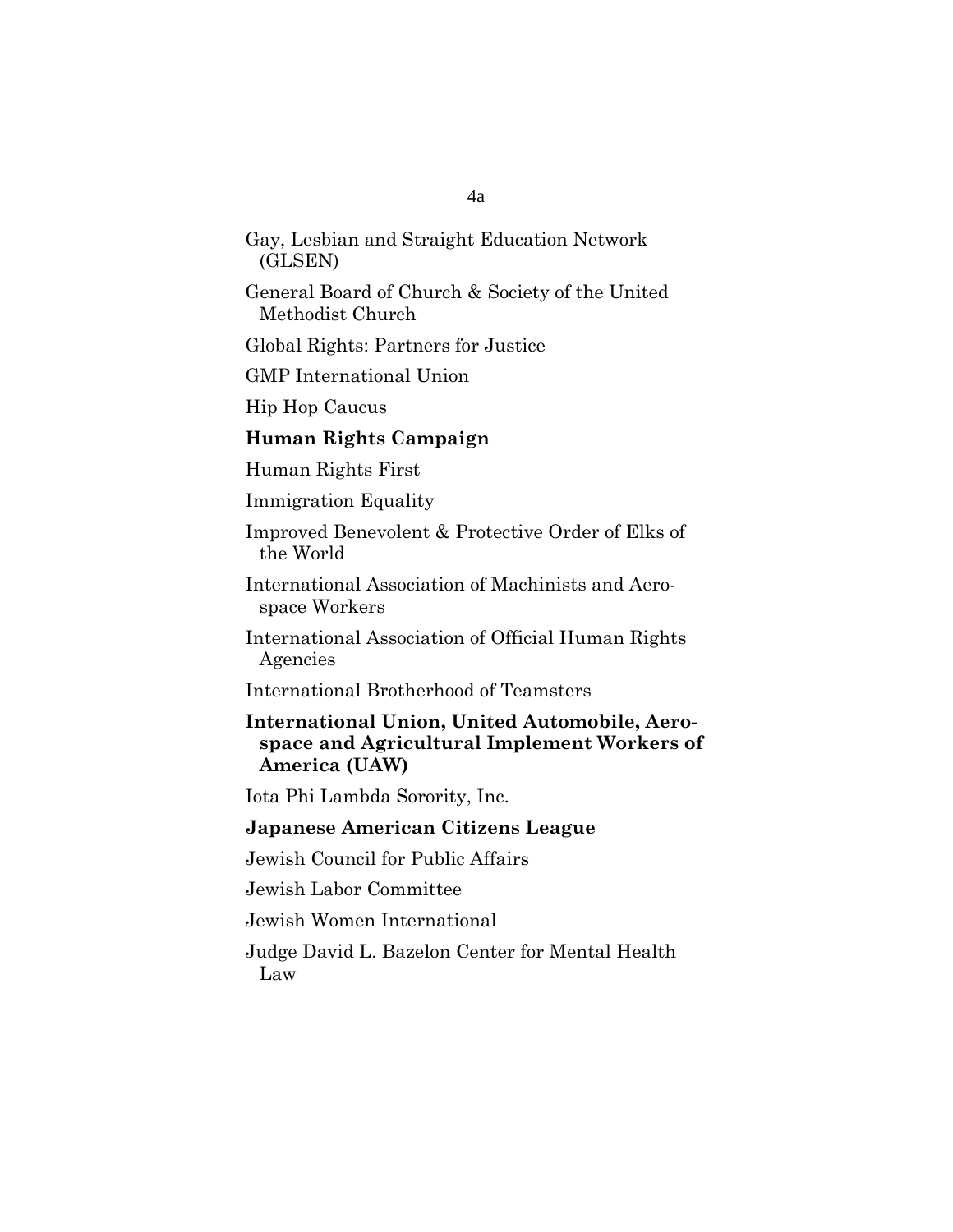Gay, Lesbian and Straight Education Network (GLSEN)

General Board of Church & Society of the United Methodist Church

Global Rights: Partners for Justice

GMP International Union

Hip Hop Caucus

**Human Rights Campaign**

Human Rights First

Immigration Equality

Improved Benevolent & Protective Order of Elks of the World

International Association of Machinists and Aerospace Workers

International Association of Official Human Rights Agencies

International Brotherhood of Teamsters

**International Union, United Automobile, Aerospace and Agricultural Implement Workers of America (UAW)**

Iota Phi Lambda Sorority, Inc.

**Japanese American Citizens League**

Jewish Council for Public Affairs

Jewish Labor Committee

Jewish Women International

Judge David L. Bazelon Center for Mental Health Law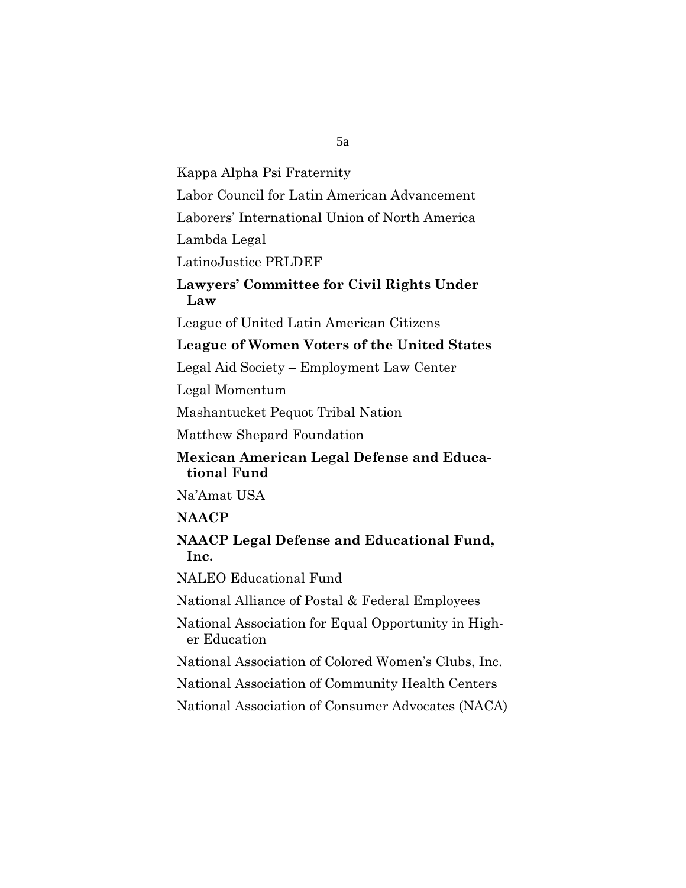Kappa Alpha Psi Fraternity

Labor Council for Latin American Advancement

Laborers' International Union of North America

Lambda Legal

LatinoJustice PRLDEF

**Lawyers' Committee for Civil Rights Under Law**

League of United Latin American Citizens

**League of Women Voters of the United States**

Legal Aid Society – Employment Law Center

Legal Momentum

Mashantucket Pequot Tribal Nation

Matthew Shepard Foundation

**Mexican American Legal Defense and Educational Fund**

Na'Amat USA

**NAACP**

**NAACP Legal Defense and Educational Fund, Inc.**

NALEO Educational Fund

National Alliance of Postal & Federal Employees

National Association for Equal Opportunity in Higher Education

National Association of Colored Women's Clubs, Inc.

National Association of Community Health Centers

National Association of Consumer Advocates (NACA)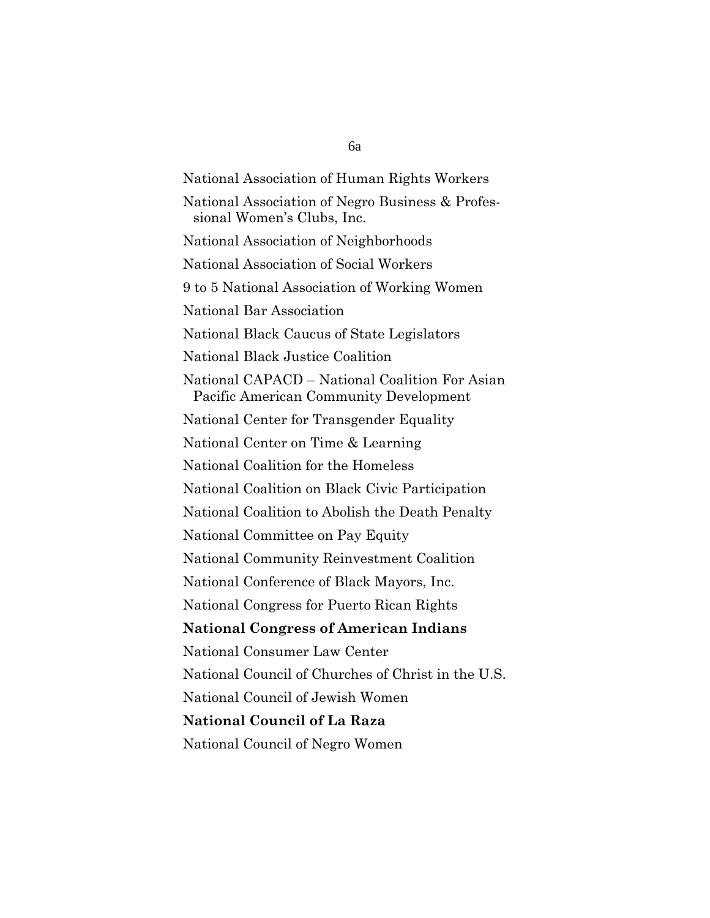National Association of Human Rights Workers

National Association of Negro Business & Professional Women's Clubs, Inc.

National Association of Neighborhoods

National Association of Social Workers

9 to 5 National Association of Working Women

National Bar Association

National Black Caucus of State Legislators

National Black Justice Coalition

National CAPACD – National Coalition For Asian Pacific American Community Development

National Center for Transgender Equality

National Center on Time & Learning

National Coalition for the Homeless

National Coalition on Black Civic Participation

National Coalition to Abolish the Death Penalty

National Committee on Pay Equity

National Community Reinvestment Coalition

National Conference of Black Mayors, Inc.

National Congress for Puerto Rican Rights

**National Congress of American Indians**

National Consumer Law Center

National Council of Churches of Christ in the U.S.

National Council of Jewish Women

**National Council of La Raza**

National Council of Negro Women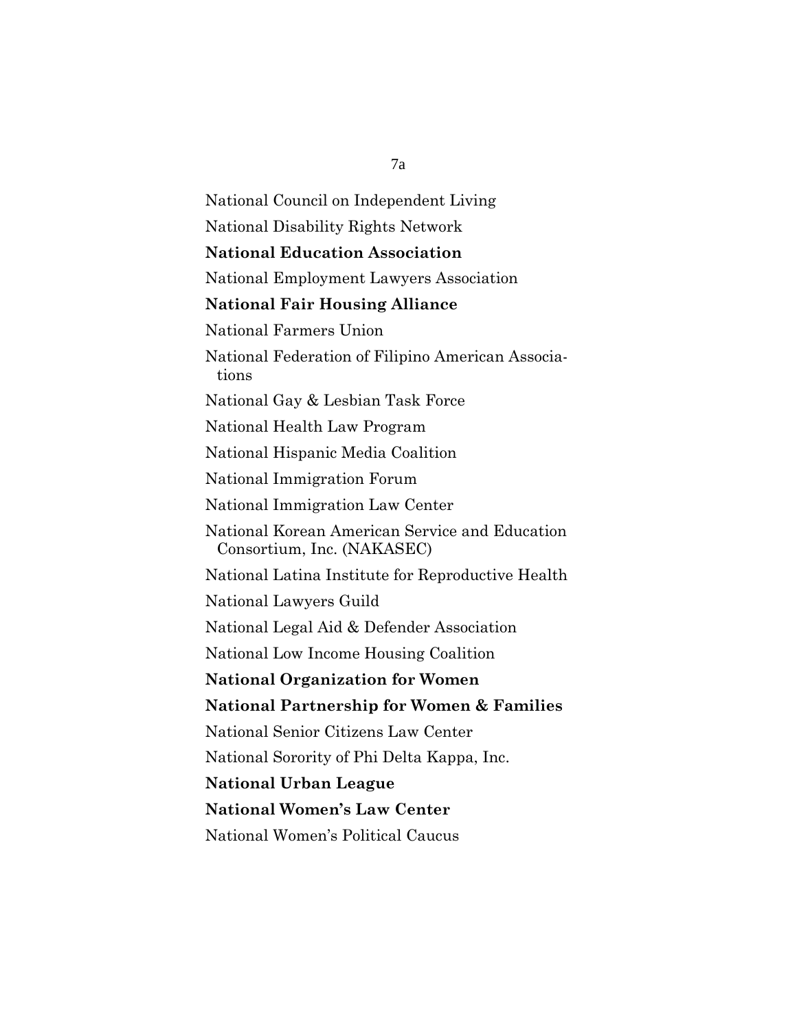National Council on Independent Living

National Disability Rights Network

**National Education Association**

National Employment Lawyers Association

**National Fair Housing Alliance**

National Farmers Union

National Federation of Filipino American Associations

National Gay & Lesbian Task Force

National Health Law Program

National Hispanic Media Coalition

National Immigration Forum

National Immigration Law Center

National Korean American Service and Education Consortium, Inc. (NAKASEC)

National Latina Institute for Reproductive Health

National Lawyers Guild

National Legal Aid & Defender Association

National Low Income Housing Coalition

**National Organization for Women**

**National Partnership for Women & Families**

National Senior Citizens Law Center

National Sorority of Phi Delta Kappa, Inc.

**National Urban League**

**National Women's Law Center**

National Women's Political Caucus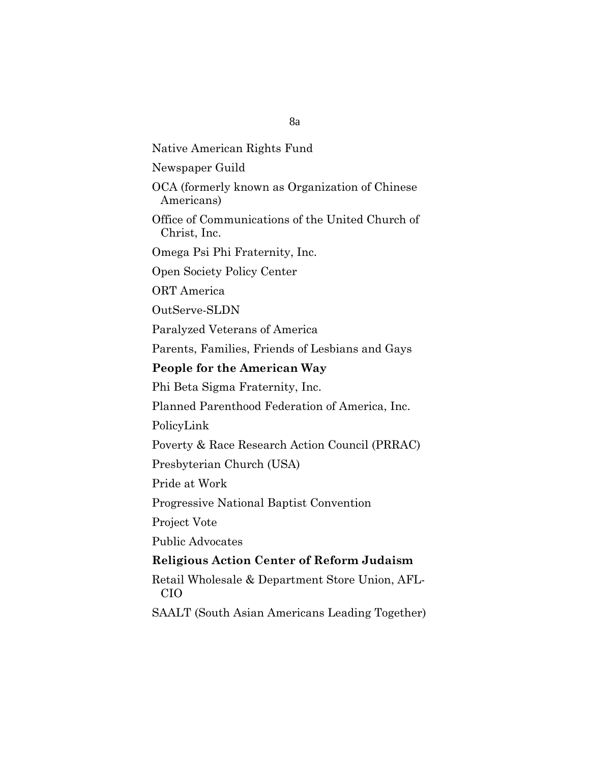Native American Rights Fund

Newspaper Guild

OCA (formerly known as Organization of Chinese Americans)

Office of Communications of the United Church of Christ, Inc.

Omega Psi Phi Fraternity, Inc.

Open Society Policy Center

ORT America

OutServe-SLDN

Paralyzed Veterans of America

Parents, Families, Friends of Lesbians and Gays

**People for the American Way**

Phi Beta Sigma Fraternity, Inc.

Planned Parenthood Federation of America, Inc.

PolicyLink

Poverty & Race Research Action Council (PRRAC)

Presbyterian Church (USA)

Pride at Work

Progressive National Baptist Convention

Project Vote

Public Advocates

**Religious Action Center of Reform Judaism**

Retail Wholesale & Department Store Union, AFL-CIO

SAALT (South Asian Americans Leading Together)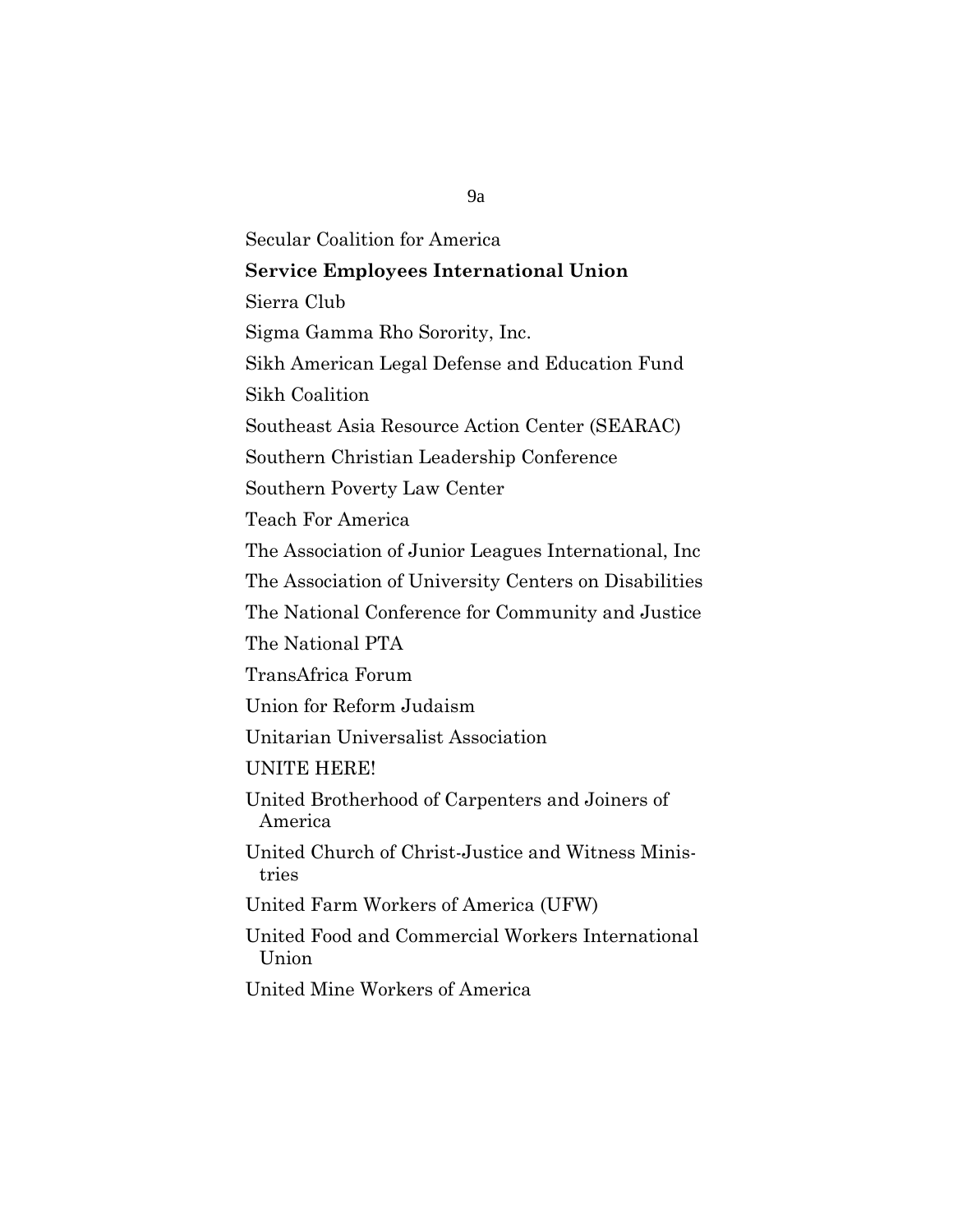Secular Coalition for America

**Service Employees International Union**

Sierra Club

Sigma Gamma Rho Sorority, Inc.

Sikh American Legal Defense and Education Fund

Sikh Coalition

Southeast Asia Resource Action Center (SEARAC)

Southern Christian Leadership Conference

Southern Poverty Law Center

Teach For America

The Association of Junior Leagues International, Inc

The Association of University Centers on Disabilities

The National Conference for Community and Justice

The National PTA

TransAfrica Forum

Union for Reform Judaism

Unitarian Universalist Association

UNITE HERE!

United Brotherhood of Carpenters and Joiners of America

United Church of Christ-Justice and Witness Ministries

United Farm Workers of America (UFW)

United Food and Commercial Workers International Union

United Mine Workers of America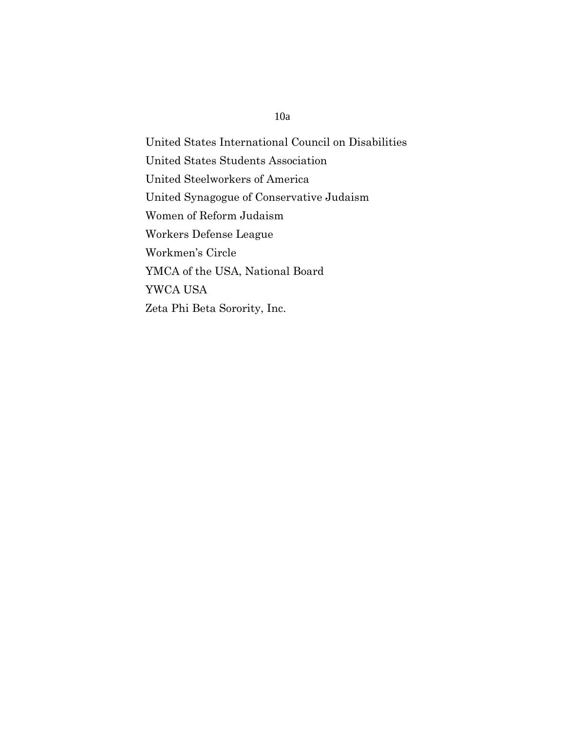United States International Council on Disabilities

United States Students Association

United Steelworkers of America

United Synagogue of Conservative Judaism

Women of Reform Judaism

Workers Defense League

Workmen's Circle

YMCA of the USA, National Board

YWCA USA

Zeta Phi Beta Sorority, Inc.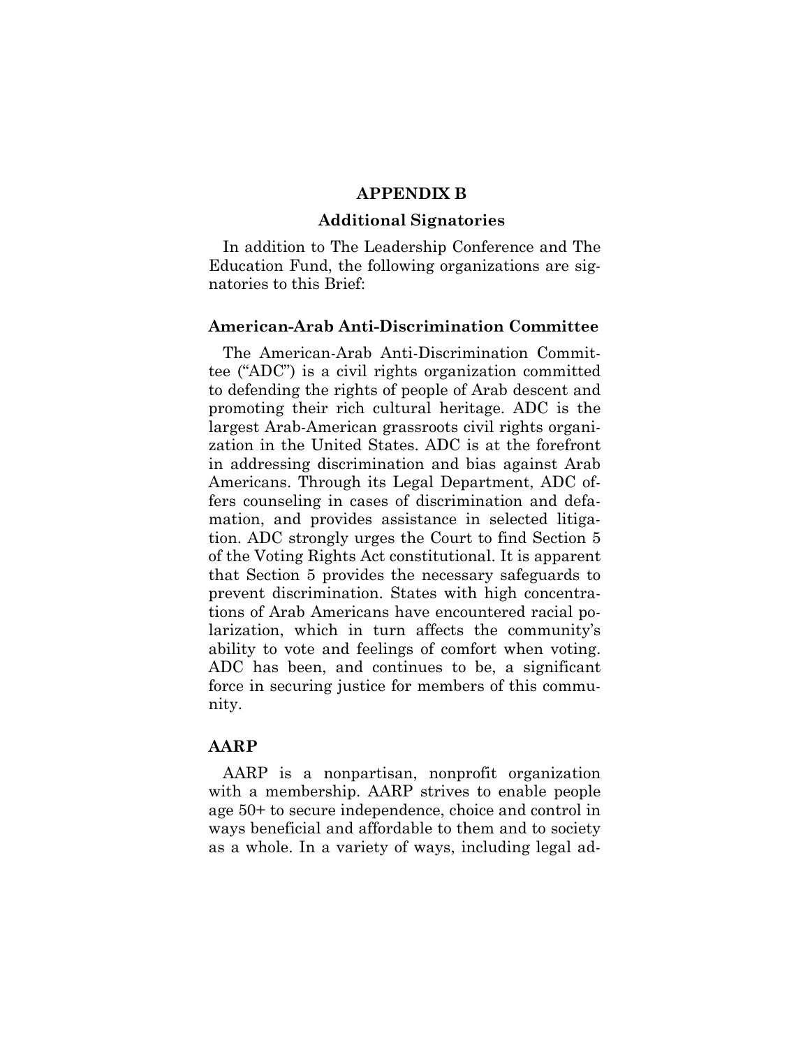## APPENDIX B

### Additional Signatories

In addition to The Leadership Conference and The Education Fund, the following organizations are signatories to this Brief:

### American-Arab Anti-Discrimination Committee

The American-Arab Anti-Discrimination Committee ("ADC") is a civil rights organization committed to defending the rights of people of Arab descent and promoting their rich cultural heritage. ADC is the largest Arab-American grassroots civil rights organization in the United States. ADC is at the forefront in addressing discrimination and bias against Arab Americans. Through its Legal Department, ADC offers counseling in cases of discrimination and defamation, and provides assistance in selected litigation. ADC strongly urges the Court to find Section 5 of the Voting Rights Act constitutional. It is apparent that Section 5 provides the necessary safeguards to prevent discrimination. States with high concentrations of Arab Americans have encountered racial polarization, which in turn affects the community's ability to vote and feelings of comfort when voting. ADC has been, and continues to be, a significant force in securing justice for members of this community.

### AARP

AARP is a nonpartisan, nonprofit organization with a membership. AARP strives to enable people age 50+ to secure independence, choice and control in ways beneficial and affordable to them and to society as a whole. In a variety of ways, including legal ad-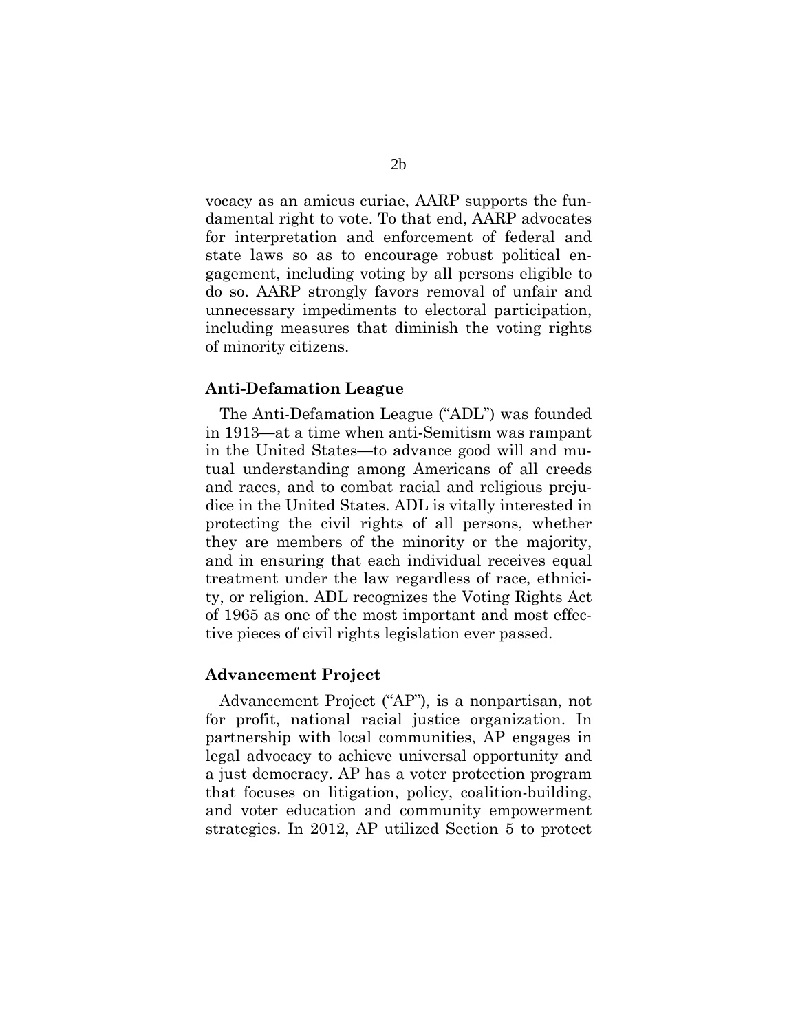vocacy as an amicus curiae, AARP supports the fundamental right to vote. To that end, AARP advocates for interpretation and enforcement of federal and state laws so as to encourage robust political engagement, including voting by all persons eligible to do so. AARP strongly favors removal of unfair and unnecessary impediments to electoral participation, including measures that diminish the voting rights of minority citizens.

**Anti-Defamation League**

The Anti-Defamation League ("ADL") was founded in 1913—at a time when anti-Semitism was rampant in the United States—to advance good will and mutual understanding among Americans of all creeds and races, and to combat racial and religious prejudice in the United States. ADL is vitally interested in protecting the civil rights of all persons, whether they are members of the minority or the majority, and in ensuring that each individual receives equal treatment under the law regardless of race, ethnicity, or religion. ADL recognizes the Voting Rights Act of 1965 as one of the most important and most effective pieces of civil rights legislation ever passed.

**Advancement Project**

Advancement Project ("AP"), is a nonpartisan, not for profit, national racial justice organization. In partnership with local communities, AP engages in legal advocacy to achieve universal opportunity and a just democracy. AP has a voter protection program that focuses on litigation, policy, coalition-building, and voter education and community empowerment strategies. In 2012, AP utilized Section 5 to protect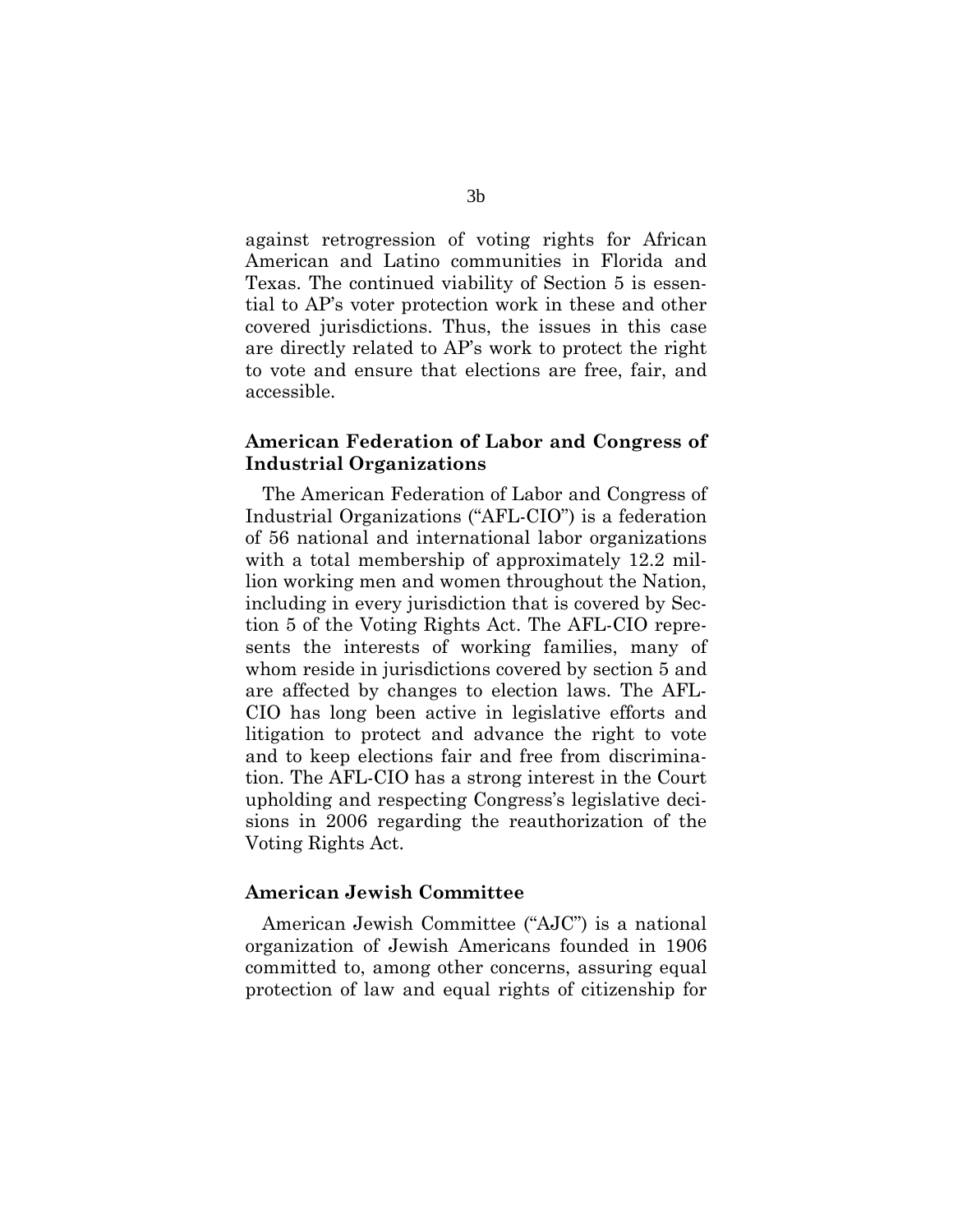against retrogression of voting rights for African American and Latino communities in Florida and Texas. The continued viability of Section 5 is essential to AP's voter protection work in these and other covered jurisdictions. Thus, the issues in this case are directly related to AP's work to protect the right to vote and ensure that elections are free, fair, and accessible.

**American Federation of Labor and Congress of Industrial Organizations**

The American Federation of Labor and Congress of Industrial Organizations ("AFL-CIO") is a federation of 56 national and international labor organizations with a total membership of approximately 12.2 million working men and women throughout the Nation, including in every jurisdiction that is covered by Section 5 of the Voting Rights Act. The AFL-CIO represents the interests of working families, many of whom reside in jurisdictions covered by section 5 and are affected by changes to election laws. The AFL-CIO has long been active in legislative efforts and litigation to protect and advance the right to vote and to keep elections fair and free from discrimination. The AFL-CIO has a strong interest in the Court upholding and respecting Congress's legislative decisions in 2006 regarding the reauthorization of the Voting Rights Act.

**American Jewish Committee**

American Jewish Committee ("AJC") is a national organization of Jewish Americans founded in 1906 committed to, among other concerns, assuring equal protection of law and equal rights of citizenship for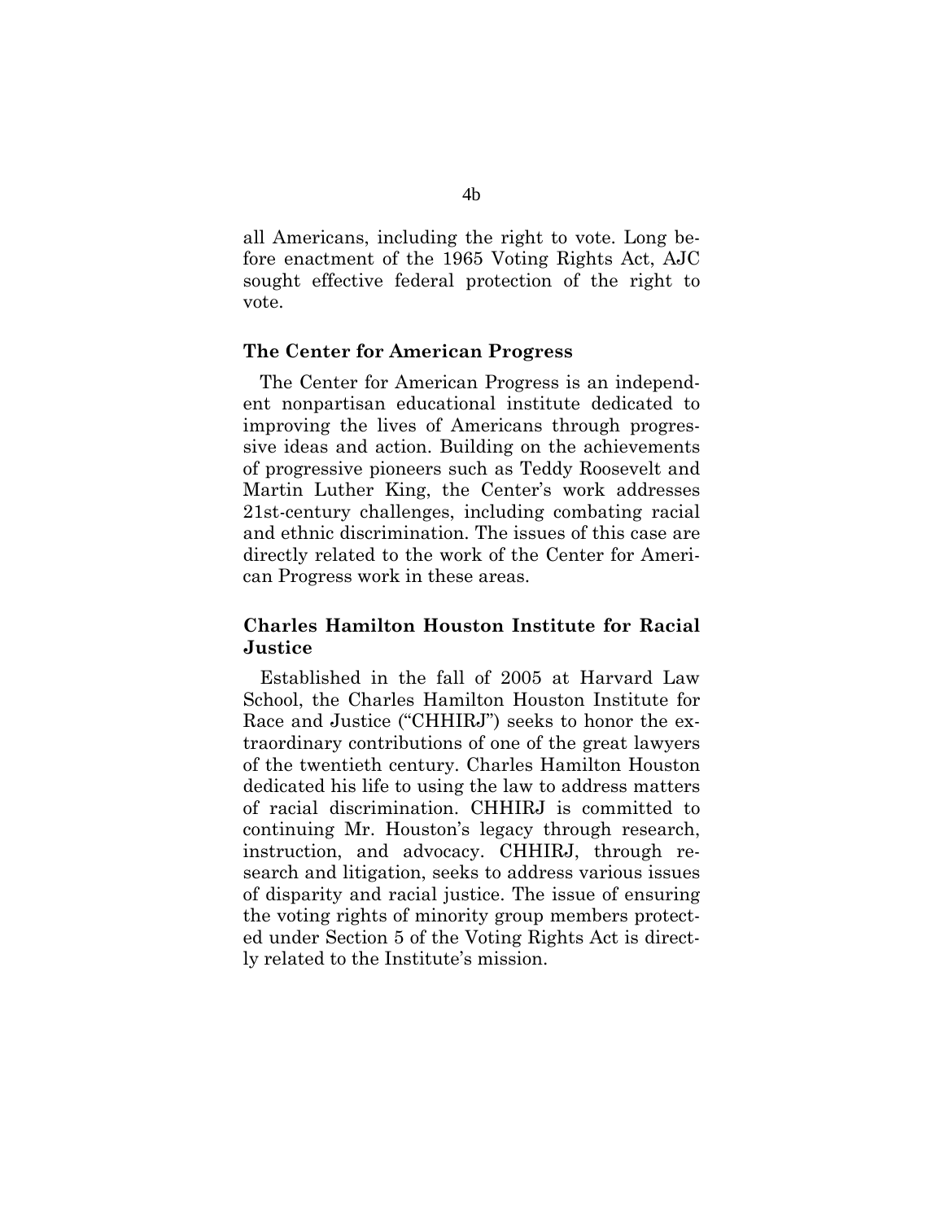all Americans, including the right to vote. Long before enactment of the 1965 Voting Rights Act, AJC sought effective federal protection of the right to vote.

**The Center for American Progress**

The Center for American Progress is an independent nonpartisan educational institute dedicated to improving the lives of Americans through progressive ideas and action. Building on the achievements of progressive pioneers such as Teddy Roosevelt and Martin Luther King, the Center's work addresses 21st-century challenges, including combating racial and ethnic discrimination. The issues of this case are directly related to the work of the Center for American Progress work in these areas.

**Charles Hamilton Houston Institute for Racial Justice**

Established in the fall of 2005 at Harvard Law School, the Charles Hamilton Houston Institute for Race and Justice ("CHHIRJ") seeks to honor the extraordinary contributions of one of the great lawyers of the twentieth century. Charles Hamilton Houston dedicated his life to using the law to address matters of racial discrimination. CHHIRJ is committed to continuing Mr. Houston's legacy through research, instruction, and advocacy. CHHIRJ, through research and litigation, seeks to address various issues of disparity and racial justice. The issue of ensuring the voting rights of minority group members protected under Section 5 of the Voting Rights Act is directly related to the Institute's mission.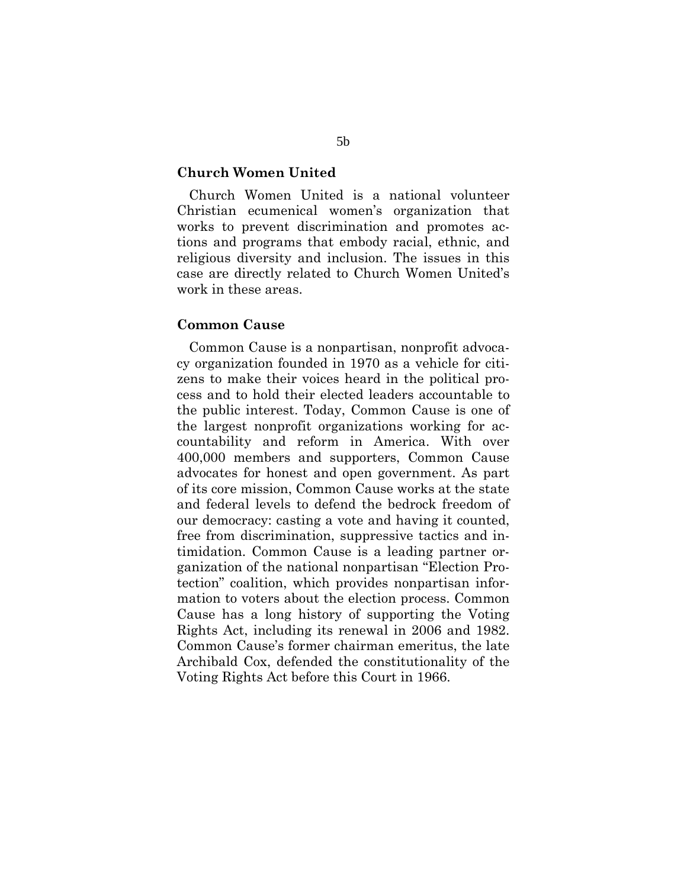**Church Women United**

Church Women United is a national volunteer Christian ecumenical women's organization that works to prevent discrimination and promotes actions and programs that embody racial, ethnic, and religious diversity and inclusion. The issues in this case are directly related to Church Women United's work in these areas.

**Common Cause**

Common Cause is a nonpartisan, nonprofit advocacy organization founded in 1970 as a vehicle for citizens to make their voices heard in the political process and to hold their elected leaders accountable to the public interest. Today, Common Cause is one of the largest nonprofit organizations working for accountability and reform in America. With over 400,000 members and supporters, Common Cause advocates for honest and open government. As part of its core mission, Common Cause works at the state and federal levels to defend the bedrock freedom of our democracy: casting a vote and having it counted, free from discrimination, suppressive tactics and intimidation. Common Cause is a leading partner organization of the national nonpartisan "Election Protection" coalition, which provides nonpartisan information to voters about the election process. Common Cause has a long history of supporting the Voting Rights Act, including its renewal in 2006 and 1982. Common Cause's former chairman emeritus, the late Archibald Cox, defended the constitutionality of the Voting Rights Act before this Court in 1966.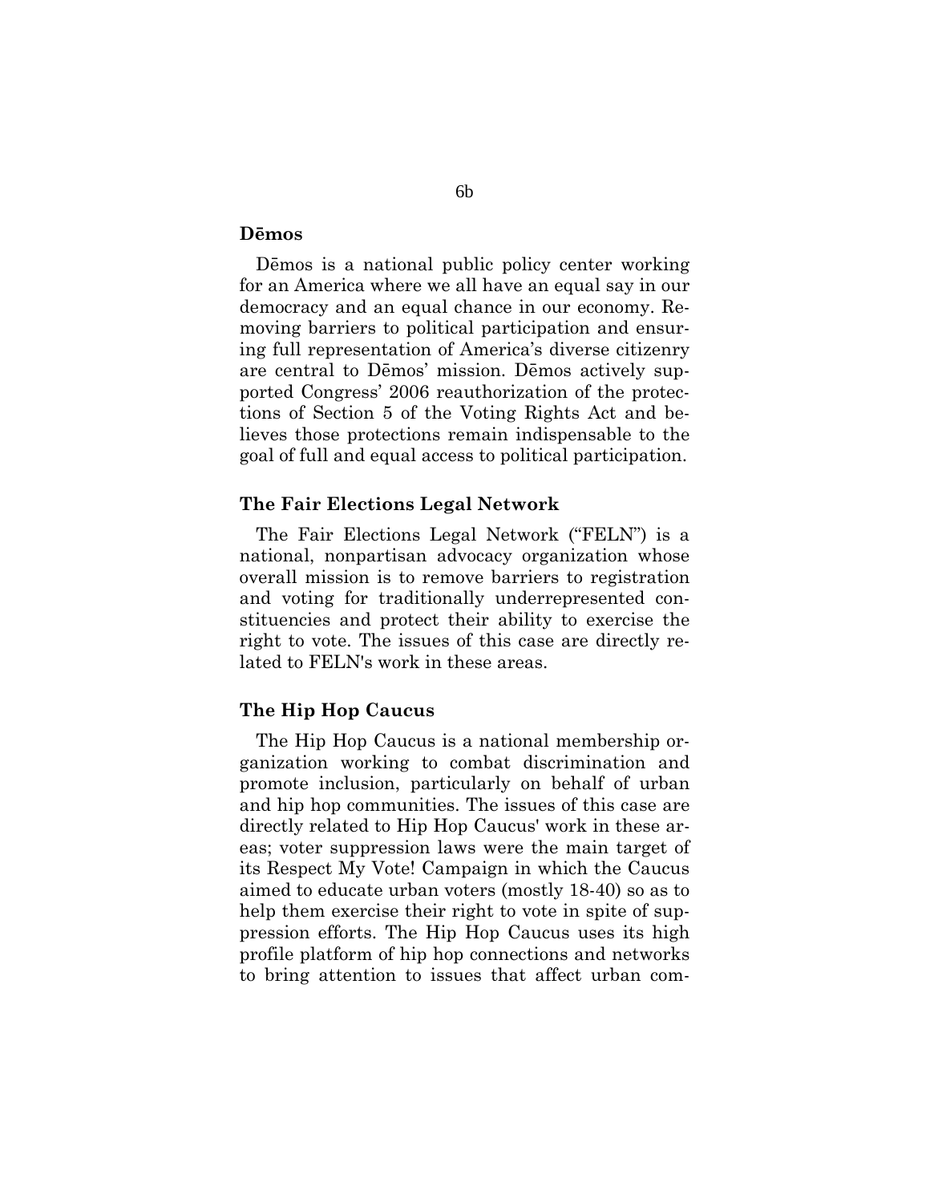**Dēmos**

Dēmos is a national public policy center working for an America where we all have an equal say in our democracy and an equal chance in our economy. Removing barriers to political participation and ensuring full representation of America's diverse citizenry are central to Dēmos' mission. Dēmos actively supported Congress' 2006 reauthorization of the protections of Section 5 of the Voting Rights Act and believes those protections remain indispensable to the goal of full and equal access to political participation.

**The Fair Elections Legal Network**

The Fair Elections Legal Network ("FELN") is a national, nonpartisan advocacy organization whose overall mission is to remove barriers to registration and voting for traditionally underrepresented constituencies and protect their ability to exercise the right to vote. The issues of this case are directly related to FELN's work in these areas.

**The Hip Hop Caucus**

The Hip Hop Caucus is a national membership organization working to combat discrimination and promote inclusion, particularly on behalf of urban and hip hop communities. The issues of this case are directly related to Hip Hop Caucus' work in these areas; voter suppression laws were the main target of its Respect My Vote! Campaign in which the Caucus aimed to educate urban voters (mostly 18-40) so as to help them exercise their right to vote in spite of suppression efforts. The Hip Hop Caucus uses its high profile platform of hip hop connections and networks to bring attention to issues that affect urban com-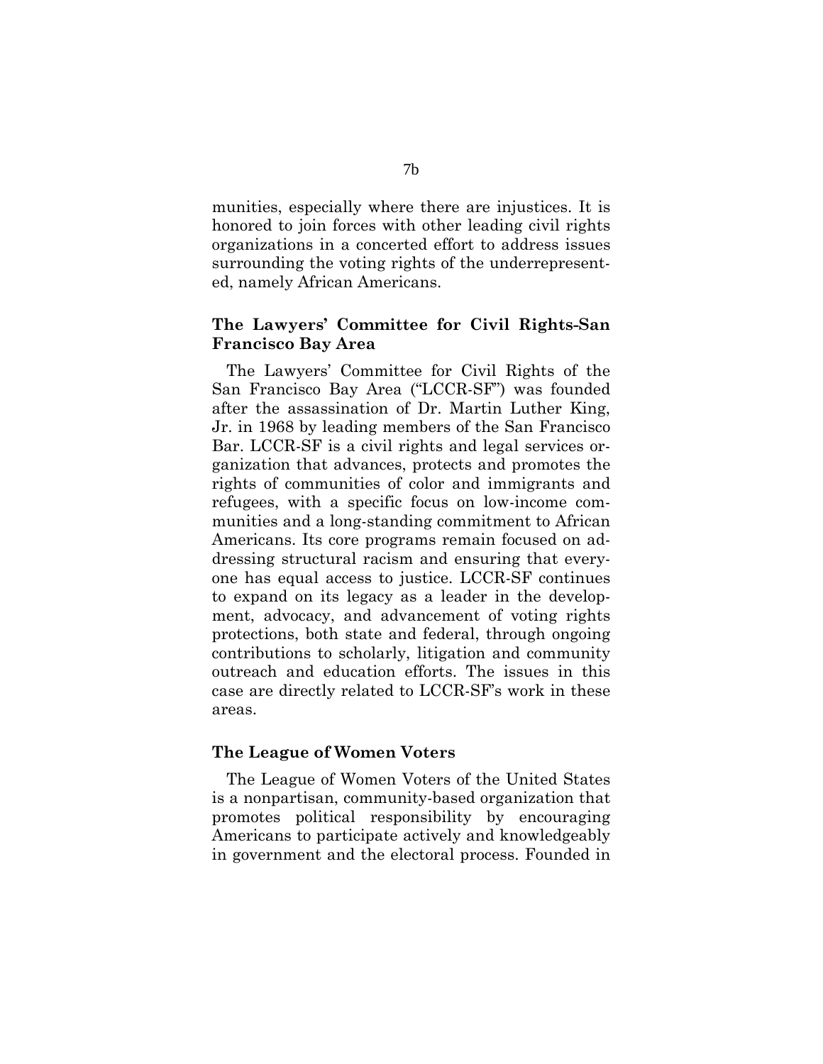munities, especially where there are injustices. It is honored to join forces with other leading civil rights organizations in a concerted effort to address issues surrounding the voting rights of the underrepresented, namely African Americans.

**The Lawyers' Committee for Civil Rights-San Francisco Bay Area**

The Lawyers' Committee for Civil Rights of the San Francisco Bay Area ("LCCR-SF") was founded after the assassination of Dr. Martin Luther King, Jr. in 1968 by leading members of the San Francisco Bar. LCCR-SF is a civil rights and legal services organization that advances, protects and promotes the rights of communities of color and immigrants and refugees, with a specific focus on low-income communities and a long-standing commitment to African Americans. Its core programs remain focused on addressing structural racism and ensuring that everyone has equal access to justice. LCCR-SF continues to expand on its legacy as a leader in the development, advocacy, and advancement of voting rights protections, both state and federal, through ongoing contributions to scholarly, litigation and community outreach and education efforts. The issues in this case are directly related to LCCR-SF's work in these areas.

**The League of Women Voters**

The League of Women Voters of the United States is a nonpartisan, community-based organization that promotes political responsibility by encouraging Americans to participate actively and knowledgeably in government and the electoral process. Founded in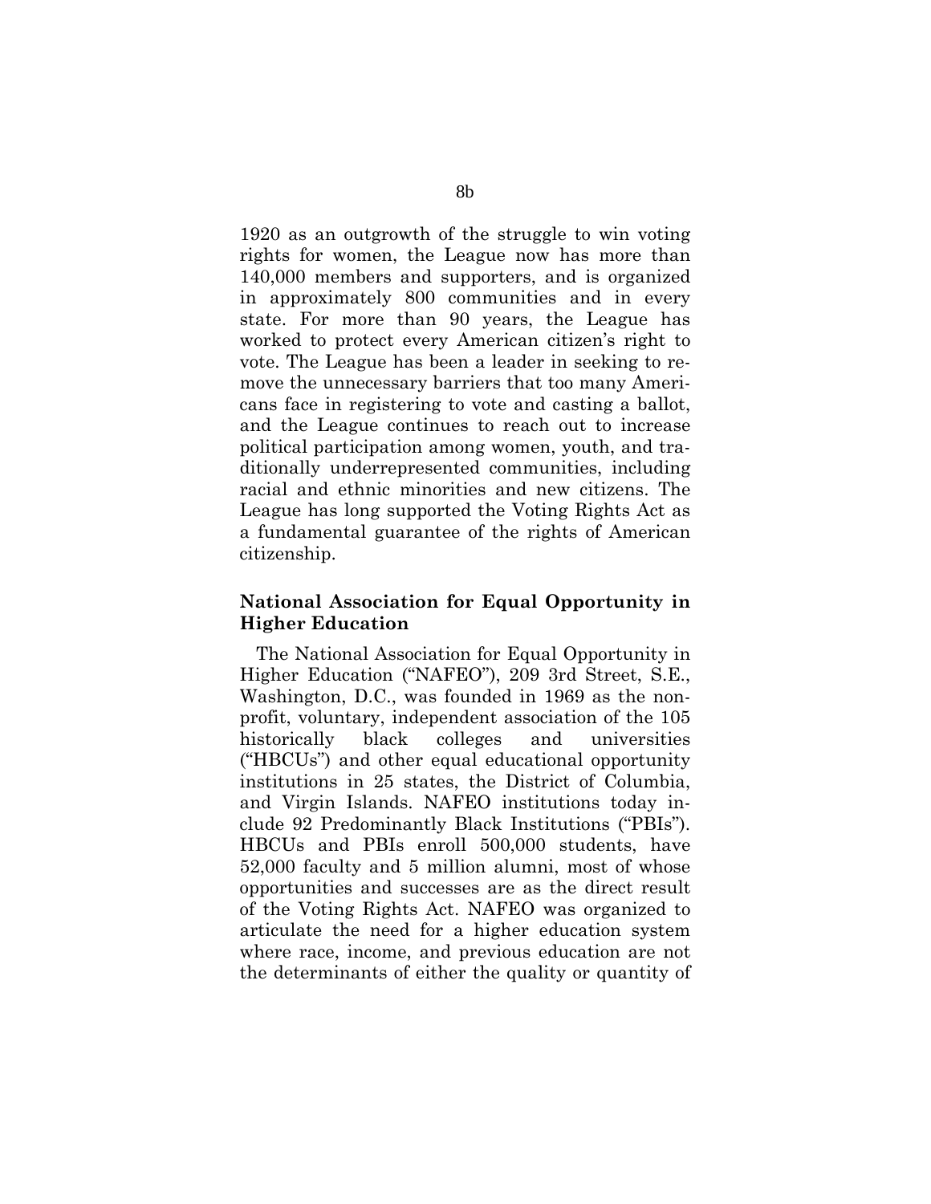1920 as an outgrowth of the struggle to win voting rights for women, the League now has more than 140,000 members and supporters, and is organized in approximately 800 communities and in every state. For more than 90 years, the League has worked to protect every American citizen's right to vote. The League has been a leader in seeking to remove the unnecessary barriers that too many Americans face in registering to vote and casting a ballot, and the League continues to reach out to increase political participation among women, youth, and traditionally underrepresented communities, including racial and ethnic minorities and new citizens. The League has long supported the Voting Rights Act as a fundamental guarantee of the rights of American citizenship.

**National Association for Equal Opportunity in Higher Education**

The National Association for Equal Opportunity in Higher Education ("NAFEO"), 209 3rd Street, S.E., Washington, D.C., was founded in 1969 as the nonprofit, voluntary, independent association of the 105 historically black colleges and universities ("HBCUs") and other equal educational opportunity institutions in 25 states, the District of Columbia, and Virgin Islands. NAFEO institutions today include 92 Predominantly Black Institutions ("PBIs"). HBCUs and PBIs enroll 500,000 students, have 52,000 faculty and 5 million alumni, most of whose opportunities and successes are as the direct result of the Voting Rights Act. NAFEO was organized to articulate the need for a higher education system where race, income, and previous education are not the determinants of either the quality or quantity of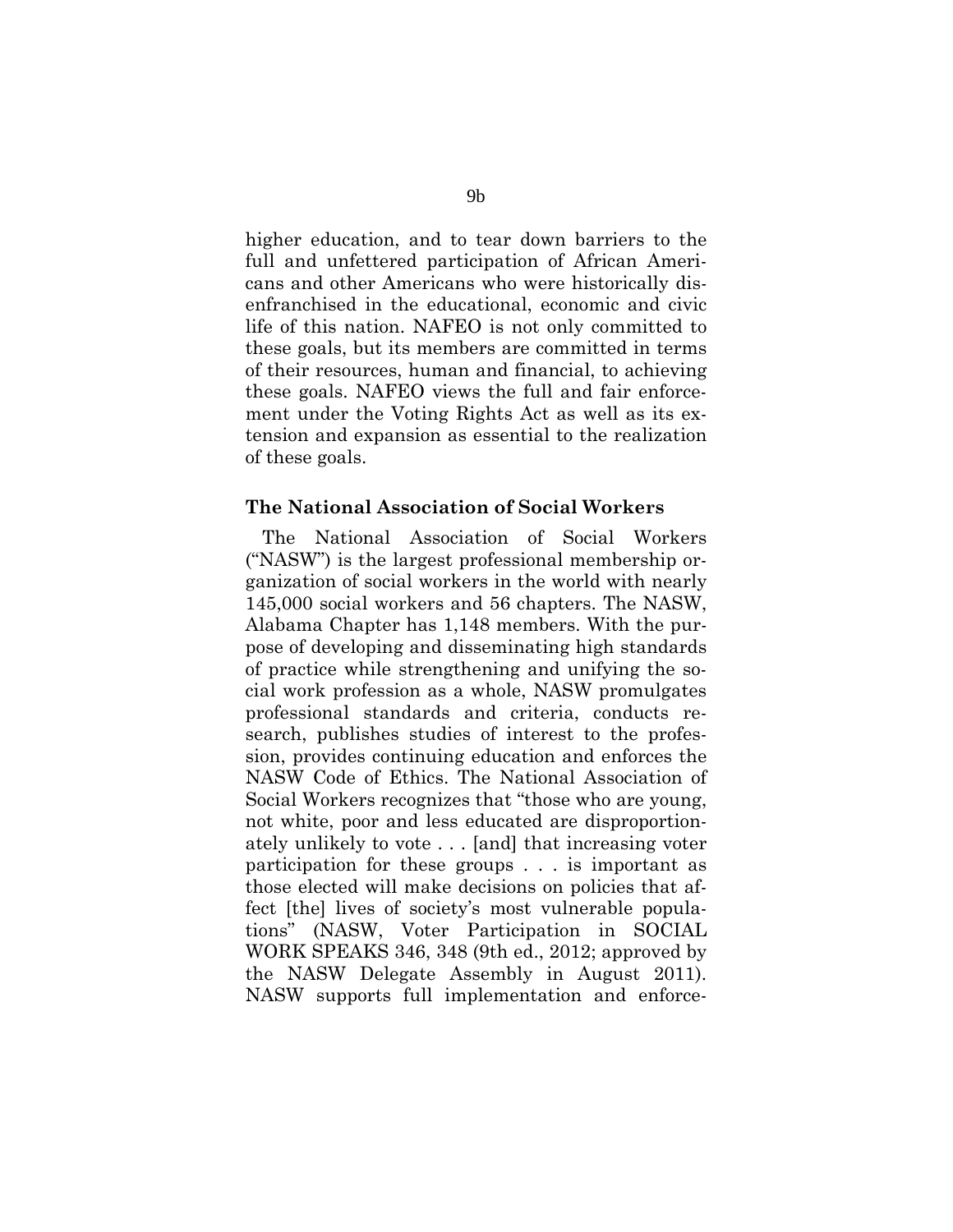higher education, and to tear down barriers to the full and unfettered participation of African Americans and other Americans who were historically disenfranchised in the educational, economic and civic life of this nation. NAFEO is not only committed to these goals, but its members are committed in terms of their resources, human and financial, to achieving these goals. NAFEO views the full and fair enforcement under the Voting Rights Act as well as its extension and expansion as essential to the realization of these goals.

### The National Association of Social Workers

The National Association of Social Workers ("NASW") is the largest professional membership organization of social workers in the world with nearly 145,000 social workers and 56 chapters. The NASW, Alabama Chapter has 1,148 members. With the purpose of developing and disseminating high standards of practice while strengthening and unifying the social work profession as a whole, NASW promulgates professional standards and criteria, conducts research, publishes studies of interest to the profession, provides continuing education and enforces the NASW Code of Ethics. The National Association of Social Workers recognizes that "those who are young, not white, poor and less educated are disproportionately unlikely to vote . . . [and] that increasing voter participation for these groups . . . is important as those elected will make decisions on policies that affect [the] lives of society's most vulnerable populations" (NASW, Voter Participation in SOCIAL WORK SPEAKS 346, 348 (9th ed., 2012; approved by the NASW Delegate Assembly in August 2011). NASW supports full implementation and enforce-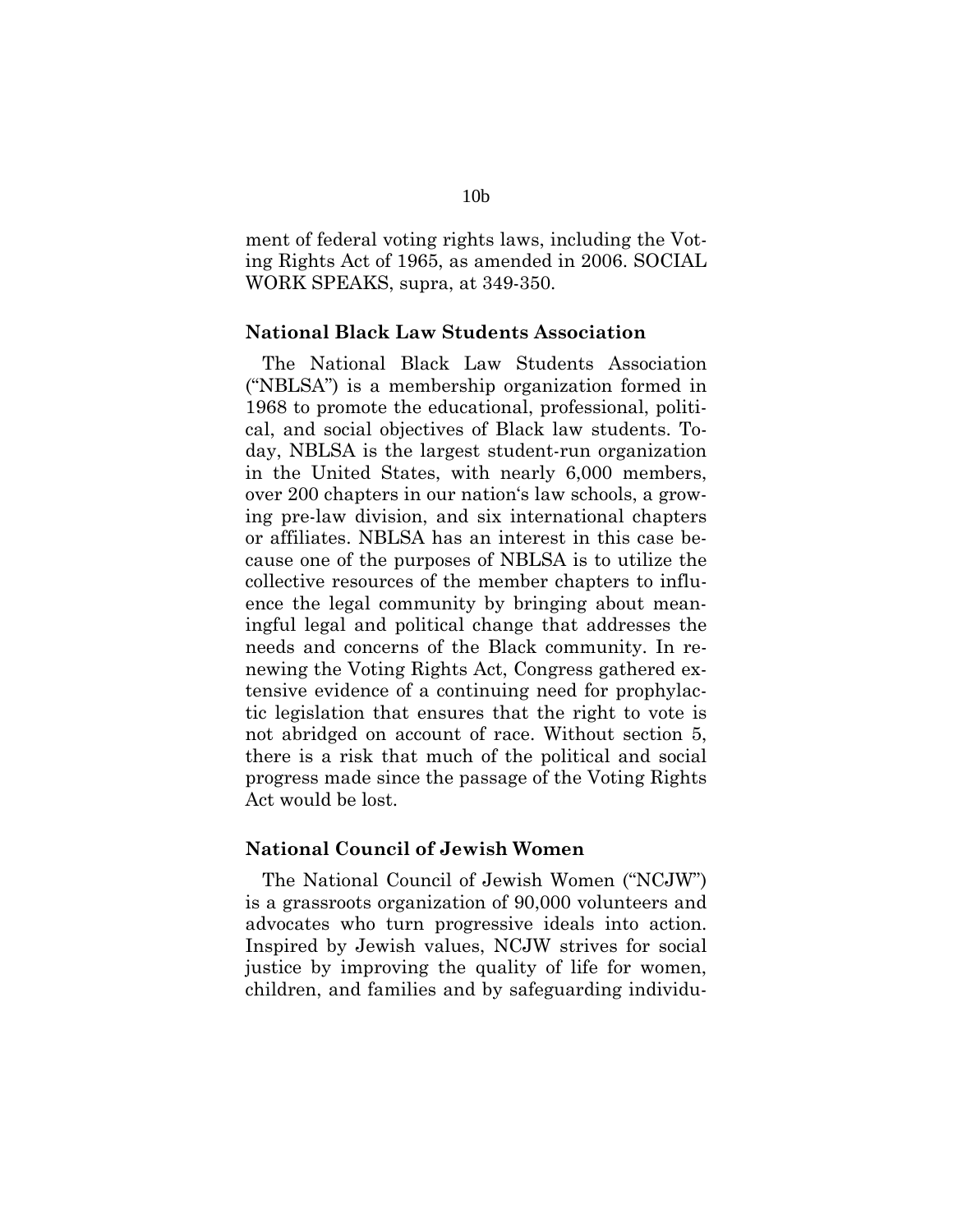ment of federal voting rights laws, including the Voting Rights Act of 1965, as amended in 2006. SOCIAL WORK SPEAKS, supra, at 349-350.

**National Black Law Students Association**

The National Black Law Students Association ("NBLSA") is a membership organization formed in 1968 to promote the educational, professional, political, and social objectives of Black law students. Today, NBLSA is the largest student-run organization in the United States, with nearly 6,000 members, over 200 chapters in our nation's law schools, a growing pre-law division, and six international chapters or affiliates. NBLSA has an interest in this case because one of the purposes of NBLSA is to utilize the collective resources of the member chapters to influence the legal community by bringing about meaningful legal and political change that addresses the needs and concerns of the Black community. In renewing the Voting Rights Act, Congress gathered extensive evidence of a continuing need for prophylactic legislation that ensures that the right to vote is not abridged on account of race. Without section 5, there is a risk that much of the political and social progress made since the passage of the Voting Rights Act would be lost.

**National Council of Jewish Women**

The National Council of Jewish Women ("NCJW") is a grassroots organization of 90,000 volunteers and advocates who turn progressive ideals into action. Inspired by Jewish values, NCJW strives for social justice by improving the quality of life for women, children, and families and by safeguarding individu-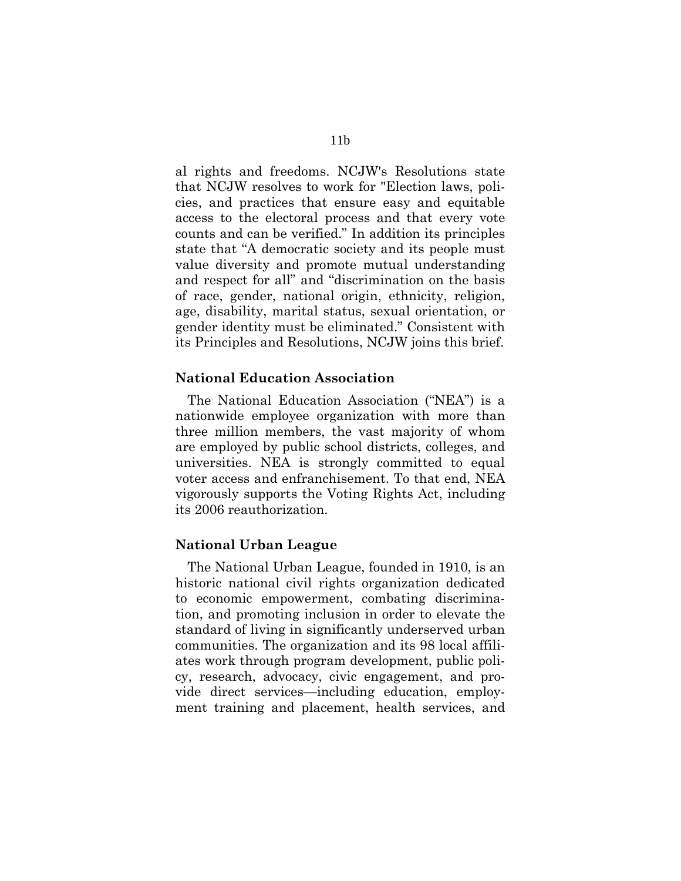al rights and freedoms. NCJW's Resolutions state that NCJW resolves to work for "Election laws, policies, and practices that ensure easy and equitable access to the electoral process and that every vote counts and can be verified." In addition its principles state that "A democratic society and its people must value diversity and promote mutual understanding and respect for all" and "discrimination on the basis of race, gender, national origin, ethnicity, religion, age, disability, marital status, sexual orientation, or gender identity must be eliminated." Consistent with its Principles and Resolutions, NCJW joins this brief.

**National Education Association**

The National Education Association ("NEA") is a nationwide employee organization with more than three million members, the vast majority of whom are employed by public school districts, colleges, and universities. NEA is strongly committed to equal voter access and enfranchisement. To that end, NEA vigorously supports the Voting Rights Act, including its 2006 reauthorization.

**National Urban League**

The National Urban League, founded in 1910, is an historic national civil rights organization dedicated to economic empowerment, combating discrimination, and promoting inclusion in order to elevate the standard of living in significantly underserved urban communities. The organization and its 98 local affiliates work through program development, public policy, research, advocacy, civic engagement, and provide direct services—including education, employment training and placement, health services, and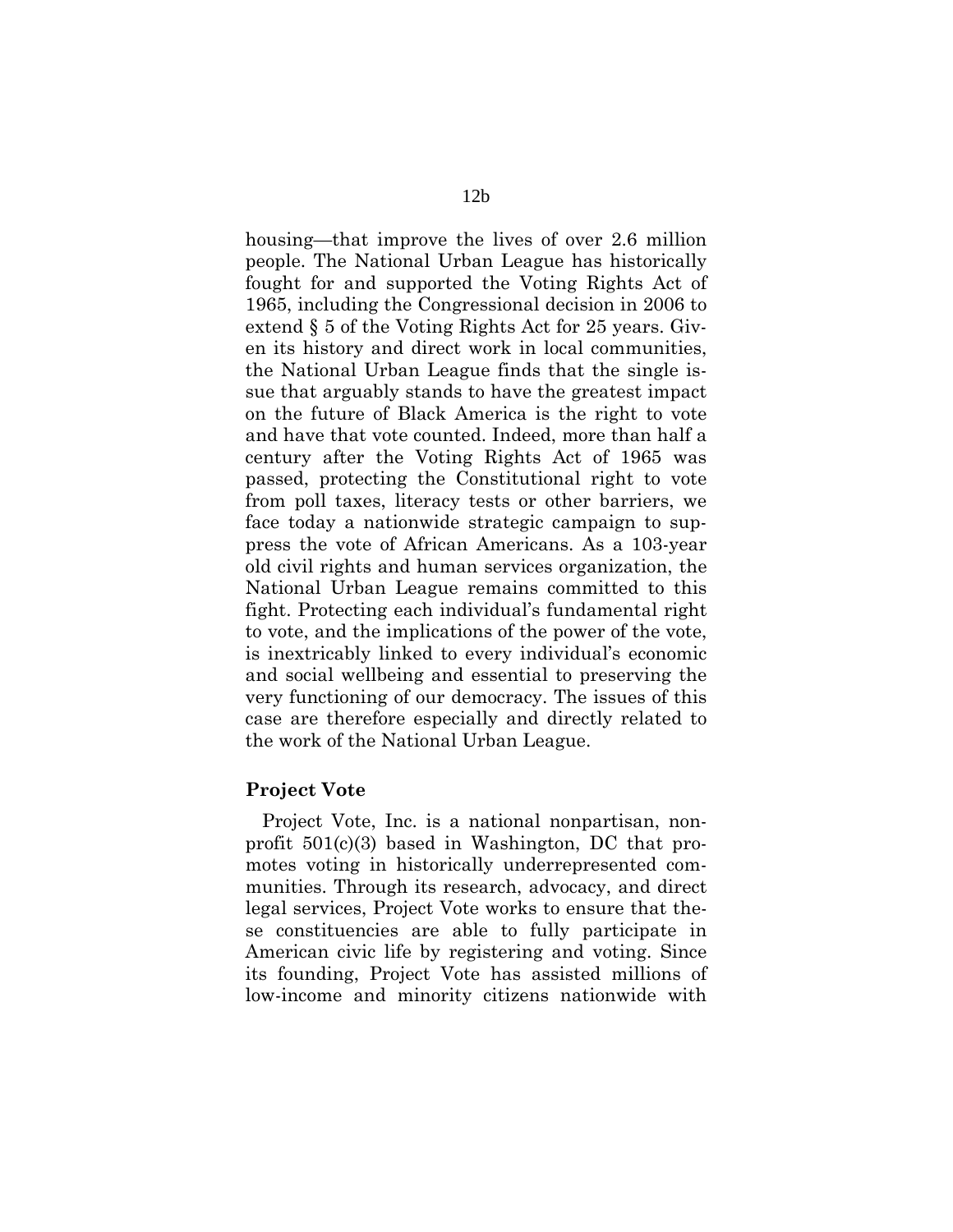housing—that improve the lives of over 2.6 million people. The National Urban League has historically fought for and supported the Voting Rights Act of 1965, including the Congressional decision in 2006 to extend § 5 of the Voting Rights Act for 25 years. Given its history and direct work in local communities, the National Urban League finds that the single issue that arguably stands to have the greatest impact on the future of Black America is the right to vote and have that vote counted. Indeed, more than half a century after the Voting Rights Act of 1965 was passed, protecting the Constitutional right to vote from poll taxes, literacy tests or other barriers, we face today a nationwide strategic campaign to suppress the vote of African Americans. As a 103-year old civil rights and human services organization, the National Urban League remains committed to this fight. Protecting each individual's fundamental right to vote, and the implications of the power of the vote, is inextricably linked to every individual's economic and social wellbeing and essential to preserving the very functioning of our democracy. The issues of this case are therefore especially and directly related to the work of the National Urban League.

**Project Vote**

Project Vote, Inc. is a national nonpartisan, nonprofit 501(c)(3) based in Washington, DC that promotes voting in historically underrepresented communities. Through its research, advocacy, and direct legal services, Project Vote works to ensure that these constituencies are able to fully participate in American civic life by registering and voting. Since its founding, Project Vote has assisted millions of low-income and minority citizens nationwide with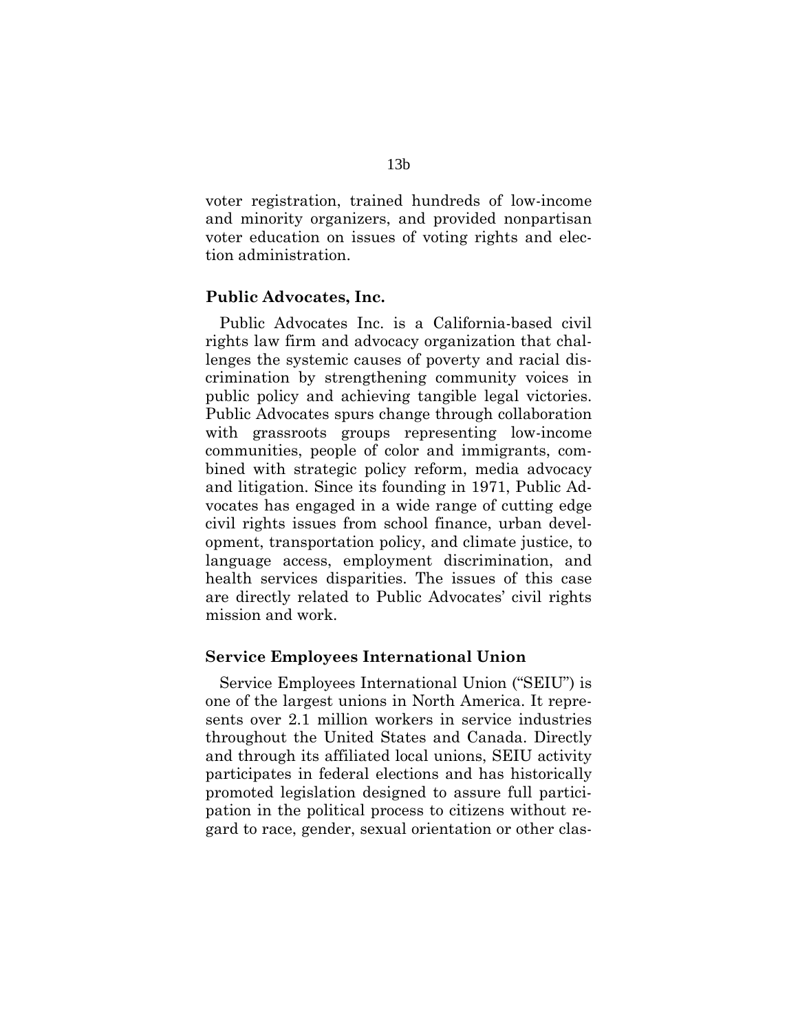voter registration, trained hundreds of low-income and minority organizers, and provided nonpartisan voter education on issues of voting rights and election administration.

**Public Advocates, Inc.**

Public Advocates Inc. is a California-based civil rights law firm and advocacy organization that challenges the systemic causes of poverty and racial discrimination by strengthening community voices in public policy and achieving tangible legal victories. Public Advocates spurs change through collaboration with grassroots groups representing low-income communities, people of color and immigrants, combined with strategic policy reform, media advocacy and litigation. Since its founding in 1971, Public Advocates has engaged in a wide range of cutting edge civil rights issues from school finance, urban development, transportation policy, and climate justice, to language access, employment discrimination, and health services disparities. The issues of this case are directly related to Public Advocates' civil rights mission and work.

**Service Employees International Union**

Service Employees International Union ("SEIU") is one of the largest unions in North America. It represents over 2.1 million workers in service industries throughout the United States and Canada. Directly and through its affiliated local unions, SEIU activity participates in federal elections and has historically promoted legislation designed to assure full participation in the political process to citizens without regard to race, gender, sexual orientation or other clas-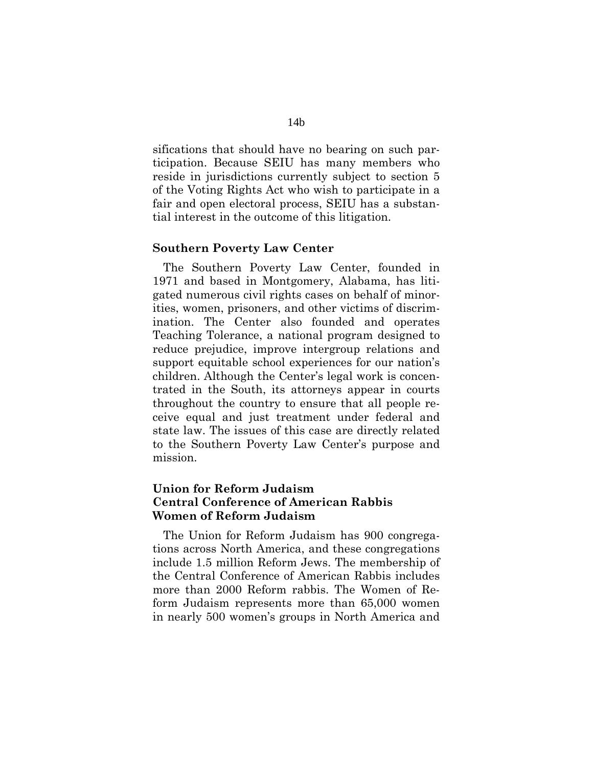sifications that should have no bearing on such participation. Because SEIU has many members who reside in jurisdictions currently subject to section 5 of the Voting Rights Act who wish to participate in a fair and open electoral process, SEIU has a substantial interest in the outcome of this litigation.

**Southern Poverty Law Center**

The Southern Poverty Law Center, founded in 1971 and based in Montgomery, Alabama, has litigated numerous civil rights cases on behalf of minorities, women, prisoners, and other victims of discrimination. The Center also founded and operates Teaching Tolerance, a national program designed to reduce prejudice, improve intergroup relations and support equitable school experiences for our nation's children. Although the Center's legal work is concentrated in the South, its attorneys appear in courts throughout the country to ensure that all people receive equal and just treatment under federal and state law. The issues of this case are directly related to the Southern Poverty Law Center's purpose and mission.

**Union for Reform Judaism**
**Central Conference of American Rabbis**
**Women of Reform Judaism**

The Union for Reform Judaism has 900 congregations across North America, and these congregations include 1.5 million Reform Jews. The membership of the Central Conference of American Rabbis includes more than 2000 Reform rabbis. The Women of Reform Judaism represents more than 65,000 women in nearly 500 women's groups in North America and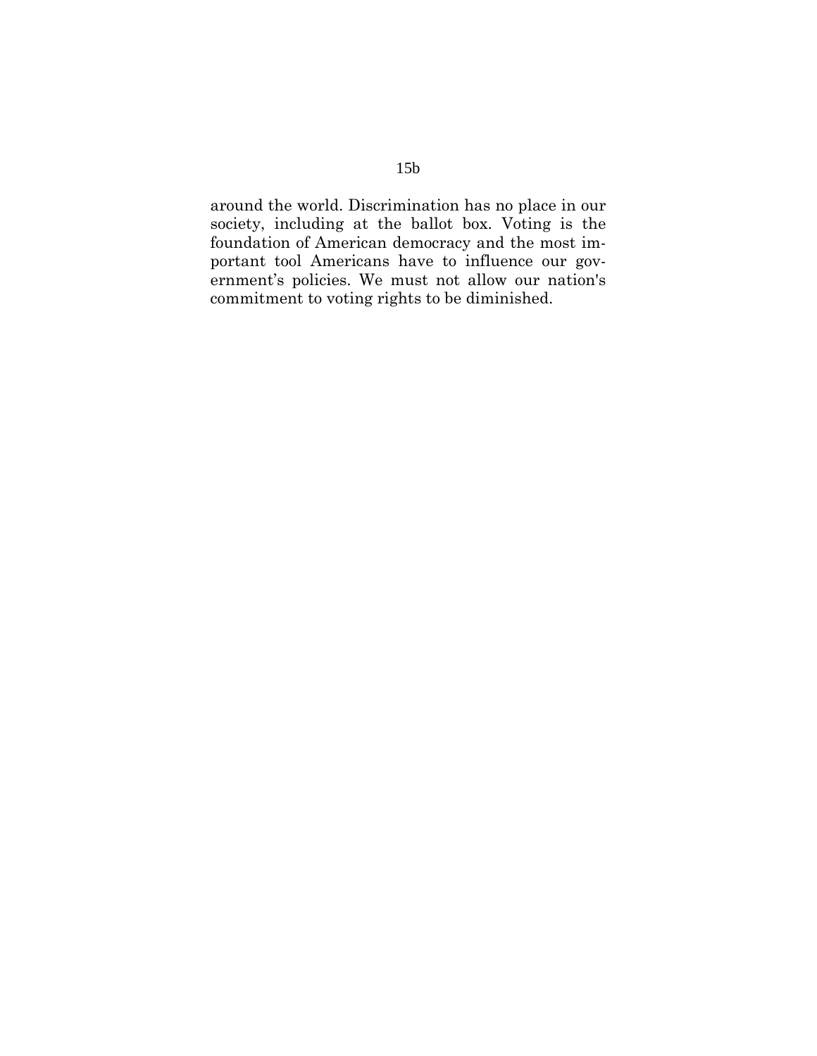around the world. Discrimination has no place in our society, including at the ballot box. Voting is the foundation of American democracy and the most important tool Americans have to influence our government's policies. We must not allow our nation's commitment to voting rights to be diminished.